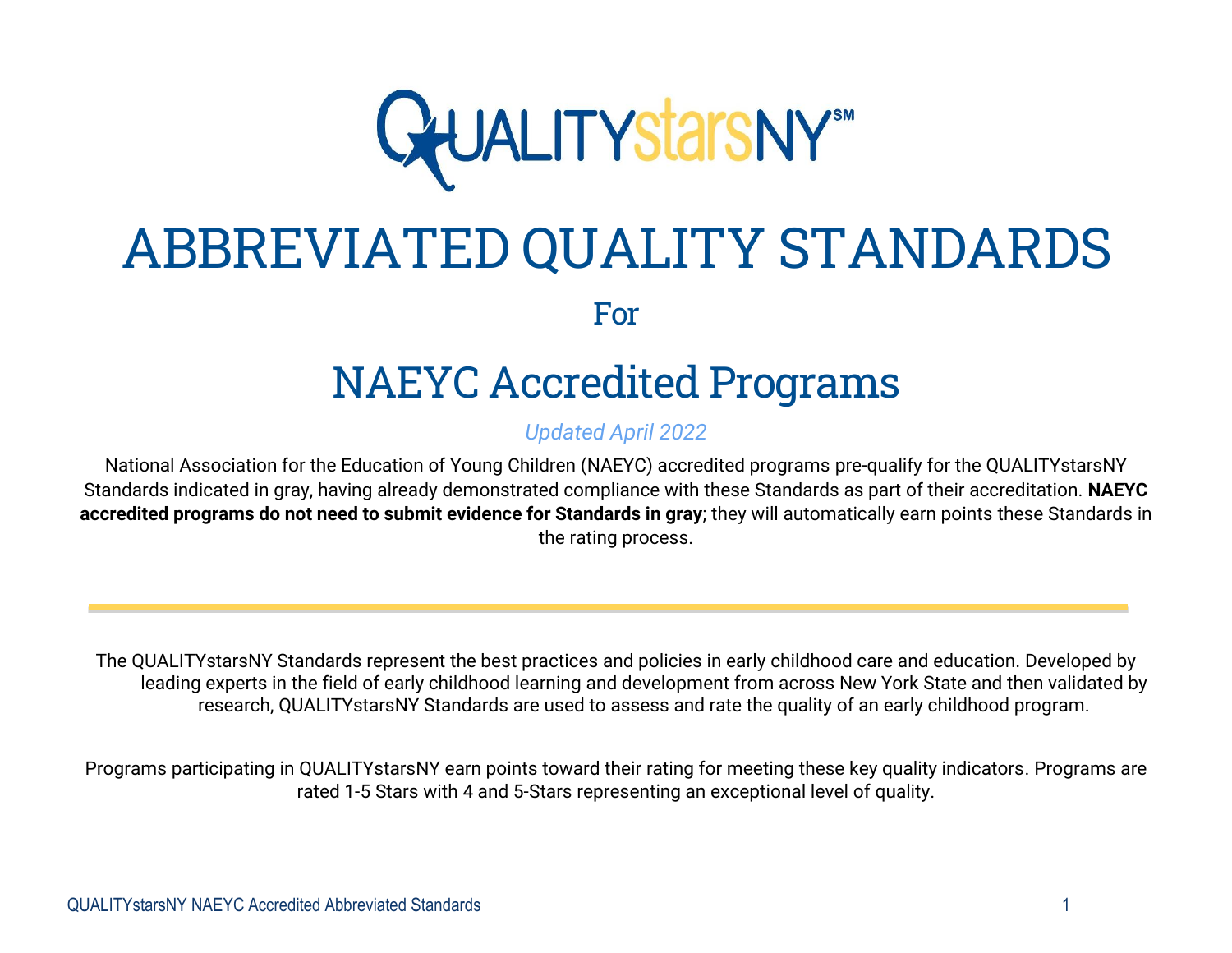QUALITYstarsNY[SM]

# ABBREVIATED QUALITY STANDARDS

For

## NAEYC Accredited Programs

*Updated April 2022*

National Association for the Education of Young Children (NAEYC) accredited programs pre-qualify for the QUALITYstarsNY Standards indicated in gray, having already demonstrated compliance with these Standards as part of their accreditation. **NAEYC accredited programs do not need to submit evidence for Standards in gray**; they will automatically earn points these Standards in the rating process.

---

The QUALITYstarsNY Standards represent the best practices and policies in early childhood care and education. Developed by leading experts in the field of early childhood learning and development from across New York State and then validated by research, QUALITYstarsNY Standards are used to assess and rate the quality of an early childhood program.

Programs participating in QUALITYstarsNY earn points toward their rating for meeting these key quality indicators. Programs are rated 1-5 Stars with 4 and 5-Stars representing an exceptional level of quality.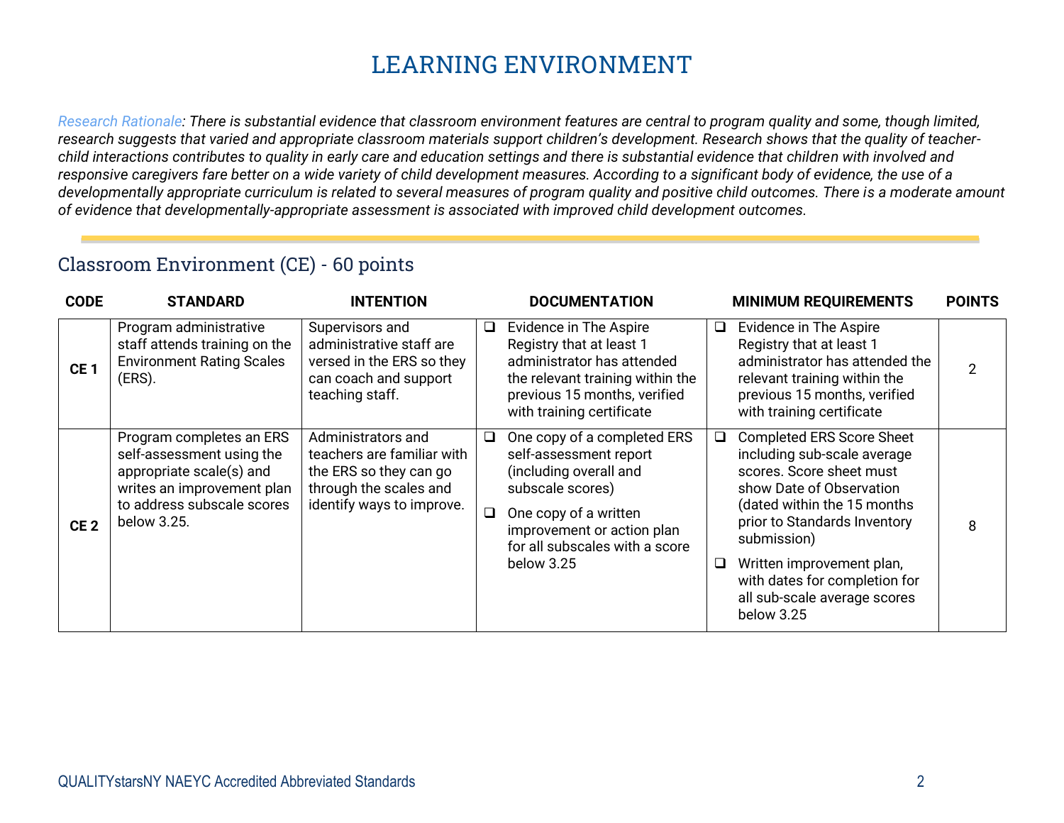# LEARNING ENVIRONMENT

*Research Rationale: There is substantial evidence that classroom environment features are central to program quality and some, though limited, research suggests that varied and appropriate classroom materials support children's development. Research shows that the quality of teacher-child interactions contributes to quality in early care and education settings and there is substantial evidence that children with involved and responsive caregivers fare better on a wide variety of child development measures. According to a significant body of evidence, the use of a developmentally appropriate curriculum is related to several measures of program quality and positive child outcomes. There is a moderate amount of evidence that developmentally-appropriate assessment is associated with improved child development outcomes.*

## Classroom Environment (CE) - 60 points

| CODE | STANDARD | INTENTION | DOCUMENTATION | MINIMUM REQUIREMENTS | POINTS |
|---|---|---|---|---|---|
| **CE 1** | Program administrative staff attends training on the Environment Rating Scales (ERS). | Supervisors and administrative staff are versed in the ERS so they can coach and support teaching staff. | ❑ Evidence in The Aspire Registry that at least 1 administrator has attended the relevant training within the previous 15 months, verified with training certificate | ❑ Evidence in The Aspire Registry that at least 1 administrator has attended the relevant training within the previous 15 months, verified with training certificate | 2 |
| **CE 2** | Program completes an ERS self-assessment using the appropriate scale(s) and writes an improvement plan to address subscale scores below 3.25. | Administrators and teachers are familiar with the ERS so they can go through the scales and identify ways to improve. | ❑ One copy of a completed ERS self-assessment report (including overall and subscale scores)<br>❑ One copy of a written improvement or action plan for all subscales with a score below 3.25 | ❑ Completed ERS Score Sheet including sub-scale average scores. Score sheet must show Date of Observation (dated within the 15 months prior to Standards Inventory submission)<br>❑ Written improvement plan, with dates for completion for all sub-scale average scores below 3.25 | 8 |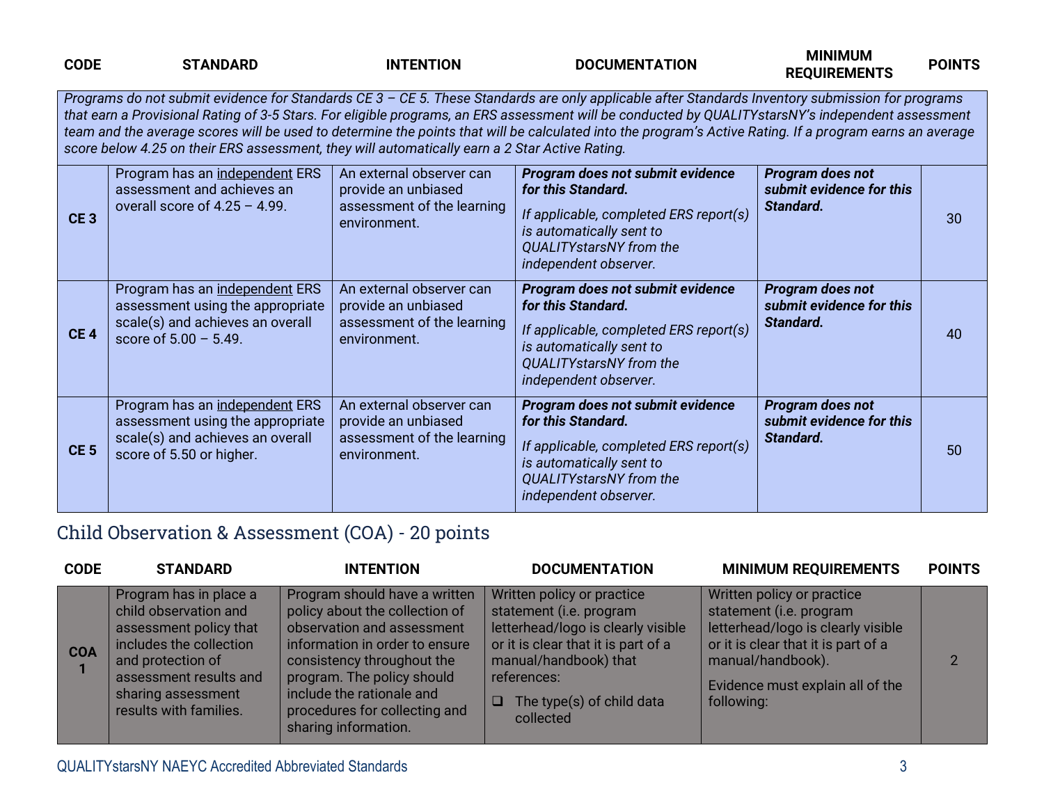| CODE | STANDARD | INTENTION | DOCUMENTATION | MINIMUM REQUIREMENTS | POINTS |
|---|---|---|---|---|---|
| *Programs do not submit evidence for Standards CE 3 – CE 5. These Standards are only applicable after Standards Inventory submission for programs that earn a Provisional Rating of 3-5 Stars. For eligible programs, an ERS assessment will be conducted by QUALITYstarsNY's independent assessment team and the average scores will be used to determine the points that will be calculated into the program's Active Rating. If a program earns an average score below 4.25 on their ERS assessment, they will automatically earn a 2 Star Active Rating.* | | | | | |
| **CE 3** | Program has an independent ERS assessment and achieves an overall score of 4.25 – 4.99. | An external observer can provide an unbiased assessment of the learning environment. | ***Program does not submit evidence for this Standard.*** *If applicable, completed ERS report(s) is automatically sent to QUALITYstarsNY from the independent observer.* | ***Program does not submit evidence for this Standard.*** | 30 |
| **CE 4** | Program has an independent ERS assessment using the appropriate scale(s) and achieves an overall score of 5.00 – 5.49. | An external observer can provide an unbiased assessment of the learning environment. | ***Program does not submit evidence for this Standard.*** *If applicable, completed ERS report(s) is automatically sent to QUALITYstarsNY from the independent observer.* | ***Program does not submit evidence for this Standard.*** | 40 |
| **CE 5** | Program has an independent ERS assessment using the appropriate scale(s) and achieves an overall score of 5.50 or higher. | An external observer can provide an unbiased assessment of the learning environment. | ***Program does not submit evidence for this Standard.*** *If applicable, completed ERS report(s) is automatically sent to QUALITYstarsNY from the independent observer.* | ***Program does not submit evidence for this Standard.*** | 50 |

## Child Observation & Assessment (COA) - 20 points

| CODE | STANDARD | INTENTION | DOCUMENTATION | MINIMUM REQUIREMENTS | POINTS |
|---|---|---|---|---|---|
| **COA 1** | Program has in place a child observation and assessment policy that includes the collection and protection of assessment results and sharing assessment results with families. | Program should have a written policy about the collection of observation and assessment information in order to ensure consistency throughout the program. The policy should include the rationale and procedures for collecting and sharing information. | Written policy or practice statement (i.e. program letterhead/logo is clearly visible or it is clear that it is part of a manual/handbook) that references: ❑ The type(s) of child data collected | Written policy or practice statement (i.e. program letterhead/logo is clearly visible or it is clear that it is part of a manual/handbook). Evidence must explain all of the following: | 2 |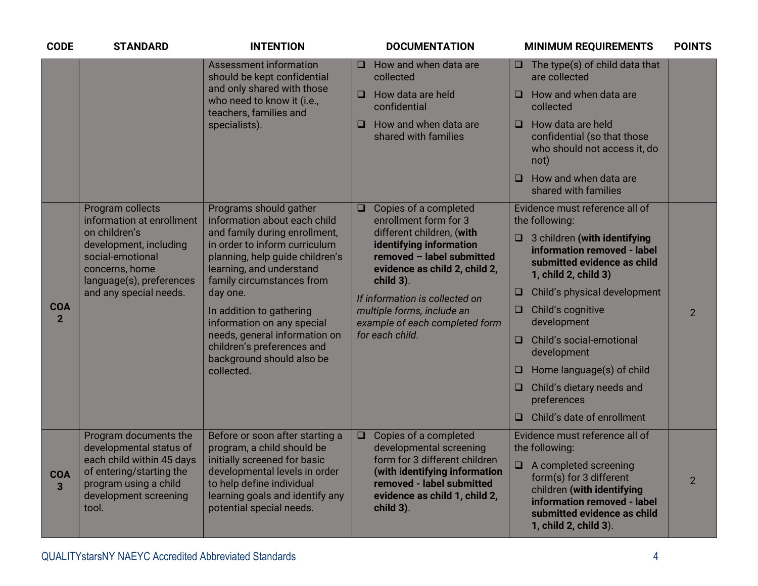| CODE | STANDARD | INTENTION | DOCUMENTATION | MINIMUM REQUIREMENTS | POINTS |
|---|---|---|---|---|---|
| | | Assessment information should be kept confidential and only shared with those who need to know it (i.e., teachers, families and specialists). | ❑ How and when data are collected<br>❑ How data are held confidential<br>❑ How and when data are shared with families | ❑ The type(s) of child data that are collected<br>❑ How and when data are collected<br>❑ How data are held confidential (so that those who should not access it, do not)<br>❑ How and when data are shared with families | |
| **COA 2** | Program collects information at enrollment on children's development, including social-emotional concerns, home language(s), preferences and any special needs. | Programs should gather information about each child and family during enrollment, in order to inform curriculum planning, help guide children's learning, and understand family circumstances from day one.<br><br>In addition to gathering information on any special needs, general information on children's preferences and background should also be collected. | ❑ Copies of a completed enrollment form for 3 different children, (**with identifying information removed – label submitted evidence as child 2, child 2, child 3**).<br><br>*If information is collected on multiple forms, include an example of each completed form for each child.* | Evidence must reference all of the following:<br>❑ 3 children **(with identifying information removed - label submitted evidence as child 1, child 2, child 3)**<br>❑ Child's physical development<br>❑ Child's cognitive development<br>❑ Child's social-emotional development<br>❑ Home language(s) of child<br>❑ Child's dietary needs and preferences<br>❑ Child's date of enrollment | 2 |
| **COA 3** | Program documents the developmental status of each child within 45 days of entering/starting the program using a child development screening tool. | Before or soon after starting a program, a child should be initially screened for basic developmental levels in order to help define individual learning goals and identify any potential special needs. | ❑ Copies of a completed developmental screening form for 3 different children **(with identifying information removed - label submitted evidence as child 1, child 2, child 3)**. | Evidence must reference all of the following:<br>❑ A completed screening form(s) for 3 different children **(with identifying information removed - label submitted evidence as child 1, child 2, child 3**). | 2 |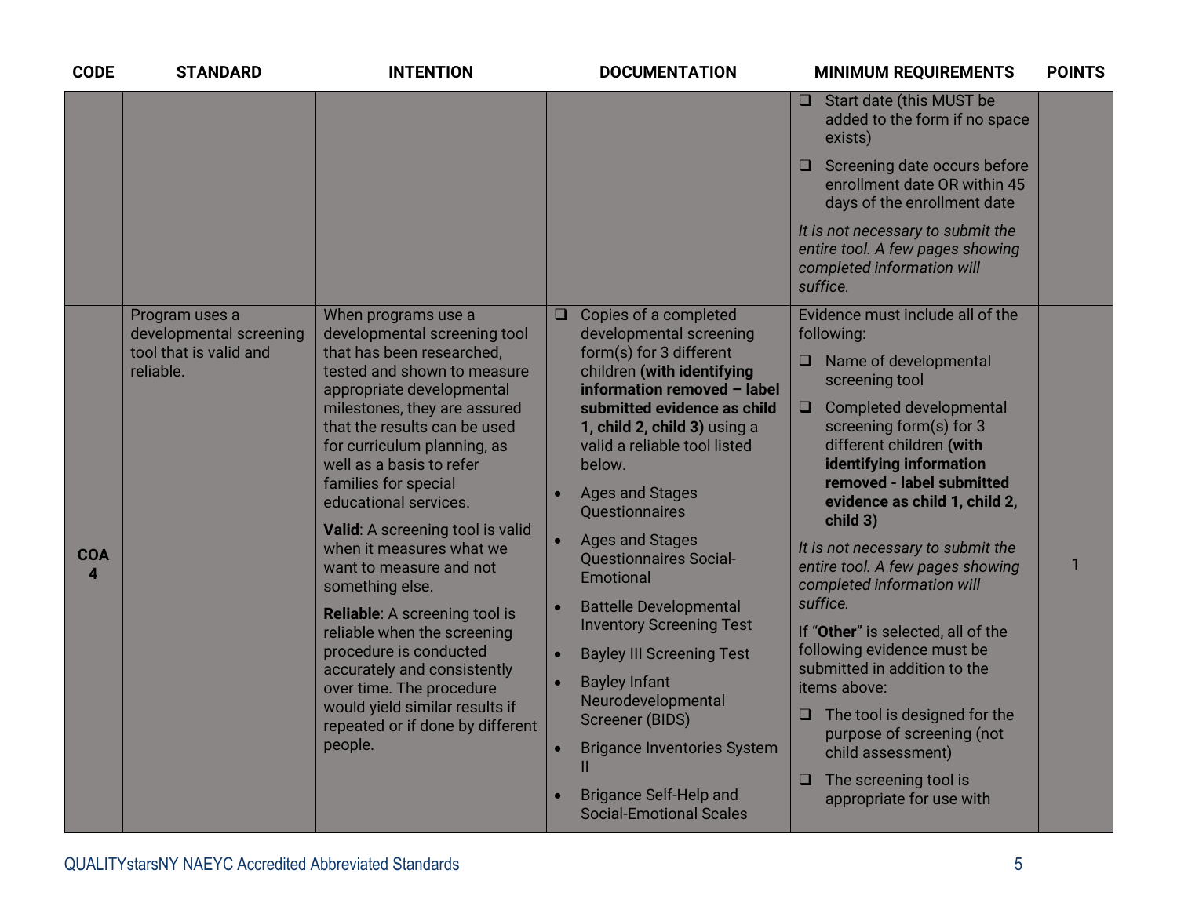| CODE | STANDARD | INTENTION | DOCUMENTATION | MINIMUM REQUIREMENTS | POINTS |
|---|---|---|---|---|---|
| | | | | ❑ Start date (this MUST be added to the form if no space exists)<br><br>❑ Screening date occurs before enrollment date OR within 45 days of the enrollment date<br><br>*It is not necessary to submit the entire tool. A few pages showing completed information will suffice.* | |
| **COA 4** | Program uses a developmental screening tool that is valid and reliable. | When programs use a developmental screening tool that has been researched, tested and shown to measure appropriate developmental milestones, they are assured that the results can be used for curriculum planning, as well as a basis to refer families for special educational services.<br><br>**Valid**: A screening tool is valid when it measures what we want to measure and not something else.<br><br>**Reliable**: A screening tool is reliable when the screening procedure is conducted accurately and consistently over time. The procedure would yield similar results if repeated or if done by different people. | ❑ Copies of a completed developmental screening form(s) for 3 different children **(with identifying information removed – label submitted evidence as child 1, child 2, child 3)** using a valid a reliable tool listed below.<br><br>• Ages and Stages Questionnaires<br>• Ages and Stages Questionnaires Social-Emotional<br>• Battelle Developmental Inventory Screening Test<br>• Bayley III Screening Test<br>• Bayley Infant Neurodevelopmental Screener (BIDS)<br>• Brigance Inventories System II<br>• Brigance Self-Help and Social-Emotional Scales | Evidence must include all of the following:<br><br>❑ Name of developmental screening tool<br><br>❑ Completed developmental screening form(s) for 3 different children **(with identifying information removed - label submitted evidence as child 1, child 2, child 3)**<br><br>*It is not necessary to submit the entire tool. A few pages showing completed information will suffice.*<br><br>If "**Other**" is selected, all of the following evidence must be submitted in addition to the items above:<br><br>❑ The tool is designed for the purpose of screening (not child assessment)<br><br>❑ The screening tool is appropriate for use with | 1 |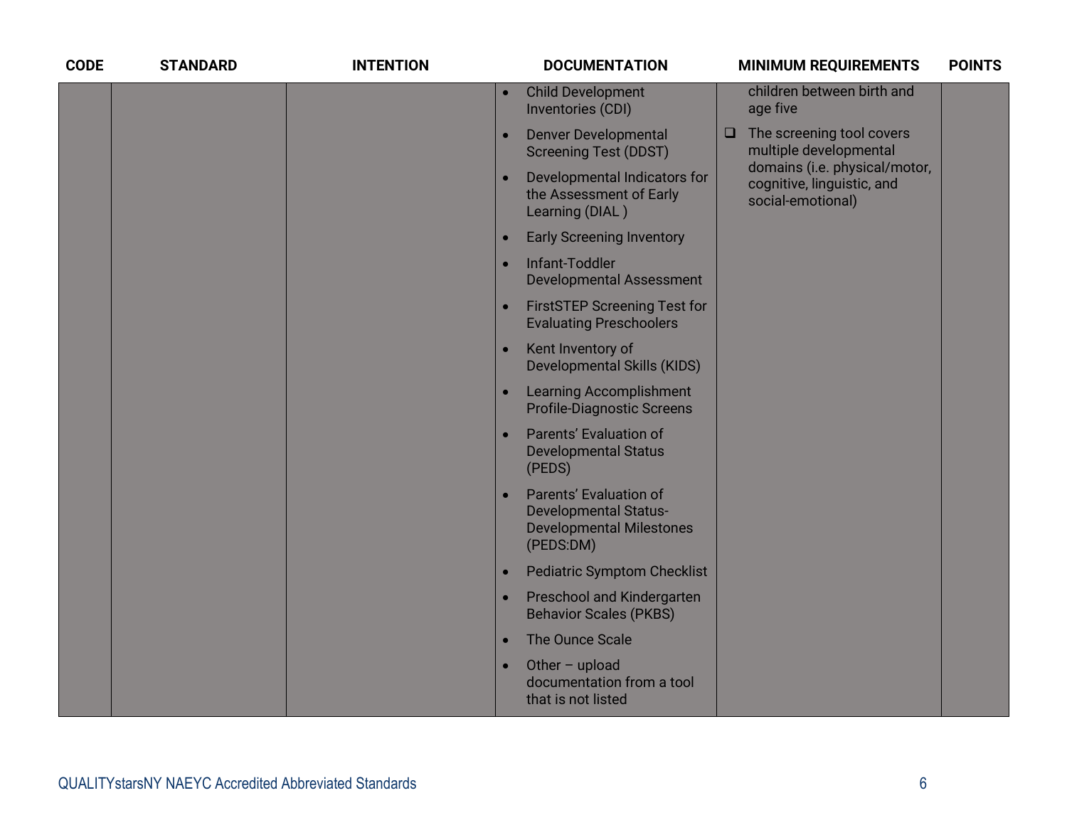| CODE | STANDARD | INTENTION | DOCUMENTATION | MINIMUM REQUIREMENTS | POINTS |
|---|---|---|---|---|---|
| | | | • Child Development Inventories (CDI)<br>• Denver Developmental Screening Test (DDST)<br>• Developmental Indicators for the Assessment of Early Learning (DIAL )<br>• Early Screening Inventory<br>• Infant-Toddler Developmental Assessment<br>• FirstSTEP Screening Test for Evaluating Preschoolers<br>• Kent Inventory of Developmental Skills (KIDS)<br>• Learning Accomplishment Profile-Diagnostic Screens<br>• Parents' Evaluation of Developmental Status (PEDS)<br>• Parents' Evaluation of Developmental Status-Developmental Milestones (PEDS:DM)<br>• Pediatric Symptom Checklist<br>• Preschool and Kindergarten Behavior Scales (PKBS)<br>• The Ounce Scale<br>• Other – upload documentation from a tool that is not listed | children between birth and age five<br>❑ The screening tool covers multiple developmental domains (i.e. physical/motor, cognitive, linguistic, and social-emotional) | |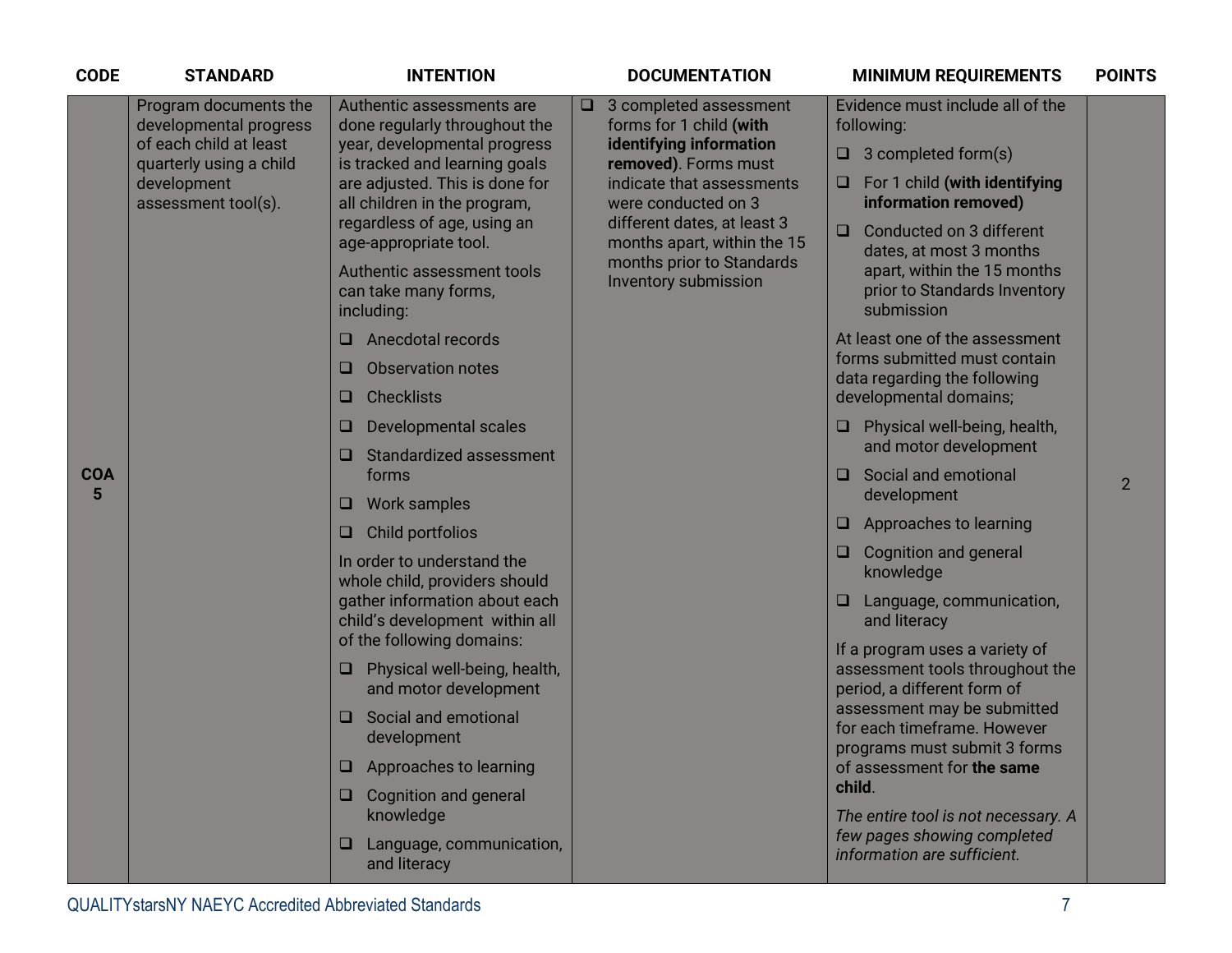| CODE | STANDARD | INTENTION | DOCUMENTATION | MINIMUM REQUIREMENTS | POINTS |
|---|---|---|---|---|---|
| COA 5 | Program documents the developmental progress of each child at least quarterly using a child development assessment tool(s). | Authentic assessments are done regularly throughout the year, developmental progress is tracked and learning goals are adjusted. This is done for all children in the program, regardless of age, using an age-appropriate tool.<br><br>Authentic assessment tools can take many forms, including:<br>❑ Anecdotal records<br>❑ Observation notes<br>❑ Checklists<br>❑ Developmental scales<br>❑ Standardized assessment forms<br>❑ Work samples<br>❑ Child portfolios<br><br>In order to understand the whole child, providers should gather information about each child's development within all of the following domains:<br>❑ Physical well-being, health, and motor development<br>❑ Social and emotional development<br>❑ Approaches to learning<br>❑ Cognition and general knowledge<br>❑ Language, communication, and literacy | ❑ 3 completed assessment forms for 1 child **(with identifying information removed)**. Forms must indicate that assessments were conducted on 3 different dates, at least 3 months apart, within the 15 months prior to Standards Inventory submission | Evidence must include all of the following:<br>❑ 3 completed form(s)<br>❑ For 1 child **(with identifying information removed)**<br>❑ Conducted on 3 different dates, at most 3 months apart, within the 15 months prior to Standards Inventory submission<br><br>At least one of the assessment forms submitted must contain data regarding the following developmental domains;<br>❑ Physical well-being, health, and motor development<br>❑ Social and emotional development<br>❑ Approaches to learning<br>❑ Cognition and general knowledge<br>❑ Language, communication, and literacy<br><br>If a program uses a variety of assessment tools throughout the period, a different form of assessment may be submitted for each timeframe. However programs must submit 3 forms of assessment for **the same child**.<br><br>*The entire tool is not necessary. A few pages showing completed information are sufficient.* | 2 |

QUALITYstarsNY NAEYC Accredited Abbreviated Standards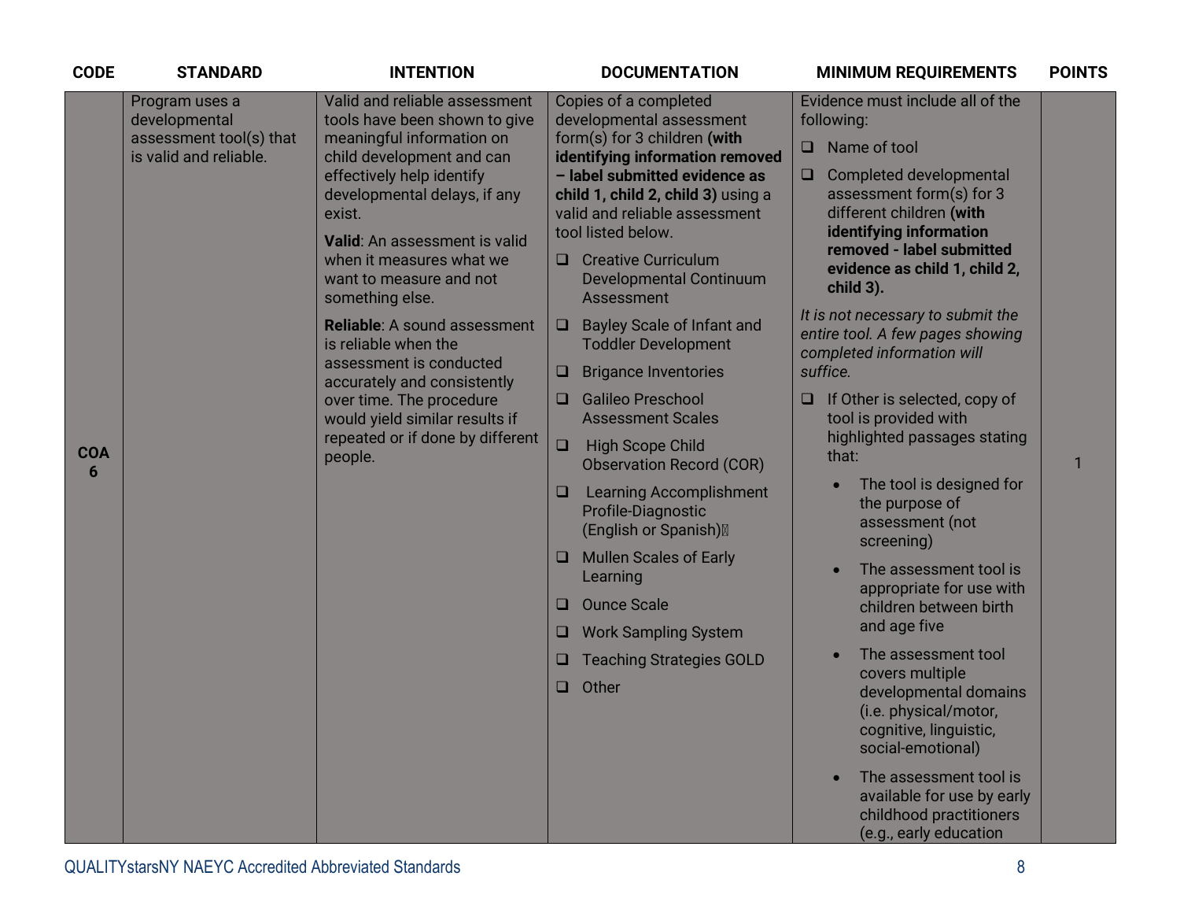| CODE | STANDARD | INTENTION | DOCUMENTATION | MINIMUM REQUIREMENTS | POINTS |
|---|---|---|---|---|---|
| COA 6 | Program uses a developmental assessment tool(s) that is valid and reliable. | Valid and reliable assessment tools have been shown to give meaningful information on child development and can effectively help identify developmental delays, if any exist.<br><br>**Valid**: An assessment is valid when it measures what we want to measure and not something else.<br><br>**Reliable**: A sound assessment is reliable when the assessment is conducted accurately and consistently over time. The procedure would yield similar results if repeated or if done by different people. | Copies of a completed developmental assessment form(s) for 3 children **(with identifying information removed – label submitted evidence as child 1, child 2, child 3)** using a valid and reliable assessment tool listed below.<br><br>❑ Creative Curriculum Developmental Continuum Assessment<br>❑ Bayley Scale of Infant and Toddler Development<br>❑ Brigance Inventories<br>❑ Galileo Preschool Assessment Scales<br>❑ High Scope Child Observation Record (COR)<br>❑ Learning Accomplishment Profile-Diagnostic (English or Spanish)<br>❑ Mullen Scales of Early Learning<br>❑ Ounce Scale<br>❑ Work Sampling System<br>❑ Teaching Strategies GOLD<br>❑ Other | Evidence must include all of the following:<br><br>❑ Name of tool<br>❑ Completed developmental assessment form(s) for 3 different children **(with identifying information removed - label submitted evidence as child 1, child 2, child 3).**<br><br>*It is not necessary to submit the entire tool. A few pages showing completed information will suffice.*<br><br>❑ If Other is selected, copy of tool is provided with highlighted passages stating that:<br>• The tool is designed for the purpose of assessment (not screening)<br>• The assessment tool is appropriate for use with children between birth and age five<br>• The assessment tool covers multiple developmental domains (i.e. physical/motor, cognitive, linguistic, social-emotional)<br>• The assessment tool is available for use by early childhood practitioners (e.g., early education | 1 |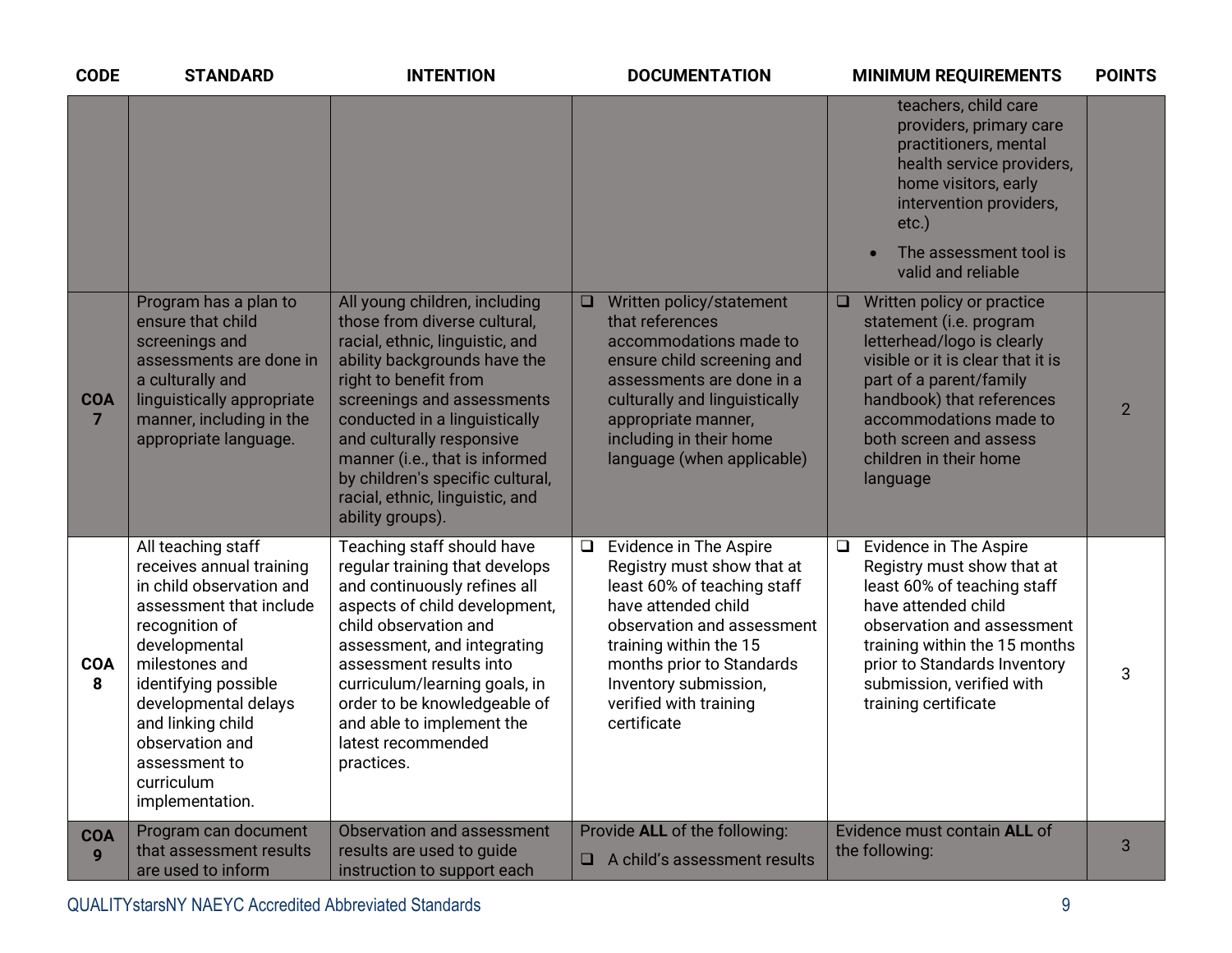| CODE | STANDARD | INTENTION | DOCUMENTATION | MINIMUM REQUIREMENTS | POINTS |
|---|---|---|---|---|---|
| | | | | teachers, child care providers, primary care practitioners, mental health service providers, home visitors, early intervention providers, etc.)<br>• The assessment tool is valid and reliable | |
| **COA 7** | Program has a plan to ensure that child screenings and assessments are done in a culturally and linguistically appropriate manner, including in the appropriate language. | All young children, including those from diverse cultural, racial, ethnic, linguistic, and ability backgrounds have the right to benefit from screenings and assessments conducted in a linguistically and culturally responsive manner (i.e., that is informed by children's specific cultural, racial, ethnic, linguistic, and ability groups). | ❑ Written policy/statement that references accommodations made to ensure child screening and assessments are done in a culturally and linguistically appropriate manner, including in their home language (when applicable) | ❑ Written policy or practice statement (i.e. program letterhead/logo is clearly visible or it is clear that it is part of a parent/family handbook) that references accommodations made to both screen and assess children in their home language | 2 |
| **COA 8** | All teaching staff receives annual training in child observation and assessment that include recognition of developmental milestones and identifying possible developmental delays and linking child observation and assessment to curriculum implementation. | Teaching staff should have regular training that develops and continuously refines all aspects of child development, child observation and assessment, and integrating assessment results into curriculum/learning goals, in order to be knowledgeable of and able to implement the latest recommended practices. | ❑ Evidence in The Aspire Registry must show that at least 60% of teaching staff have attended child observation and assessment training within the 15 months prior to Standards Inventory submission, verified with training certificate | ❑ Evidence in The Aspire Registry must show that at least 60% of teaching staff have attended child observation and assessment training within the 15 months prior to Standards Inventory submission, verified with training certificate | 3 |
| **COA 9** | Program can document that assessment results are used to inform | Observation and assessment results are used to guide instruction to support each | Provide **ALL** of the following:<br>❑ A child's assessment results | Evidence must contain **ALL** of the following: | 3 |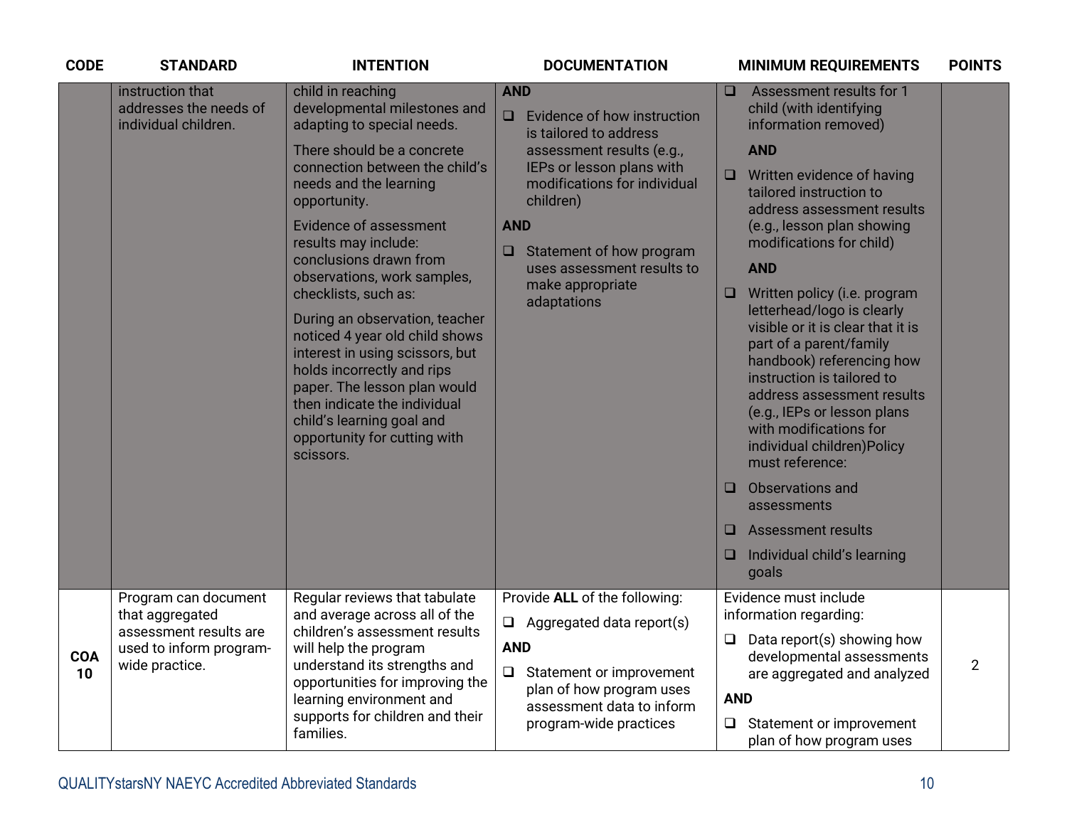| CODE | STANDARD | INTENTION | DOCUMENTATION | MINIMUM REQUIREMENTS | POINTS |
| --- | --- | --- | --- | --- | --- |
| | instruction that addresses the needs of individual children. | child in reaching developmental milestones and adapting to special needs.<br><br>There should be a concrete connection between the child's needs and the learning opportunity.<br><br>Evidence of assessment results may include: conclusions drawn from observations, work samples, checklists, such as:<br><br>During an observation, teacher noticed 4 year old child shows interest in using scissors, but holds incorrectly and rips paper. The lesson plan would then indicate the individual child's learning goal and opportunity for cutting with scissors. | **AND**<br><br>❑ Evidence of how instruction is tailored to address assessment results (e.g., IEPs or lesson plans with modifications for individual children)<br><br>**AND**<br><br>❑ Statement of how program uses assessment results to make appropriate adaptations | ❑ Assessment results for 1 child (with identifying information removed)<br><br>**AND**<br><br>❑ Written evidence of having tailored instruction to address assessment results (e.g., lesson plan showing modifications for child)<br><br>**AND**<br><br>❑ Written policy (i.e. program letterhead/logo is clearly visible or it is clear that it is part of a parent/family handbook) referencing how instruction is tailored to address assessment results (e.g., IEPs or lesson plans with modifications for individual children)Policy must reference:<br><br>❑ Observations and assessments<br><br>❑ Assessment results<br><br>❑ Individual child's learning goals | |
| **COA 10** | Program can document that aggregated assessment results are used to inform program-wide practice. | Regular reviews that tabulate and average across all of the children's assessment results will help the program understand its strengths and opportunities for improving the learning environment and supports for children and their families. | Provide **ALL** of the following:<br><br>❑ Aggregated data report(s)<br><br>**AND**<br><br>❑ Statement or improvement plan of how program uses assessment data to inform program-wide practices | Evidence must include information regarding:<br><br>❑ Data report(s) showing how developmental assessments are aggregated and analyzed<br><br>**AND**<br><br>❑ Statement or improvement plan of how program uses | 2 |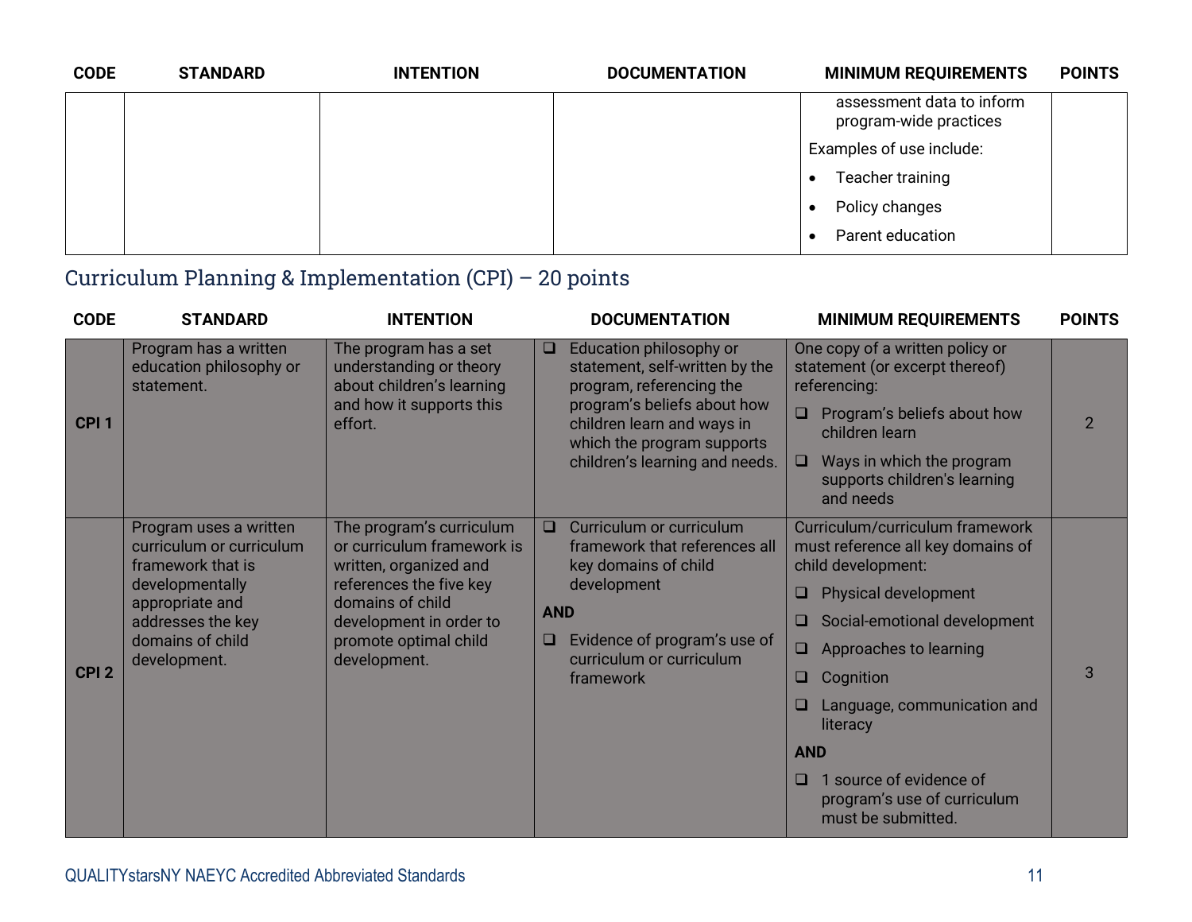| CODE | STANDARD | INTENTION | DOCUMENTATION | MINIMUM REQUIREMENTS | POINTS |
|---|---|---|---|---|---|
| | | | | assessment data to inform program-wide practices<br><br>Examples of use include:<br>• Teacher training<br>• Policy changes<br>• Parent education | |

## Curriculum Planning & Implementation (CPI) – 20 points

| CODE | STANDARD | INTENTION | DOCUMENTATION | MINIMUM REQUIREMENTS | POINTS |
|---|---|---|---|---|---|
| CPI 1 | Program has a written education philosophy or statement. | The program has a set understanding or theory about children's learning and how it supports this effort. | ❑ Education philosophy or statement, self-written by the program, referencing the program's beliefs about how children learn and ways in which the program supports children's learning and needs. | One copy of a written policy or statement (or excerpt thereof) referencing:<br>❑ Program's beliefs about how children learn<br>❑ Ways in which the program supports children's learning and needs | 2 |
| CPI 2 | Program uses a written curriculum or curriculum framework that is developmentally appropriate and addresses the key domains of child development. | The program's curriculum or curriculum framework is written, organized and references the five key domains of child development in order to promote optimal child development. | ❑ Curriculum or curriculum framework that references all key domains of child development<br>**AND**<br>❑ Evidence of program's use of curriculum or curriculum framework | Curriculum/curriculum framework must reference all key domains of child development:<br>❑ Physical development<br>❑ Social-emotional development<br>❑ Approaches to learning<br>❑ Cognition<br>❑ Language, communication and literacy<br>**AND**<br>❑ 1 source of evidence of program's use of curriculum must be submitted. | 3 |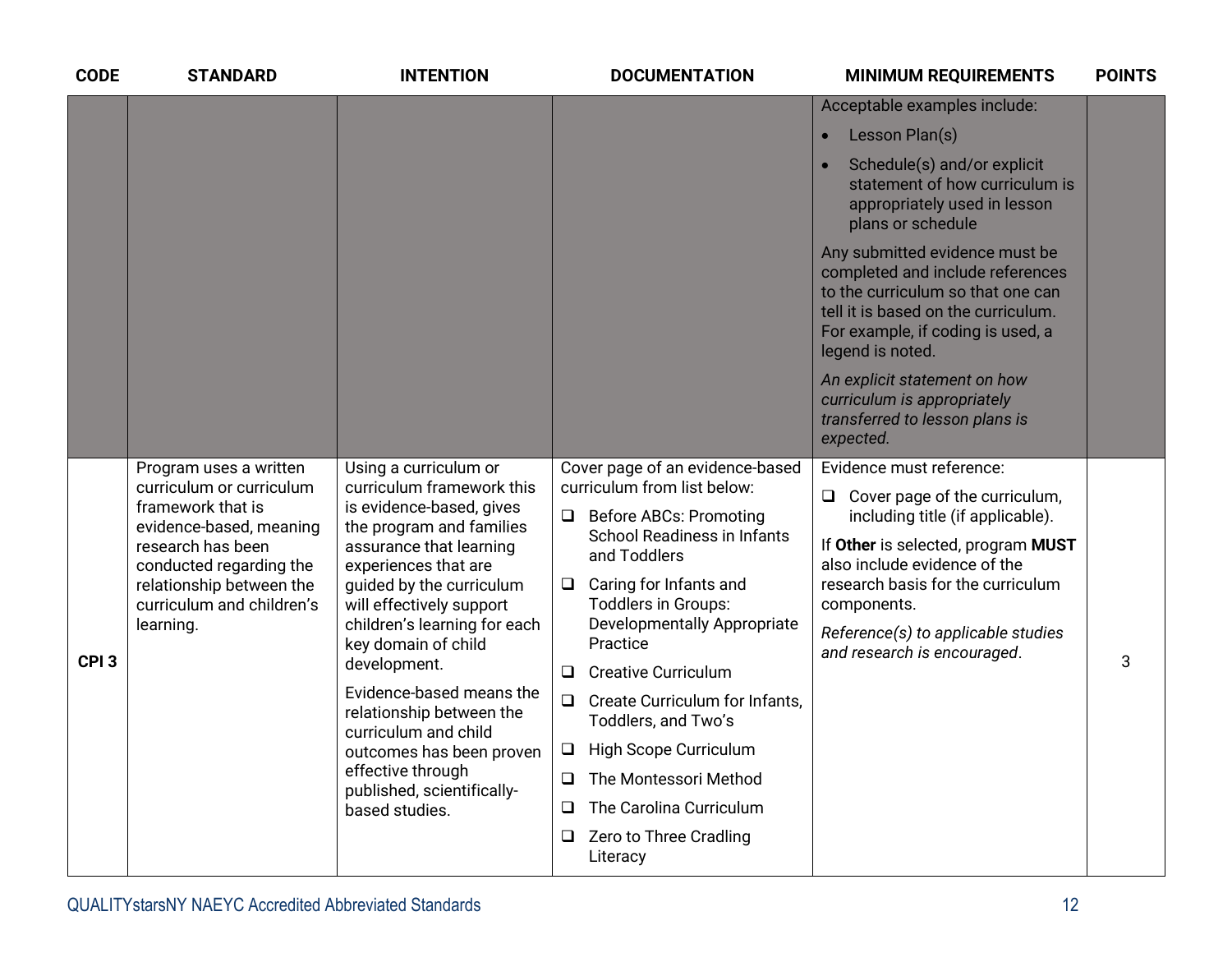| CODE | STANDARD | INTENTION | DOCUMENTATION | MINIMUM REQUIREMENTS | POINTS |
|---|---|---|---|---|---|
| | | | | Acceptable examples include:<br>• Lesson Plan(s)<br>• Schedule(s) and/or explicit statement of how curriculum is appropriately used in lesson plans or schedule<br>Any submitted evidence must be completed and include references to the curriculum so that one can tell it is based on the curriculum. For example, if coding is used, a legend is noted.<br>*An explicit statement on how curriculum is appropriately transferred to lesson plans is expected.* | |
| **CPI 3** | Program uses a written curriculum or curriculum framework that is evidence-based, meaning research has been conducted regarding the relationship between the curriculum and children's learning. | Using a curriculum or curriculum framework this is evidence-based, gives the program and families assurance that learning experiences that are guided by the curriculum will effectively support children's learning for each key domain of child development.<br>Evidence-based means the relationship between the curriculum and child outcomes has been proven effective through published, scientifically-based studies. | Cover page of an evidence-based curriculum from list below:<br>❑ Before ABCs: Promoting School Readiness in Infants and Toddlers<br>❑ Caring for Infants and Toddlers in Groups: Developmentally Appropriate Practice<br>❑ Creative Curriculum<br>❑ Create Curriculum for Infants, Toddlers, and Two's<br>❑ High Scope Curriculum<br>❑ The Montessori Method<br>❑ The Carolina Curriculum<br>❑ Zero to Three Cradling Literacy | Evidence must reference:<br>❑ Cover page of the curriculum, including title (if applicable).<br>If **Other** is selected, program **MUST** also include evidence of the research basis for the curriculum components.<br>*Reference(s) to applicable studies and research is encouraged*. | 3 |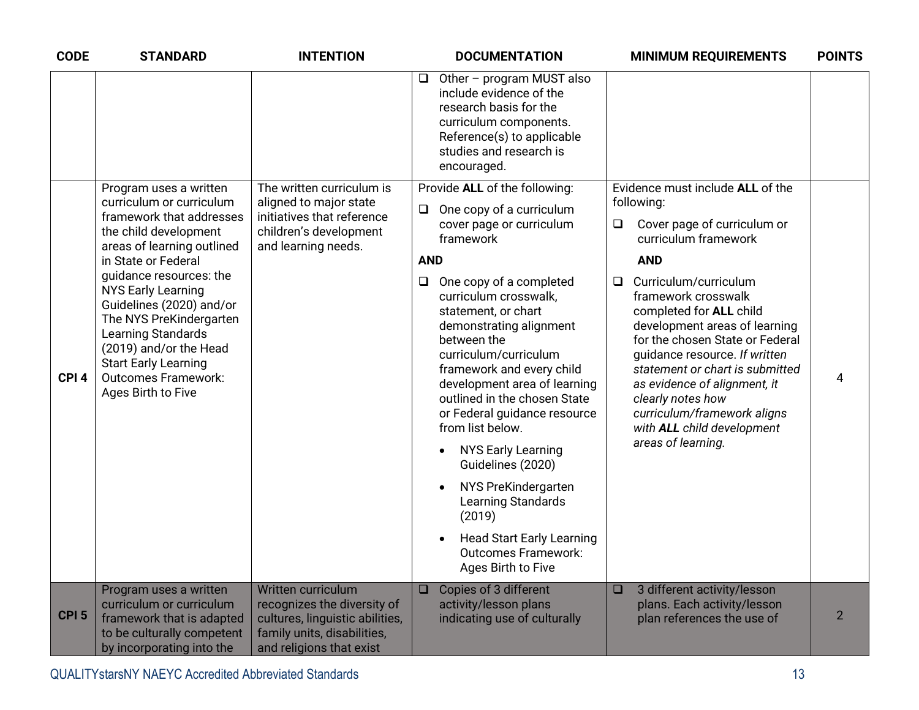| CODE | STANDARD | INTENTION | DOCUMENTATION | MINIMUM REQUIREMENTS | POINTS |
|---|---|---|---|---|---|
| | | | ❑ Other – program MUST also include evidence of the research basis for the curriculum components. Reference(s) to applicable studies and research is encouraged. | | |
| CPI 4 | Program uses a written curriculum or curriculum framework that addresses the child development areas of learning outlined in State or Federal guidance resources: the NYS Early Learning Guidelines (2020) and/or The NYS PreKindergarten Learning Standards (2019) and/or the Head Start Early Learning Outcomes Framework: Ages Birth to Five | The written curriculum is aligned to major state initiatives that reference children's development and learning needs. | Provide **ALL** of the following:<br>❑ One copy of a curriculum cover page or curriculum framework<br>**AND**<br>❑ One copy of a completed curriculum crosswalk, statement, or chart demonstrating alignment between the curriculum/curriculum framework and every child development area of learning outlined in the chosen State or Federal guidance resource from list below.<br>• NYS Early Learning Guidelines (2020)<br>• NYS PreKindergarten Learning Standards (2019)<br>• Head Start Early Learning Outcomes Framework: Ages Birth to Five | Evidence must include **ALL** of the following:<br>❑ Cover page of curriculum or curriculum framework<br>**AND**<br>❑ Curriculum/curriculum framework crosswalk completed for **ALL** child development areas of learning for the chosen State or Federal guidance resource. *If written statement or chart is submitted as evidence of alignment, it clearly notes how curriculum/framework aligns with **ALL** child development areas of learning.* | 4 |
| CPI 5 | Program uses a written curriculum or curriculum framework that is adapted to be culturally competent by incorporating into the | Written curriculum recognizes the diversity of cultures, linguistic abilities, family units, disabilities, and religions that exist | ❑ Copies of 3 different activity/lesson plans indicating use of culturally | ❑ 3 different activity/lesson plans. Each activity/lesson plan references the use of | 2 |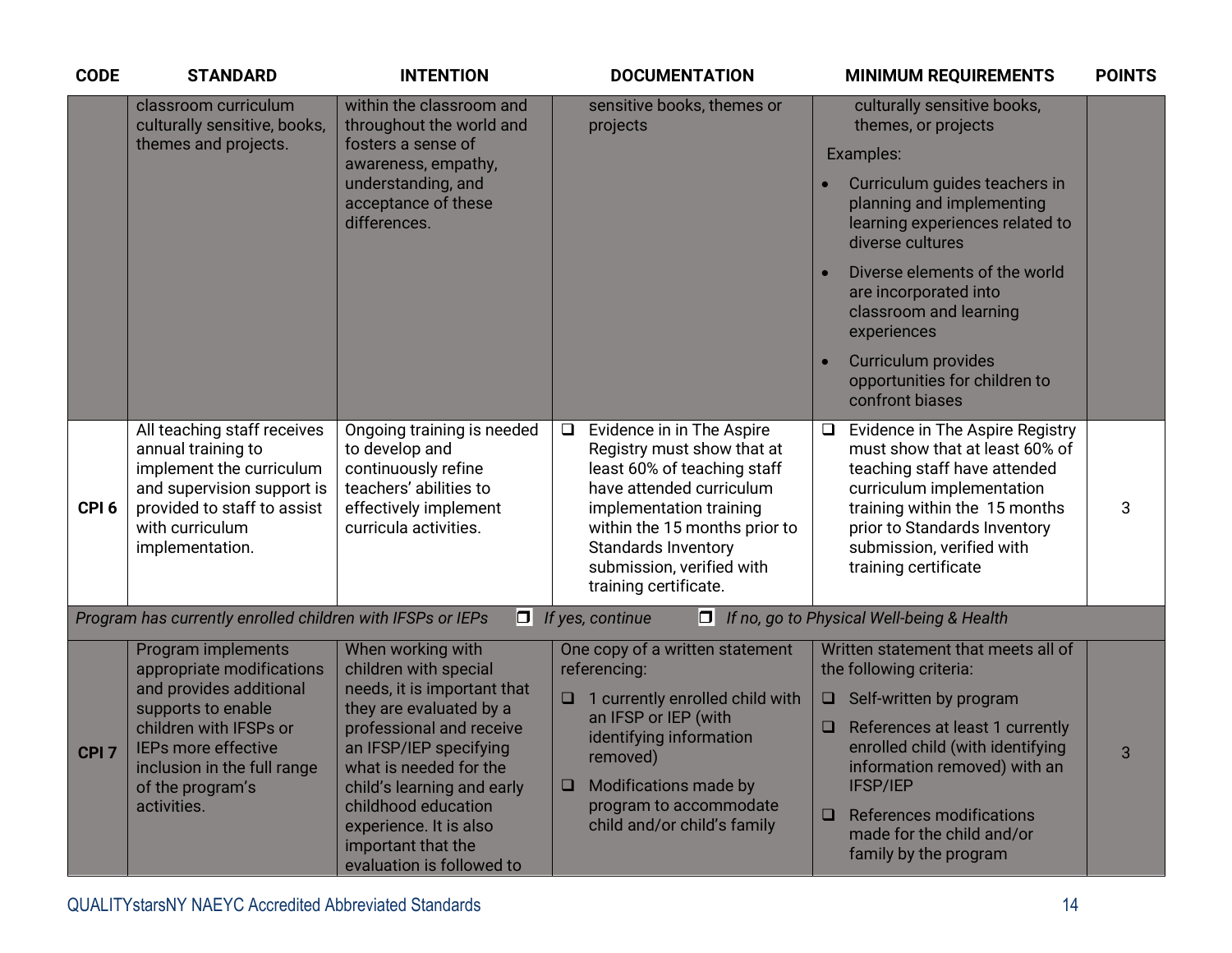| CODE | STANDARD | INTENTION | DOCUMENTATION | MINIMUM REQUIREMENTS | POINTS |
|---|---|---|---|---|---|
| | classroom curriculum culturally sensitive, books, themes and projects. | within the classroom and throughout the world and fosters a sense of awareness, empathy, understanding, and acceptance of these differences. | sensitive books, themes or projects | culturally sensitive books, themes, or projects<br><br>Examples:<br>• Curriculum guides teachers in planning and implementing learning experiences related to diverse cultures<br>• Diverse elements of the world are incorporated into classroom and learning experiences<br>• Curriculum provides opportunities for children to confront biases | |
| CPI 6 | All teaching staff receives annual training to implement the curriculum and supervision support is provided to staff to assist with curriculum implementation. | Ongoing training is needed to develop and continuously refine teachers' abilities to effectively implement curricula activities. | ❑ Evidence in in The Aspire Registry must show that at least 60% of teaching staff have attended curriculum implementation training within the 15 months prior to Standards Inventory submission, verified with training certificate. | ❑ Evidence in The Aspire Registry must show that at least 60% of teaching staff have attended curriculum implementation training within the 15 months prior to Standards Inventory submission, verified with training certificate | 3 |
| *Program has currently enrolled children with IFSPs or IEPs* | | *❑ If yes, continue* | | *❑ If no, go to Physical Well-being & Health* | |
| CPI 7 | Program implements appropriate modifications and provides additional supports to enable children with IFSPs or IEPs more effective inclusion in the full range of the program's activities. | When working with children with special needs, it is important that they are evaluated by a professional and receive an IFSP/IEP specifying what is needed for the child's learning and early childhood education experience. It is also important that the evaluation is followed to | One copy of a written statement referencing:<br>❑ 1 currently enrolled child with an IFSP or IEP (with identifying information removed)<br>❑ Modifications made by program to accommodate child and/or child's family | Written statement that meets all of the following criteria:<br>❑ Self-written by program<br>❑ References at least 1 currently enrolled child (with identifying information removed) with an IFSP/IEP<br>❑ References modifications made for the child and/or family by the program | 3 |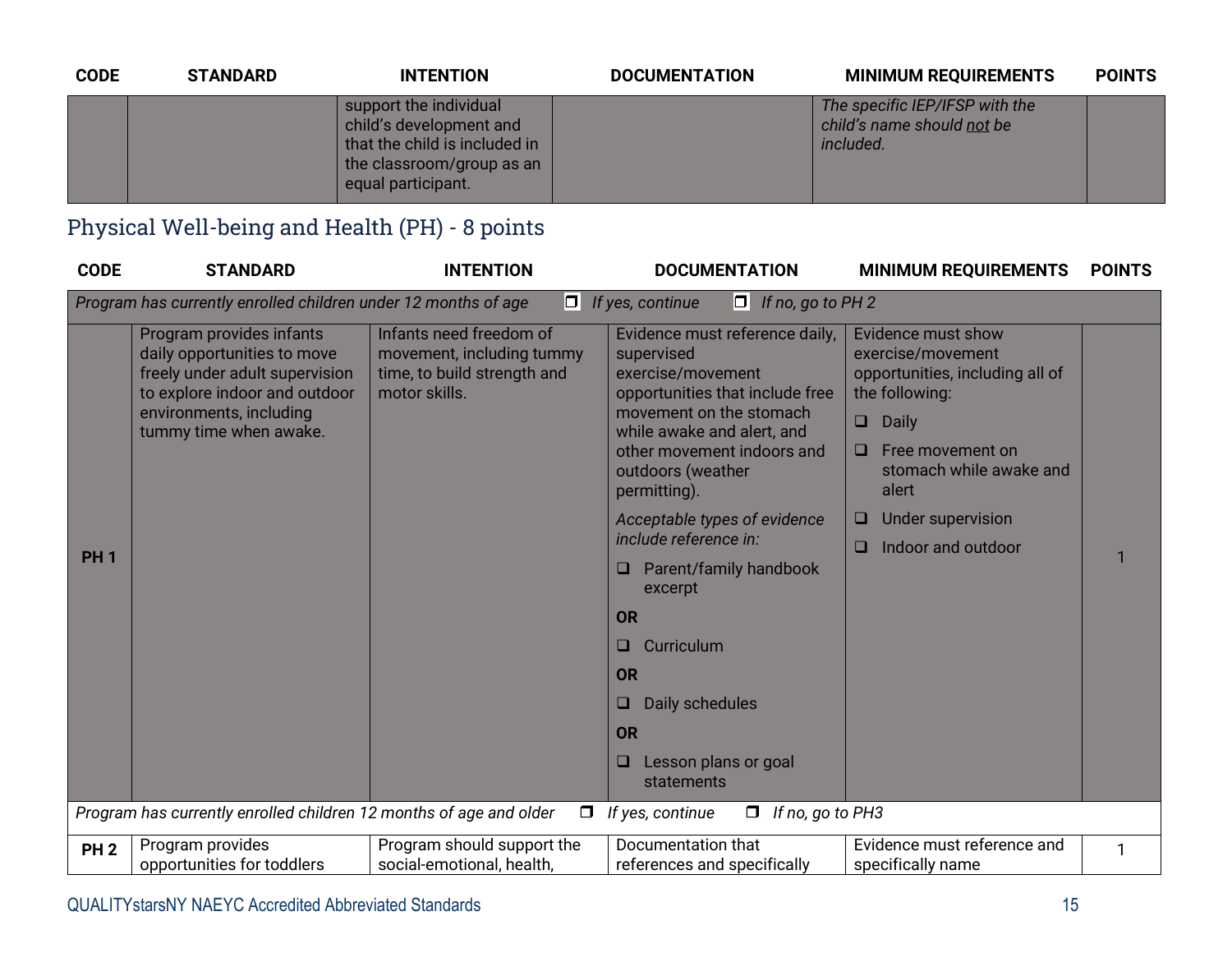| CODE | STANDARD | INTENTION | DOCUMENTATION | MINIMUM REQUIREMENTS | POINTS |
|---|---|---|---|---|---|
| | | support the individual child's development and that the child is included in the classroom/group as an equal participant. | | *The specific IEP/IFSP with the child's name should not be included.* | |

## Physical Well-being and Health (PH) - 8 points

| CODE | STANDARD | INTENTION | DOCUMENTATION | MINIMUM REQUIREMENTS | POINTS |
|---|---|---|---|---|---|
| *Program has currently enrolled children under 12 months of age* ❐ *If yes, continue* ❐ *If no, go to PH 2* | | | | | |
| **PH 1** | Program provides infants daily opportunities to move freely under adult supervision to explore indoor and outdoor environments, including tummy time when awake. | Infants need freedom of movement, including tummy time, to build strength and motor skills. | Evidence must reference daily, supervised exercise/movement opportunities that include free movement on the stomach while awake and alert, and other movement indoors and outdoors (weather permitting).<br><br>*Acceptable types of evidence include reference in:*<br>❑ Parent/family handbook excerpt<br>**OR**<br>❑ Curriculum<br>**OR**<br>❑ Daily schedules<br>**OR**<br>❑ Lesson plans or goal statements | Evidence must show exercise/movement opportunities, including all of the following:<br>❑ Daily<br>❑ Free movement on stomach while awake and alert<br>❑ Under supervision<br>❑ Indoor and outdoor | 1 |
| *Program has currently enrolled children 12 months of age and older* ❐ *If yes, continue* ❐ *If no, go to PH3* | | | | | |
| **PH 2** | Program provides opportunities for toddlers | Program should support the social-emotional, health, | Documentation that references and specifically | Evidence must reference and specifically name | 1 |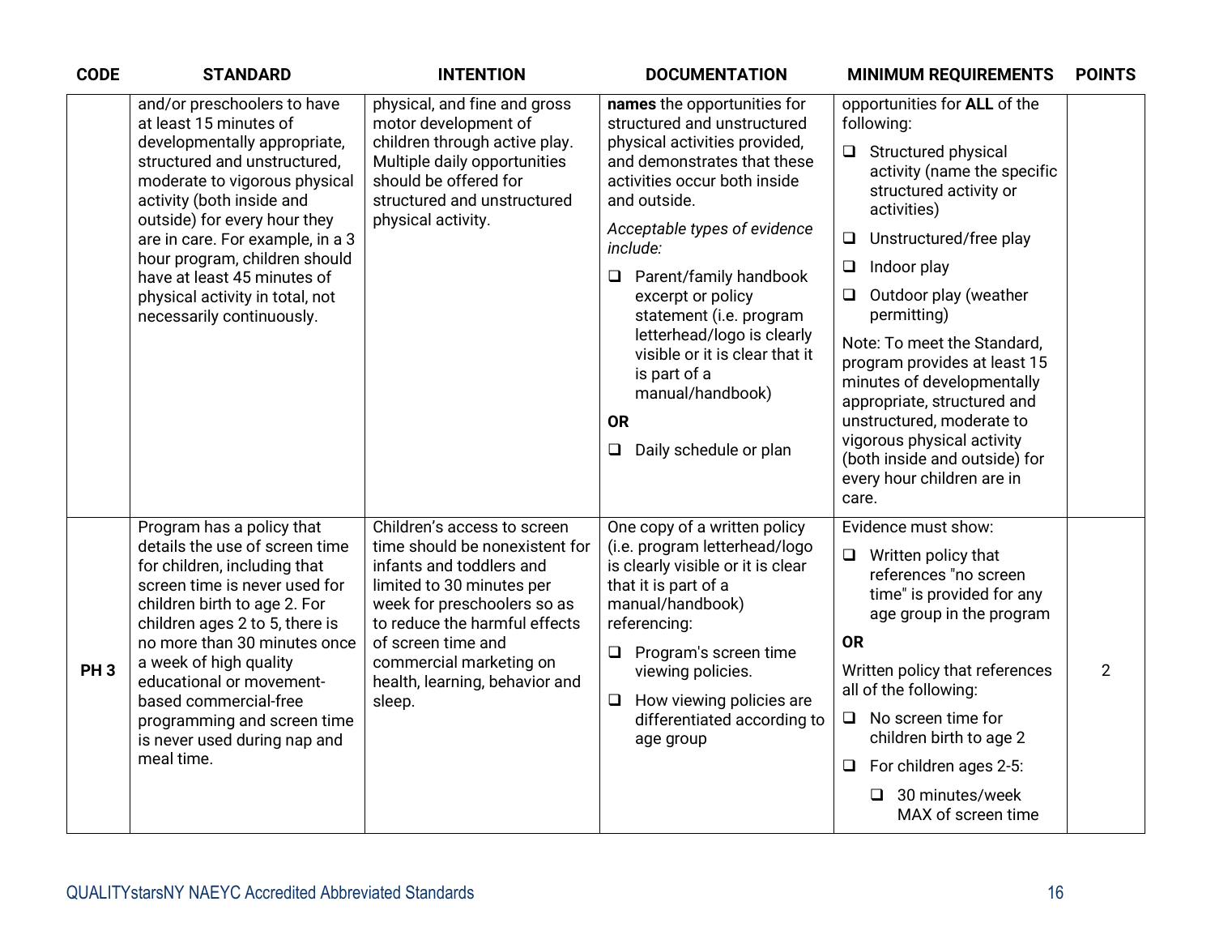| CODE | STANDARD | INTENTION | DOCUMENTATION | MINIMUM REQUIREMENTS | POINTS |
|---|---|---|---|---|---|
| | and/or preschoolers to have at least 15 minutes of developmentally appropriate, structured and unstructured, moderate to vigorous physical activity (both inside and outside) for every hour they are in care. For example, in a 3 hour program, children should have at least 45 minutes of physical activity in total, not necessarily continuously. | physical, and fine and gross motor development of children through active play. Multiple daily opportunities should be offered for structured and unstructured physical activity. | **names** the opportunities for structured and unstructured physical activities provided, and demonstrates that these activities occur both inside and outside.<br><br>*Acceptable types of evidence include:*<br><br>❑ Parent/family handbook excerpt or policy statement (i.e. program letterhead/logo is clearly visible or it is clear that it is part of a manual/handbook)<br><br>**OR**<br><br>❑ Daily schedule or plan | opportunities for **ALL** of the following:<br><br>❑ Structured physical activity (name the specific structured activity or activities)<br><br>❑ Unstructured/free play<br><br>❑ Indoor play<br><br>❑ Outdoor play (weather permitting)<br><br>Note: To meet the Standard, program provides at least 15 minutes of developmentally appropriate, structured and unstructured, moderate to vigorous physical activity (both inside and outside) for every hour children are in care. | |
| PH 3 | Program has a policy that details the use of screen time for children, including that screen time is never used for children birth to age 2. For children ages 2 to 5, there is no more than 30 minutes once a week of high quality educational or movement-based commercial-free programming and screen time is never used during nap and meal time. | Children's access to screen time should be nonexistent for infants and toddlers and limited to 30 minutes per week for preschoolers so as to reduce the harmful effects of screen time and commercial marketing on health, learning, behavior and sleep. | One copy of a written policy (i.e. program letterhead/logo is clearly visible or it is clear that it is part of a manual/handbook) referencing:<br><br>❑ Program's screen time viewing policies.<br><br>❑ How viewing policies are differentiated according to age group | Evidence must show:<br><br>❑ Written policy that references "no screen time" is provided for any age group in the program<br><br>**OR**<br><br>Written policy that references all of the following:<br><br>❑ No screen time for children birth to age 2<br><br>❑ For children ages 2-5:<br><br>&nbsp;&nbsp;&nbsp;&nbsp;❑ 30 minutes/week MAX of screen time | 2 |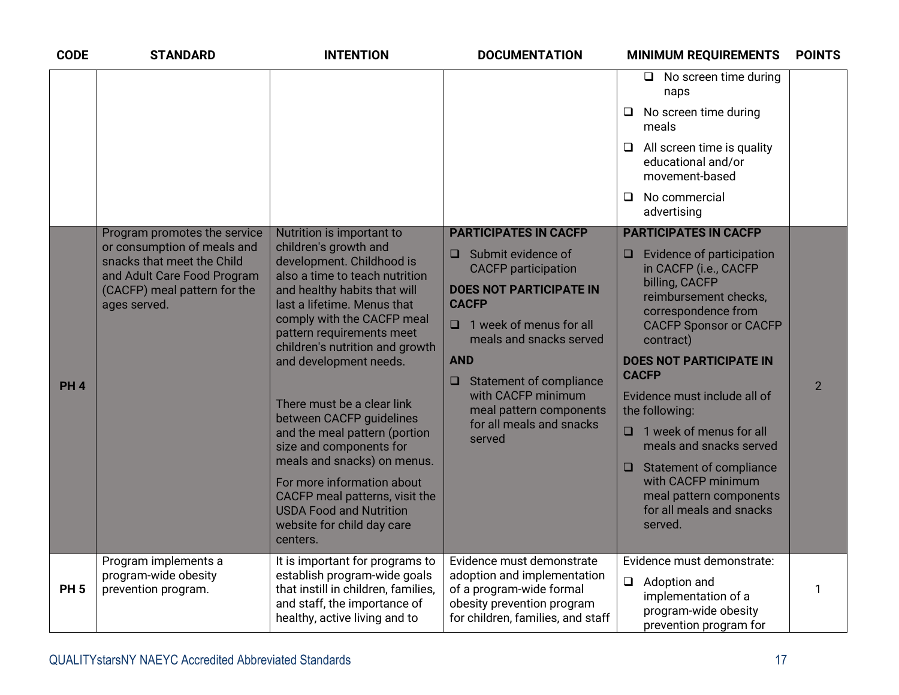| CODE | STANDARD | INTENTION | DOCUMENTATION | MINIMUM REQUIREMENTS | POINTS |
|---|---|---|---|---|---|
| | | | | ❑ No screen time during naps<br>❑ No screen time during meals<br>❑ All screen time is quality educational and/or movement-based<br>❑ No commercial advertising | |
| PH 4 | Program promotes the service or consumption of meals and snacks that meet the Child and Adult Care Food Program (CACFP) meal pattern for the ages served. | Nutrition is important to children's growth and development. Childhood is also a time to teach nutrition and healthy habits that will last a lifetime. Menus that comply with the CACFP meal pattern requirements meet children's nutrition and growth and development needs.<br><br>There must be a clear link between CACFP guidelines and the meal pattern (portion size and components for meals and snacks) on menus.<br><br>For more information about CACFP meal patterns, visit the USDA Food and Nutrition website for child day care centers. | **PARTICIPATES IN CACFP**<br>❑ Submit evidence of CACFP participation<br>**DOES NOT PARTICIPATE IN CACFP**<br>❑ 1 week of menus for all meals and snacks served<br>**AND**<br>❑ Statement of compliance with CACFP minimum meal pattern components for all meals and snacks served | **PARTICIPATES IN CACFP**<br>❑ Evidence of participation in CACFP (i.e., CACFP billing, CACFP reimbursement checks, correspondence from CACFP Sponsor or CACFP contract)<br>**DOES NOT PARTICIPATE IN CACFP**<br>Evidence must include all of the following:<br>❑ 1 week of menus for all meals and snacks served<br>❑ Statement of compliance with CACFP minimum meal pattern components for all meals and snacks served. | 2 |
| PH 5 | Program implements a program-wide obesity prevention program. | It is important for programs to establish program-wide goals that instill in children, families, and staff, the importance of healthy, active living and to | Evidence must demonstrate adoption and implementation of a program-wide formal obesity prevention program for children, families, and staff | Evidence must demonstrate:<br>❑ Adoption and implementation of a program-wide obesity prevention program for | 1 |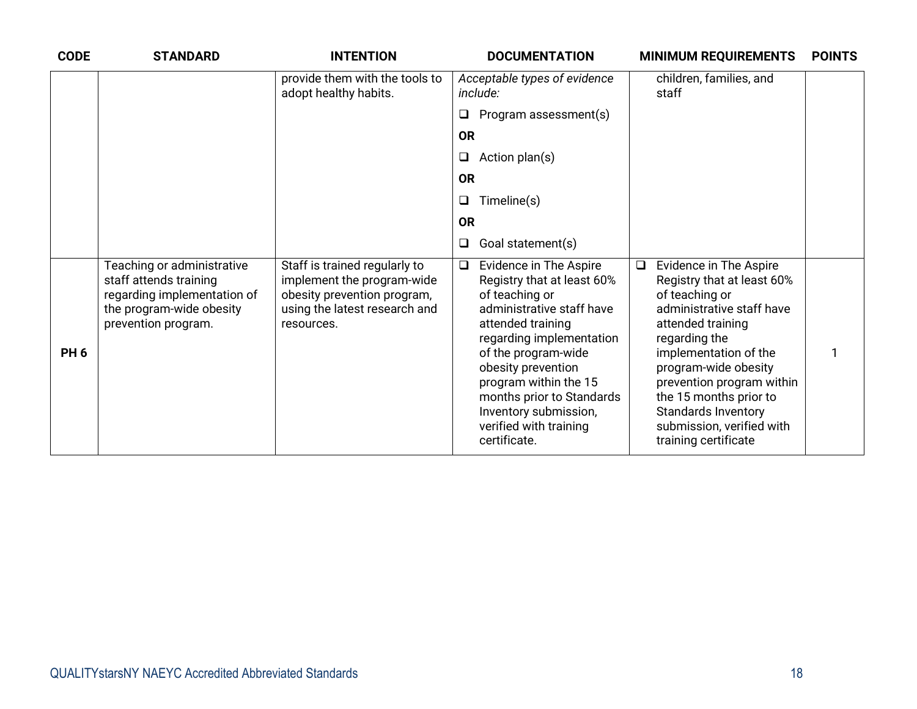| CODE | STANDARD | INTENTION | DOCUMENTATION | MINIMUM REQUIREMENTS | POINTS |
|---|---|---|---|---|---|
| | | provide them with the tools to adopt healthy habits. | *Acceptable types of evidence include:* ❑ Program assessment(s) **OR** ❑ Action plan(s) **OR** ❑ Timeline(s) **OR** ❑ Goal statement(s) | children, families, and staff | |
| **PH 6** | Teaching or administrative staff attends training regarding implementation of the program-wide obesity prevention program. | Staff is trained regularly to implement the program-wide obesity prevention program, using the latest research and resources. | ❑ Evidence in The Aspire Registry that at least 60% of teaching or administrative staff have attended training regarding implementation of the program-wide obesity prevention program within the 15 months prior to Standards Inventory submission, verified with training certificate. | ❑ Evidence in The Aspire Registry that at least 60% of teaching or administrative staff have attended training regarding the implementation of the program-wide obesity prevention program within the 15 months prior to Standards Inventory submission, verified with training certificate | 1 |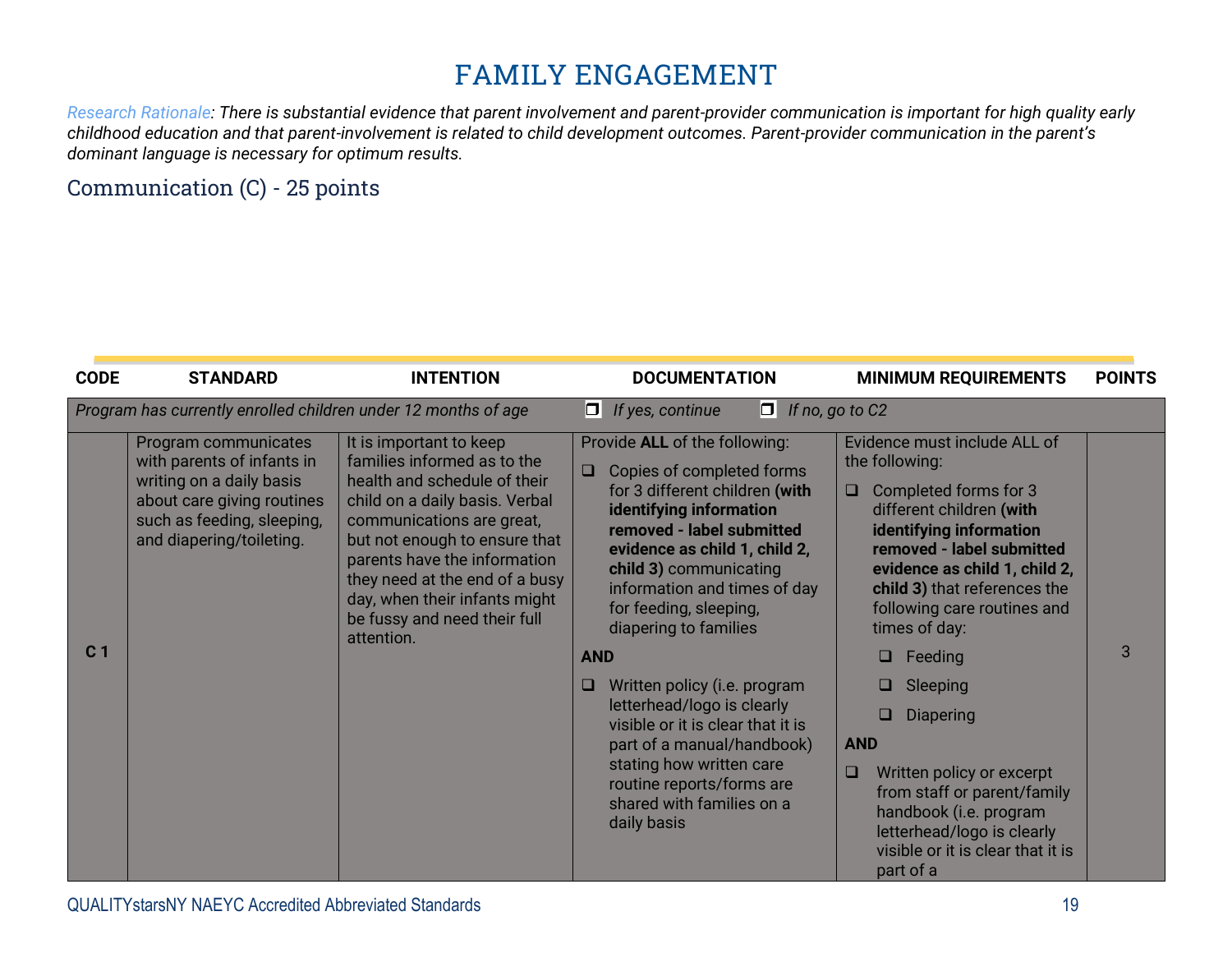# FAMILY ENGAGEMENT

*Research Rationale: There is substantial evidence that parent involvement and parent-provider communication is important for high quality early childhood education and that parent-involvement is related to child development outcomes. Parent-provider communication in the parent's dominant language is necessary for optimum results.*

## Communication (C) - 25 points

| CODE | STANDARD | INTENTION | DOCUMENTATION | MINIMUM REQUIREMENTS | POINTS |
|---|---|---|---|---|---|
| *Program has currently enrolled children under 12 months of age* | | | ❐ *If yes, continue* | ❐ *If no, go to C2* | |
| C 1 | Program communicates with parents of infants in writing on a daily basis about care giving routines such as feeding, sleeping, and diapering/toileting. | It is important to keep families informed as to the health and schedule of their child on a daily basis. Verbal communications are great, but not enough to ensure that parents have the information they need at the end of a busy day, when their infants might be fussy and need their full attention. | Provide **ALL** of the following:<br>❑ Copies of completed forms for 3 different children **(with identifying information removed - label submitted evidence as child 1, child 2, child 3)** communicating information and times of day for feeding, sleeping, diapering to families<br>**AND**<br>❑ Written policy (i.e. program letterhead/logo is clearly visible or it is clear that it is part of a manual/handbook) stating how written care routine reports/forms are shared with families on a daily basis | Evidence must include ALL of the following:<br>❑ Completed forms for 3 different children **(with identifying information removed - label submitted evidence as child 1, child 2, child 3)** that references the following care routines and times of day:<br>❑ Feeding<br>❑ Sleeping<br>❑ Diapering<br>**AND**<br>❑ Written policy or excerpt from staff or parent/family handbook (i.e. program letterhead/logo is clearly visible or it is clear that it is part of a | 3 |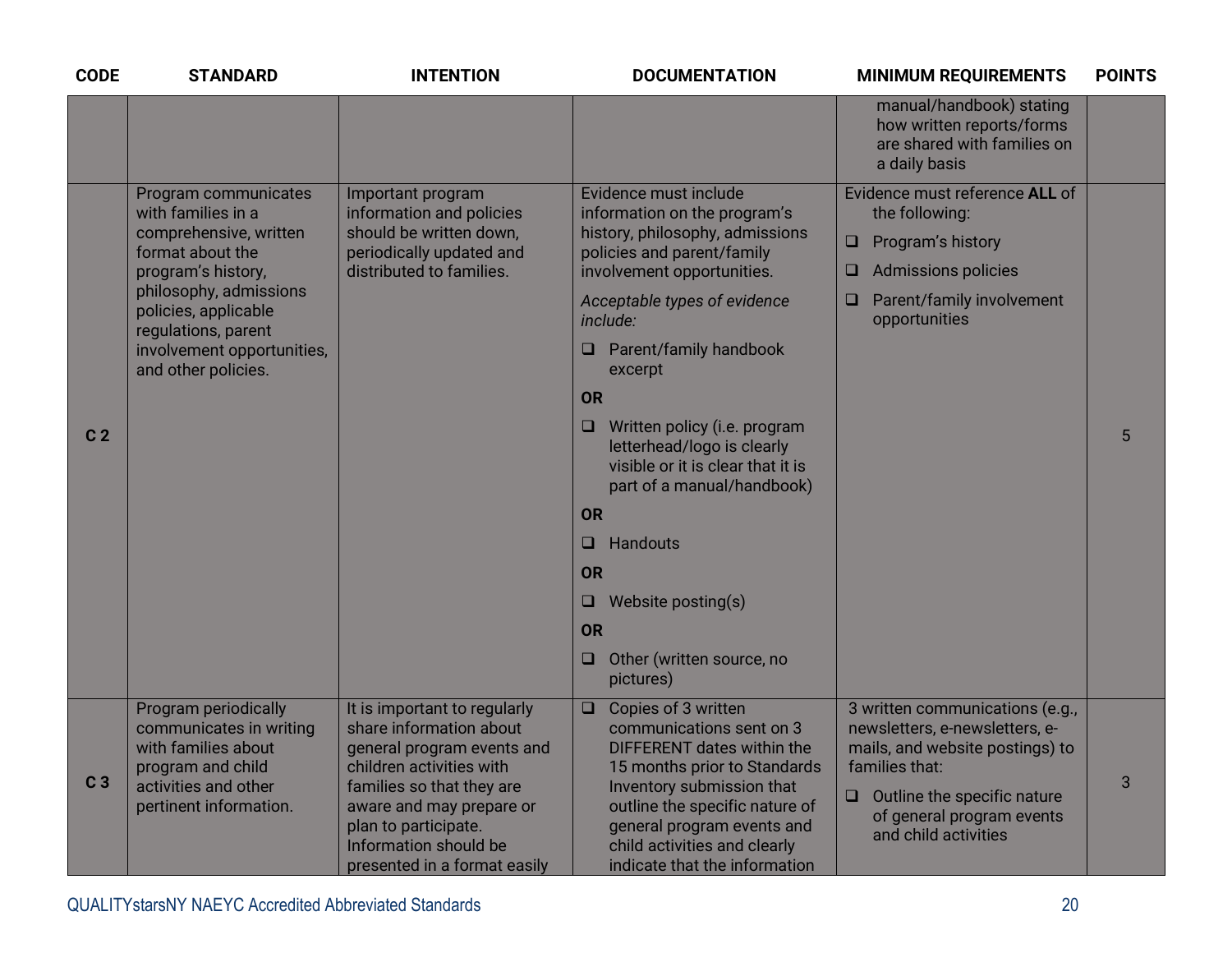| CODE | STANDARD | INTENTION | DOCUMENTATION | MINIMUM REQUIREMENTS | POINTS |
|---|---|---|---|---|---|
| | | | | manual/handbook) stating how written reports/forms are shared with families on a daily basis | |
| C 2 | Program communicates with families in a comprehensive, written format about the program's history, philosophy, admissions policies, applicable regulations, parent involvement opportunities, and other policies. | Important program information and policies should be written down, periodically updated and distributed to families. | Evidence must include information on the program's history, philosophy, admissions policies and parent/family involvement opportunities.<br><br>*Acceptable types of evidence include:*<br><br>❑ Parent/family handbook excerpt<br><br>**OR**<br><br>❑ Written policy (i.e. program letterhead/logo is clearly visible or it is clear that it is part of a manual/handbook)<br><br>**OR**<br><br>❑ Handouts<br><br>**OR**<br><br>❑ Website posting(s)<br><br>**OR**<br><br>❑ Other (written source, no pictures) | Evidence must reference **ALL** of the following:<br><br>❑ Program's history<br><br>❑ Admissions policies<br><br>❑ Parent/family involvement opportunities | 5 |
| C 3 | Program periodically communicates in writing with families about program and child activities and other pertinent information. | It is important to regularly share information about general program events and children activities with families so that they are aware and may prepare or plan to participate. Information should be presented in a format easily | ❑ Copies of 3 written communications sent on 3 DIFFERENT dates within the 15 months prior to Standards Inventory submission that outline the specific nature of general program events and child activities and clearly indicate that the information | 3 written communications (e.g., newsletters, e-newsletters, e-mails, and website postings) to families that:<br><br>❑ Outline the specific nature of general program events and child activities | 3 |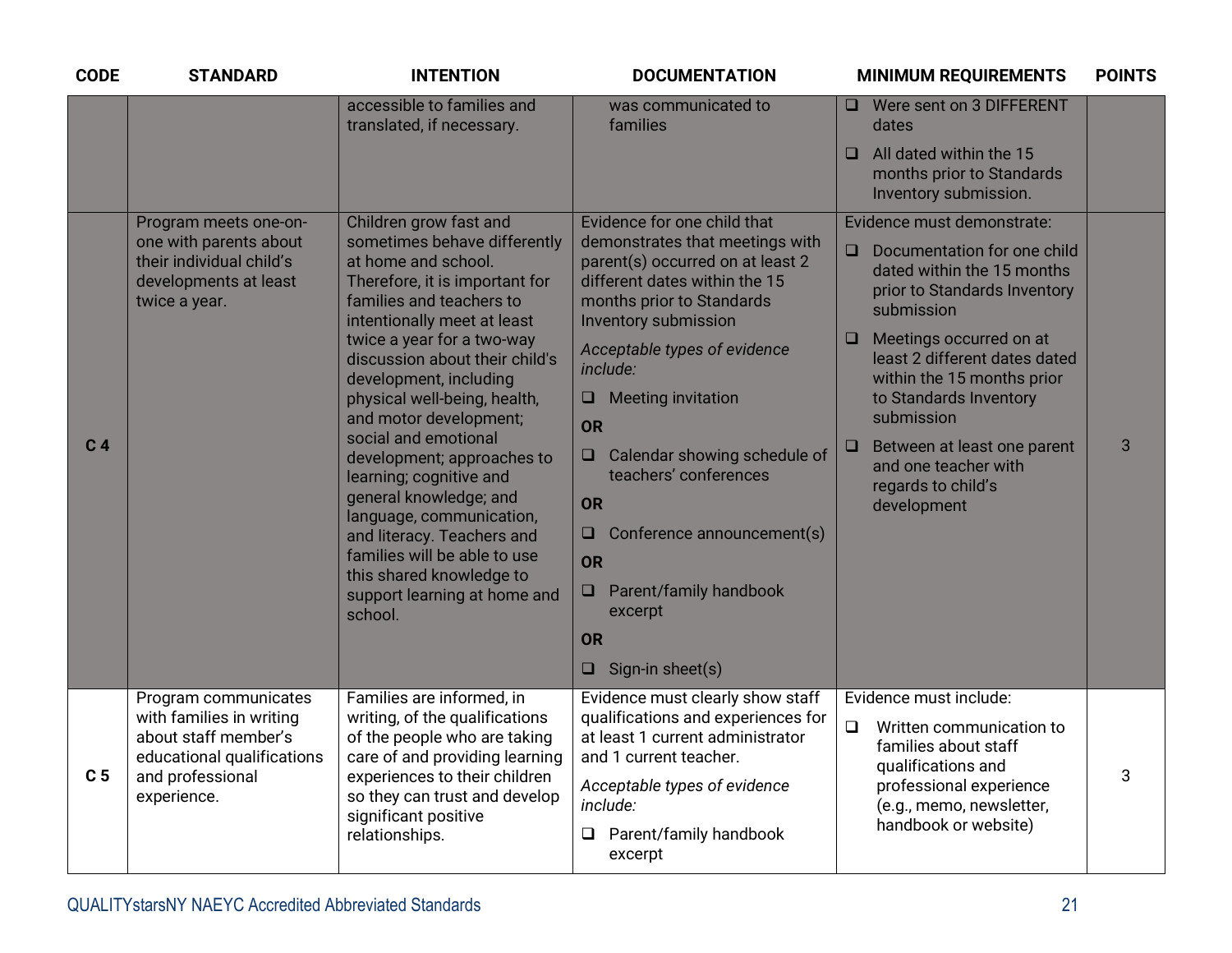| CODE | STANDARD | INTENTION | DOCUMENTATION | MINIMUM REQUIREMENTS | POINTS |
|---|---|---|---|---|---|
| | | accessible to families and translated, if necessary. | was communicated to families | ❑ Were sent on 3 DIFFERENT dates<br>❑ All dated within the 15 months prior to Standards Inventory submission. | |
| **C 4** | Program meets one-on-one with parents about their individual child's developments at least twice a year. | Children grow fast and sometimes behave differently at home and school. Therefore, it is important for families and teachers to intentionally meet at least twice a year for a two-way discussion about their child's development, including physical well-being, health, and motor development; social and emotional development; approaches to learning; cognitive and general knowledge; and language, communication, and literacy. Teachers and families will be able to use this shared knowledge to support learning at home and school. | Evidence for one child that demonstrates that meetings with parent(s) occurred on at least 2 different dates within the 15 months prior to Standards Inventory submission<br>*Acceptable types of evidence include:*<br>❑ Meeting invitation<br>**OR**<br>❑ Calendar showing schedule of teachers' conferences<br>**OR**<br>❑ Conference announcement(s)<br>**OR**<br>❑ Parent/family handbook excerpt<br>**OR**<br>❑ Sign-in sheet(s) | Evidence must demonstrate:<br>❑ Documentation for one child dated within the 15 months prior to Standards Inventory submission<br>❑ Meetings occurred on at least 2 different dates dated within the 15 months prior to Standards Inventory submission<br>❑ Between at least one parent and one teacher with regards to child's development | 3 |
| **C 5** | Program communicates with families in writing about staff member's educational qualifications and professional experience. | Families are informed, in writing, of the qualifications of the people who are taking care of and providing learning experiences to their children so they can trust and develop significant positive relationships. | Evidence must clearly show staff qualifications and experiences for at least 1 current administrator and 1 current teacher.<br>*Acceptable types of evidence include:*<br>❑ Parent/family handbook excerpt | Evidence must include:<br>❑ Written communication to families about staff qualifications and professional experience (e.g., memo, newsletter, handbook or website) | 3 |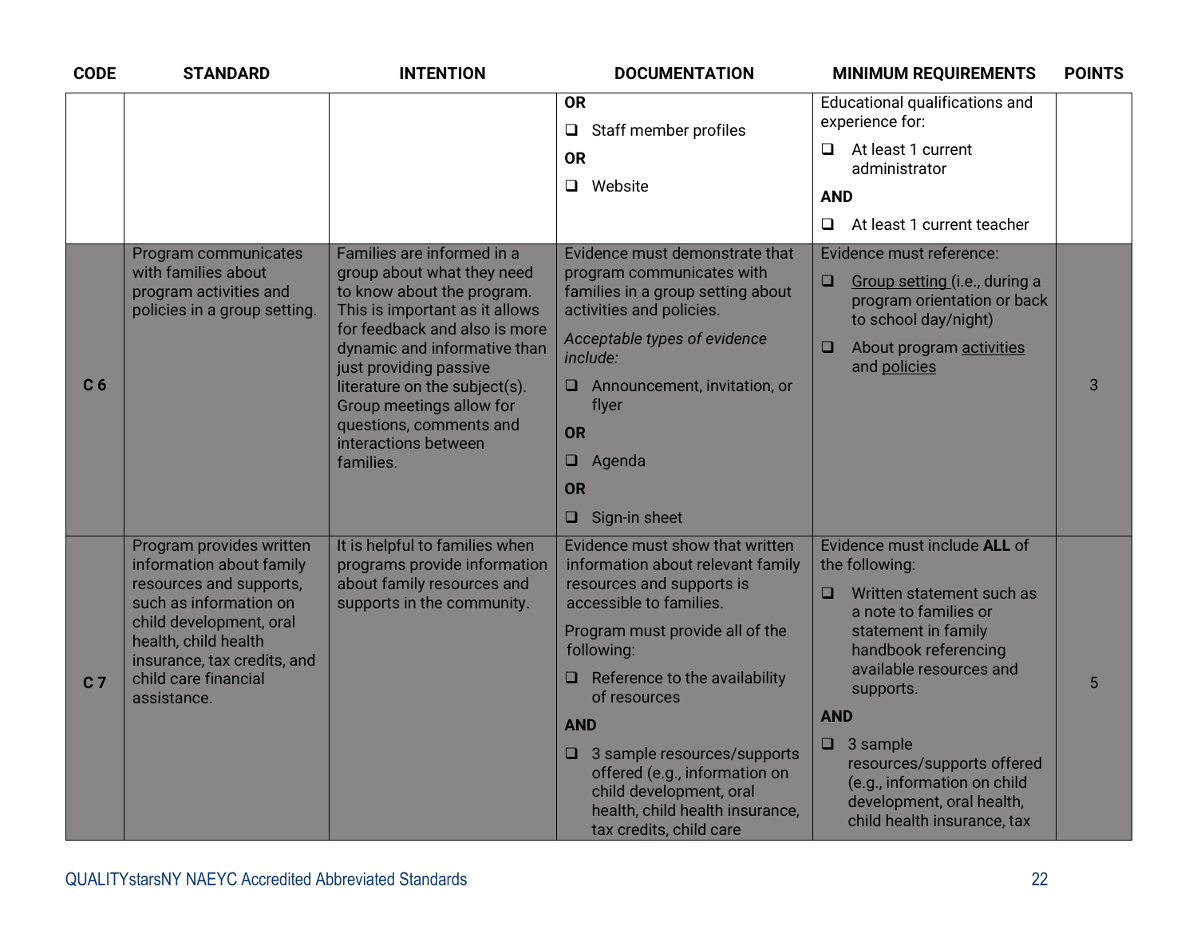| CODE | STANDARD | INTENTION | DOCUMENTATION | MINIMUM REQUIREMENTS | POINTS |
|---|---|---|---|---|---|
| | | | **OR**<br>❑ Staff member profiles<br>**OR**<br>❑ Website | Educational qualifications and experience for:<br>❑ At least 1 current administrator<br>**AND**<br>❑ At least 1 current teacher | |
| C 6 | Program communicates with families about program activities and policies in a group setting. | Families are informed in a group about what they need to know about the program. This is important as it allows for feedback and also is more dynamic and informative than just providing passive literature on the subject(s). Group meetings allow for questions, comments and interactions between families. | Evidence must demonstrate that program communicates with families in a group setting about activities and policies.<br>*Acceptable types of evidence include:*<br>❑ Announcement, invitation, or flyer<br>**OR**<br>❑ Agenda<br>**OR**<br>❑ Sign-in sheet | Evidence must reference:<br>❑ Group setting (i.e., during a program orientation or back to school day/night)<br>❑ About program activities and policies | 3 |
| C 7 | Program provides written information about family resources and supports, such as information on child development, oral health, child health insurance, tax credits, and child care financial assistance. | It is helpful to families when programs provide information about family resources and supports in the community. | Evidence must show that written information about relevant family resources and supports is accessible to families.<br>Program must provide all of the following:<br>❑ Reference to the availability of resources<br>**AND**<br>❑ 3 sample resources/supports offered (e.g., information on child development, oral health, child health insurance, tax credits, child care | Evidence must include **ALL** of the following:<br>❑ Written statement such as a note to families or statement in family handbook referencing available resources and supports.<br>**AND**<br>❑ 3 sample resources/supports offered (e.g., information on child development, oral health, child health insurance, tax | 5 |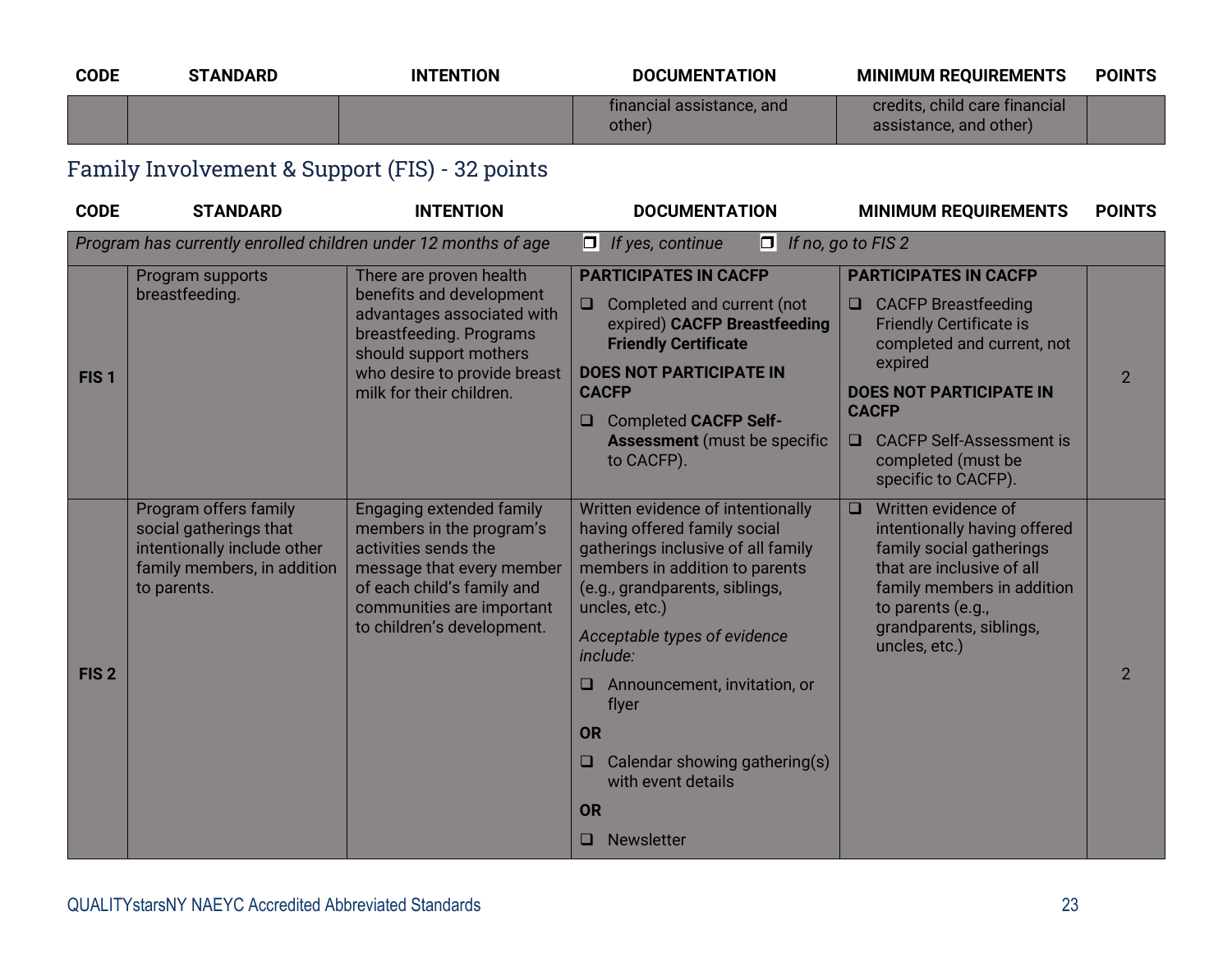| CODE | STANDARD | INTENTION | DOCUMENTATION | MINIMUM REQUIREMENTS | POINTS |
|---|---|---|---|---|---|
| | | | financial assistance, and other) | credits, child care financial assistance, and other) | |

## Family Involvement & Support (FIS) - 32 points

| CODE | STANDARD | INTENTION | DOCUMENTATION | MINIMUM REQUIREMENTS | POINTS |
|---|---|---|---|---|---|
| *Program has currently enrolled children under 12 months of age* | | | ❒ *If yes, continue* | ❒ *If no, go to FIS 2* | |
| **FIS 1** | Program supports breastfeeding. | There are proven health benefits and development advantages associated with breastfeeding. Programs should support mothers who desire to provide breast milk for their children. | **PARTICIPATES IN CACFP**<br>❑ Completed and current (not expired) **CACFP Breastfeeding Friendly Certificate**<br>**DOES NOT PARTICIPATE IN CACFP**<br>❑ Completed **CACFP Self-Assessment** (must be specific to CACFP). | **PARTICIPATES IN CACFP**<br>❑ CACFP Breastfeeding Friendly Certificate is completed and current, not expired<br>**DOES NOT PARTICIPATE IN CACFP**<br>❑ CACFP Self-Assessment is completed (must be specific to CACFP). | 2 |
| **FIS 2** | Program offers family social gatherings that intentionally include other family members, in addition to parents. | Engaging extended family members in the program's activities sends the message that every member of each child's family and communities are important to children's development. | Written evidence of intentionally having offered family social gatherings inclusive of all family members in addition to parents (e.g., grandparents, siblings, uncles, etc.)<br>*Acceptable types of evidence include:*<br>❑ Announcement, invitation, or flyer<br>**OR**<br>❑ Calendar showing gathering(s) with event details<br>**OR**<br>❑ Newsletter | ❑ Written evidence of intentionally having offered family social gatherings that are inclusive of all family members in addition to parents (e.g., grandparents, siblings, uncles, etc.) | 2 |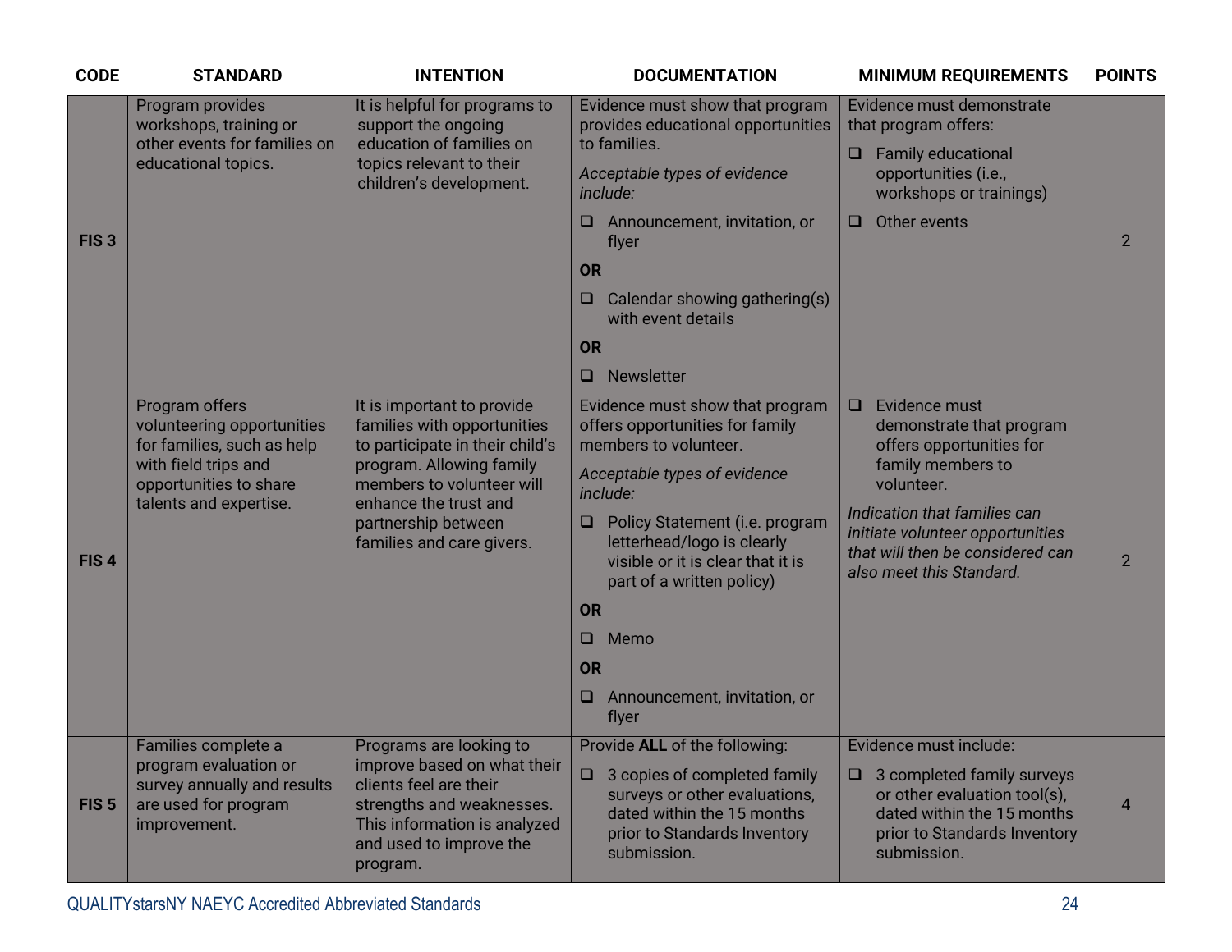| CODE | STANDARD | INTENTION | DOCUMENTATION | MINIMUM REQUIREMENTS | POINTS |
|---|---|---|---|---|---|
| **FIS 3** | Program provides workshops, training or other events for families on educational topics. | It is helpful for programs to support the ongoing education of families on topics relevant to their children's development. | Evidence must show that program provides educational opportunities to families.<br>*Acceptable types of evidence include:*<br>❑ Announcement, invitation, or flyer<br>**OR**<br>❑ Calendar showing gathering(s) with event details<br>**OR**<br>❑ Newsletter | Evidence must demonstrate that program offers:<br>❑ Family educational opportunities (i.e., workshops or trainings)<br>❑ Other events | 2 |
| **FIS 4** | Program offers volunteering opportunities for families, such as help with field trips and opportunities to share talents and expertise. | It is important to provide families with opportunities to participate in their child's program. Allowing family members to volunteer will enhance the trust and partnership between families and care givers. | Evidence must show that program offers opportunities for family members to volunteer.<br>*Acceptable types of evidence include:*<br>❑ Policy Statement (i.e. program letterhead/logo is clearly visible or it is clear that it is part of a written policy)<br>**OR**<br>❑ Memo<br>**OR**<br>❑ Announcement, invitation, or flyer | ❑ Evidence must demonstrate that program offers opportunities for family members to volunteer.<br>*Indication that families can initiate volunteer opportunities that will then be considered can also meet this Standard.* | 2 |
| **FIS 5** | Families complete a program evaluation or survey annually and results are used for program improvement. | Programs are looking to improve based on what their clients feel are their strengths and weaknesses. This information is analyzed and used to improve the program. | Provide **ALL** of the following:<br>❑ 3 copies of completed family surveys or other evaluations, dated within the 15 months prior to Standards Inventory submission. | Evidence must include:<br>❑ 3 completed family surveys or other evaluation tool(s), dated within the 15 months prior to Standards Inventory submission. | 4 |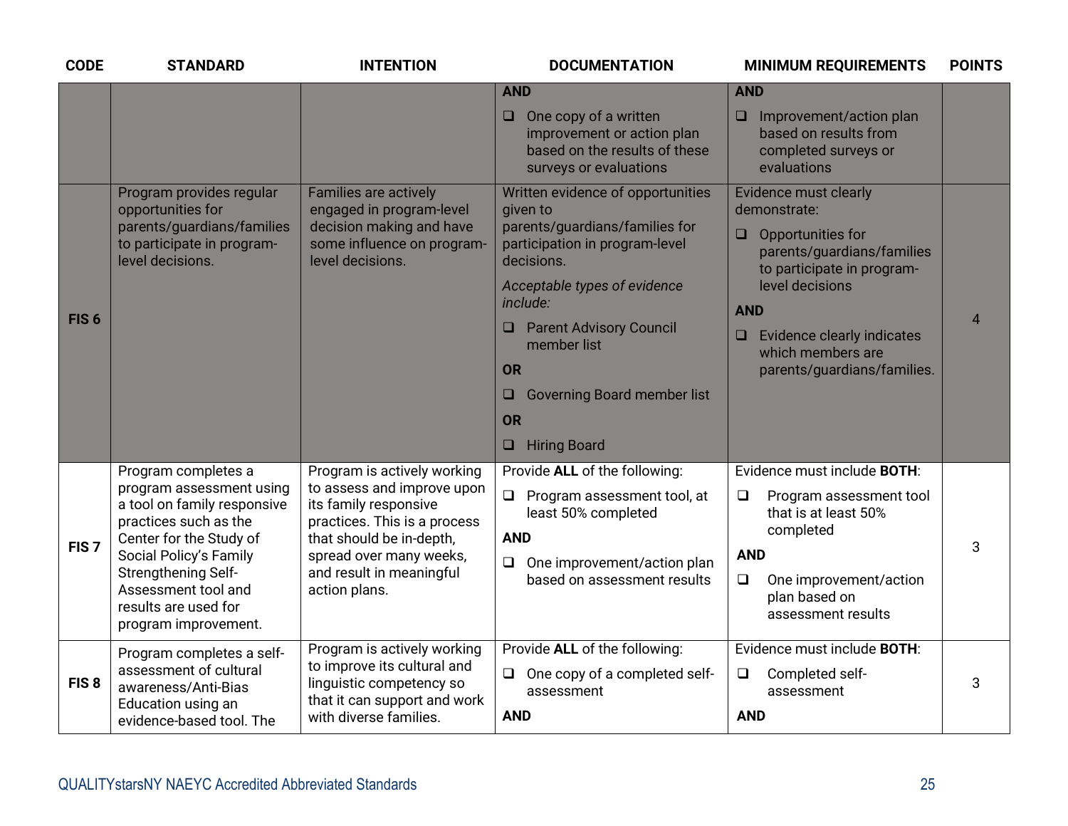| CODE | STANDARD | INTENTION | DOCUMENTATION | MINIMUM REQUIREMENTS | POINTS |
|---|---|---|---|---|---|
| | | | **AND**<br>❑ One copy of a written improvement or action plan based on the results of these surveys or evaluations | **AND**<br>❑ Improvement/action plan based on results from completed surveys or evaluations | |
| FIS 6 | Program provides regular opportunities for parents/guardians/families to participate in program-level decisions. | Families are actively engaged in program-level decision making and have some influence on program-level decisions. | Written evidence of opportunities given to parents/guardians/families for participation in program-level decisions.<br>*Acceptable types of evidence include:*<br>❑ Parent Advisory Council member list<br>**OR**<br>❑ Governing Board member list<br>**OR**<br>❑ Hiring Board | Evidence must clearly demonstrate:<br>❑ Opportunities for parents/guardians/families to participate in program-level decisions<br>**AND**<br>❑ Evidence clearly indicates which members are parents/guardians/families. | 4 |
| FIS 7 | Program completes a program assessment using a tool on family responsive practices such as the Center for the Study of Social Policy's Family Strengthening Self-Assessment tool and results are used for program improvement. | Program is actively working to assess and improve upon its family responsive practices. This is a process that should be in-depth, spread over many weeks, and result in meaningful action plans. | Provide **ALL** of the following:<br>❑ Program assessment tool, at least 50% completed<br>**AND**<br>❑ One improvement/action plan based on assessment results | Evidence must include **BOTH**:<br>❑ Program assessment tool that is at least 50% completed<br>**AND**<br>❑ One improvement/action plan based on assessment results | 3 |
| FIS 8 | Program completes a self-assessment of cultural awareness/Anti-Bias Education using an evidence-based tool. The | Program is actively working to improve its cultural and linguistic competency so that it can support and work with diverse families. | Provide **ALL** of the following:<br>❑ One copy of a completed self-assessment<br>**AND** | Evidence must include **BOTH**:<br>❑ Completed self-assessment<br>**AND** | 3 |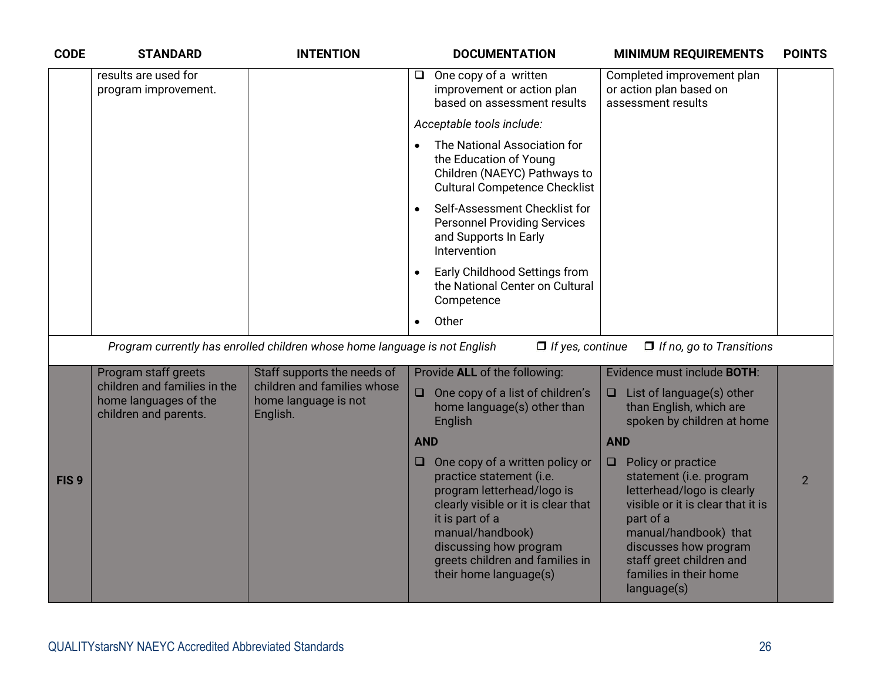| CODE | STANDARD | INTENTION | DOCUMENTATION | MINIMUM REQUIREMENTS | POINTS |
|---|---|---|---|---|---|
| | results are used for program improvement. | | ❑ One copy of a written improvement or action plan based on assessment results<br><br>*Acceptable tools include:*<br>• The National Association for the Education of Young Children (NAEYC) Pathways to Cultural Competence Checklist<br>• Self-Assessment Checklist for Personnel Providing Services and Supports In Early Intervention<br>• Early Childhood Settings from the National Center on Cultural Competence<br>• Other | Completed improvement plan or action plan based on assessment results | |
| | *Program currently has enrolled children whose home language is not English* | | | *❒ If yes, continue* | *❒ If no, go to Transitions* |
| **FIS 9** | Program staff greets children and families in the home languages of the children and parents. | Staff supports the needs of children and families whose home language is not English. | Provide **ALL** of the following:<br>❑ One copy of a list of children's home language(s) other than English<br>**AND**<br>❑ One copy of a written policy or practice statement (i.e. program letterhead/logo is clearly visible or it is clear that it is part of a manual/handbook) discussing how program greets children and families in their home language(s) | Evidence must include **BOTH**:<br>❑ List of language(s) other than English, which are spoken by children at home<br>**AND**<br>❑ Policy or practice statement (i.e. program letterhead/logo is clearly visible or it is clear that it is part of a manual/handbook) that discusses how program staff greet children and families in their home language(s) | 2 |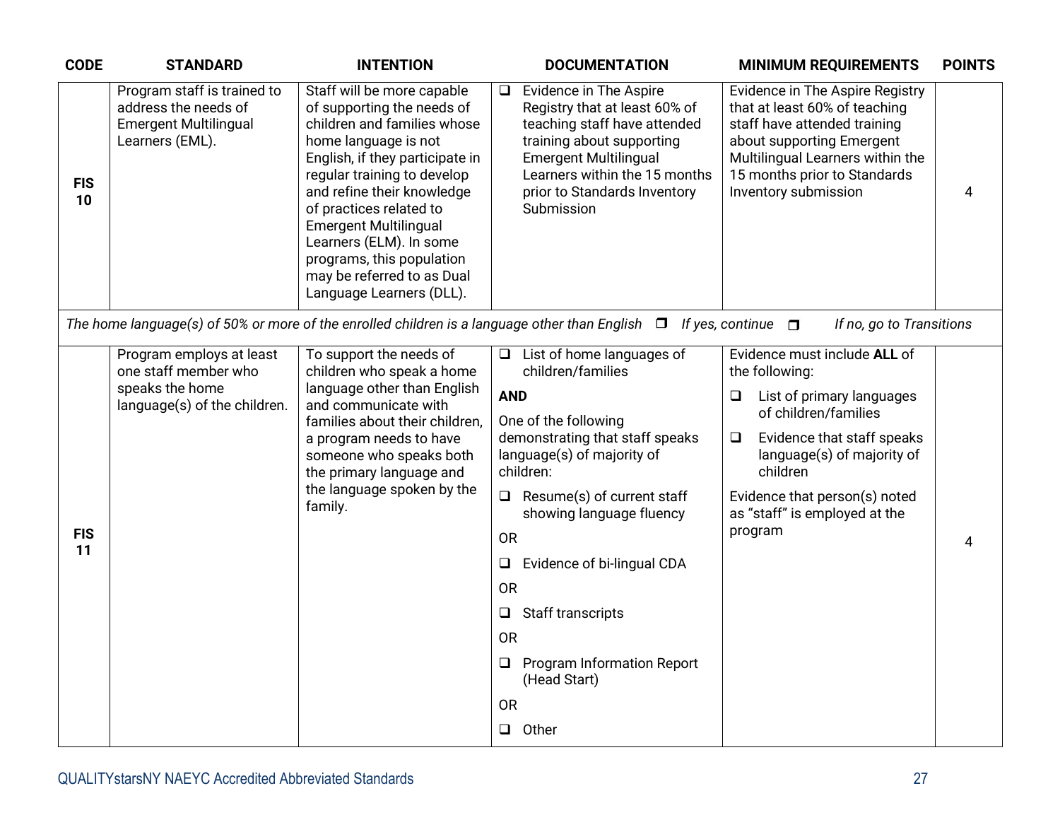| CODE | STANDARD | INTENTION | DOCUMENTATION | MINIMUM REQUIREMENTS | POINTS |
|---|---|---|---|---|---|
| **FIS 10** | Program staff is trained to address the needs of Emergent Multilingual Learners (EML). | Staff will be more capable of supporting the needs of children and families whose home language is not English, if they participate in regular training to develop and refine their knowledge of practices related to Emergent Multilingual Learners (ELM). In some programs, this population may be referred to as Dual Language Learners (DLL). | ❑ Evidence in The Aspire Registry that at least 60% of teaching staff have attended training about supporting Emergent Multilingual Learners within the 15 months prior to Standards Inventory Submission | Evidence in The Aspire Registry that at least 60% of teaching staff have attended training about supporting Emergent Multilingual Learners within the 15 months prior to Standards Inventory submission | 4 |
| *The home language(s) of 50% or more of the enrolled children is a language other than English ❐ If yes, continue ❐ If no, go to Transitions* | | | | | |
| **FIS 11** | Program employs at least one staff member who speaks the home language(s) of the children. | To support the needs of children who speak a home language other than English and communicate with families about their children, a program needs to have someone who speaks both the primary language and the language spoken by the family. | ❑ List of home languages of children/families<br>**AND**<br>One of the following demonstrating that staff speaks language(s) of majority of children:<br>❑ Resume(s) of current staff showing language fluency<br>OR<br>❑ Evidence of bi-lingual CDA<br>OR<br>❑ Staff transcripts<br>OR<br>❑ Program Information Report (Head Start)<br>OR<br>❑ Other | Evidence must include **ALL** of the following:<br>❑ List of primary languages of children/families<br>❑ Evidence that staff speaks language(s) of majority of children<br>Evidence that person(s) noted as "staff" is employed at the program | 4 |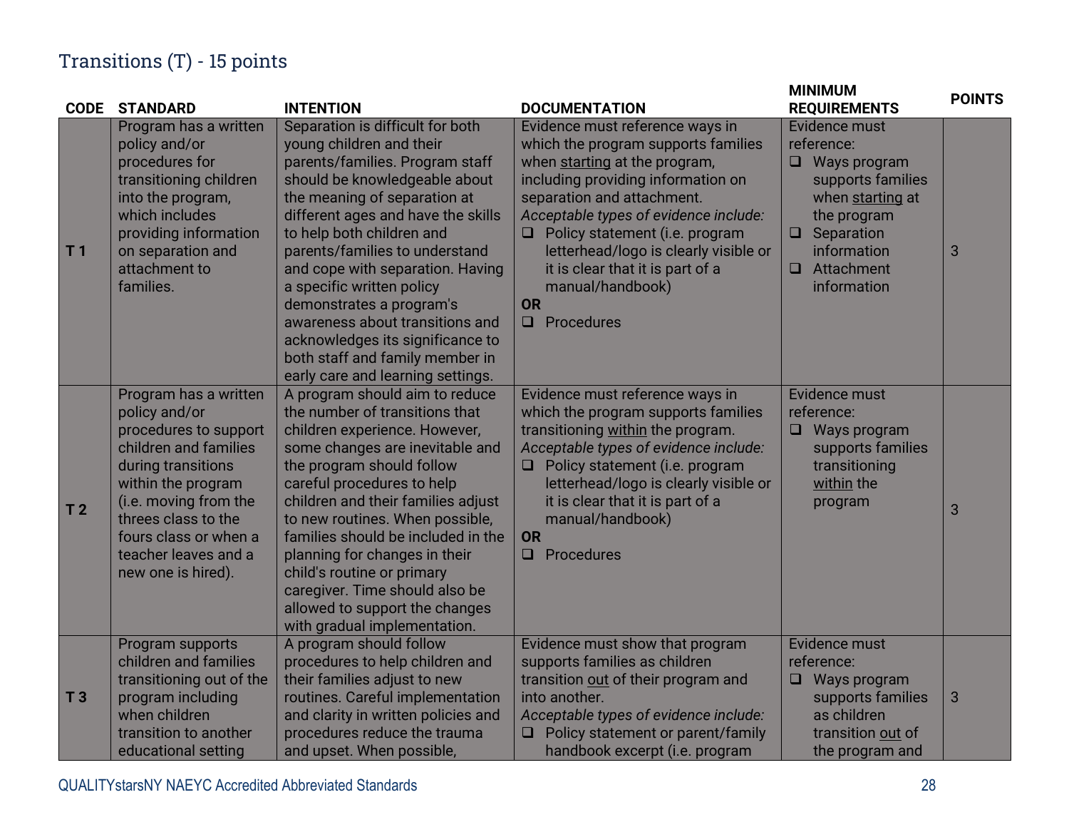## Transitions (T) - 15 points

| CODE | STANDARD | INTENTION | DOCUMENTATION | MINIMUM REQUIREMENTS | POINTS |
|---|---|---|---|---|---|
| T 1 | Program has a written policy and/or procedures for transitioning children into the program, which includes providing information on separation and attachment to families. | Separation is difficult for both young children and their parents/families. Program staff should be knowledgeable about the meaning of separation at different ages and have the skills to help both children and parents/families to understand and cope with separation. Having a specific written policy demonstrates a program's awareness about transitions and acknowledges its significance to both staff and family member in early care and learning settings. | Evidence must reference ways in which the program supports families when starting at the program, including providing information on separation and attachment.<br>*Acceptable types of evidence include:*<br>❑ Policy statement (i.e. program letterhead/logo is clearly visible or it is clear that it is part of a manual/handbook)<br>**OR**<br>❑ Procedures | Evidence must reference:<br>❑ Ways program supports families when starting at the program<br>❑ Separation information<br>❑ Attachment information | 3 |
| T 2 | Program has a written policy and/or procedures to support children and families during transitions within the program (i.e. moving from the threes class to the fours class or when a teacher leaves and a new one is hired). | A program should aim to reduce the number of transitions that children experience. However, some changes are inevitable and the program should follow careful procedures to help children and their families adjust to new routines. When possible, families should be included in the planning for changes in their child's routine or primary caregiver. Time should also be allowed to support the changes with gradual implementation. | Evidence must reference ways in which the program supports families transitioning within the program.<br>*Acceptable types of evidence include:*<br>❑ Policy statement (i.e. program letterhead/logo is clearly visible or it is clear that it is part of a manual/handbook)<br>**OR**<br>❑ Procedures | Evidence must reference:<br>❑ Ways program supports families transitioning within the program | 3 |
| T 3 | Program supports children and families transitioning out of the program including when children transition to another educational setting | A program should follow procedures to help children and their families adjust to new routines. Careful implementation and clarity in written policies and procedures reduce the trauma and upset. When possible, | Evidence must show that program supports families as children transition out of their program and into another.<br>*Acceptable types of evidence include:*<br>❑ Policy statement or parent/family handbook excerpt (i.e. program | Evidence must reference:<br>❑ Ways program supports families as children transition out of the program and | 3 |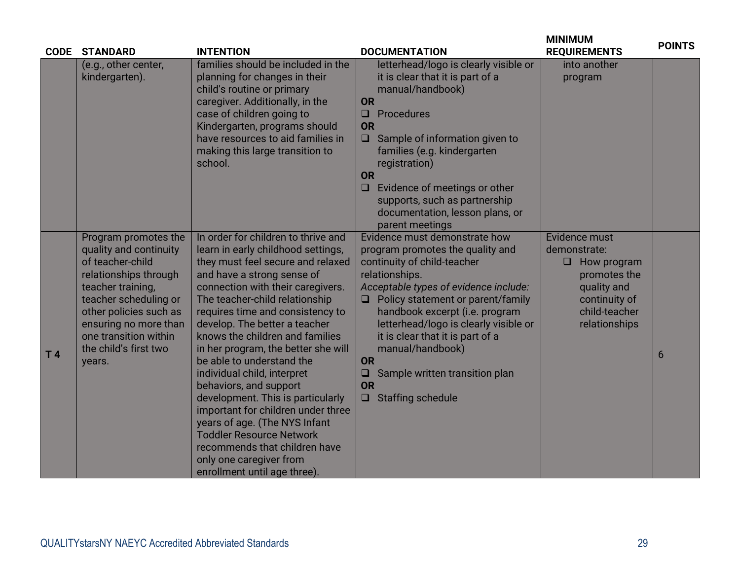| CODE | STANDARD | INTENTION | DOCUMENTATION | MINIMUM REQUIREMENTS | POINTS |
|---|---|---|---|---|---|
| | (e.g., other center, kindergarten). | families should be included in the planning for changes in their child's routine or primary caregiver. Additionally, in the case of children going to Kindergarten, programs should have resources to aid families in making this large transition to school. | letterhead/logo is clearly visible or it is clear that it is part of a manual/handbook)<br>**OR**<br>❑ Procedures<br>**OR**<br>❑ Sample of information given to families (e.g. kindergarten registration)<br>**OR**<br>❑ Evidence of meetings or other supports, such as partnership documentation, lesson plans, or parent meetings | into another program | |
| **T 4** | Program promotes the quality and continuity of teacher-child relationships through teacher training, teacher scheduling or other policies such as ensuring no more than one transition within the child's first two years. | In order for children to thrive and learn in early childhood settings, they must feel secure and relaxed and have a strong sense of connection with their caregivers. The teacher-child relationship requires time and consistency to develop. The better a teacher knows the children and families in her program, the better she will be able to understand the individual child, interpret behaviors, and support development. This is particularly important for children under three years of age. (The NYS Infant Toddler Resource Network recommends that children have only one caregiver from enrollment until age three). | Evidence must demonstrate how program promotes the quality and continuity of child-teacher relationships.<br>*Acceptable types of evidence include:*<br>❑ Policy statement or parent/family handbook excerpt (i.e. program letterhead/logo is clearly visible or it is clear that it is part of a manual/handbook)<br>**OR**<br>❑ Sample written transition plan<br>**OR**<br>❑ Staffing schedule | Evidence must demonstrate:<br>❑ How program promotes the quality and continuity of child-teacher relationships | 6 |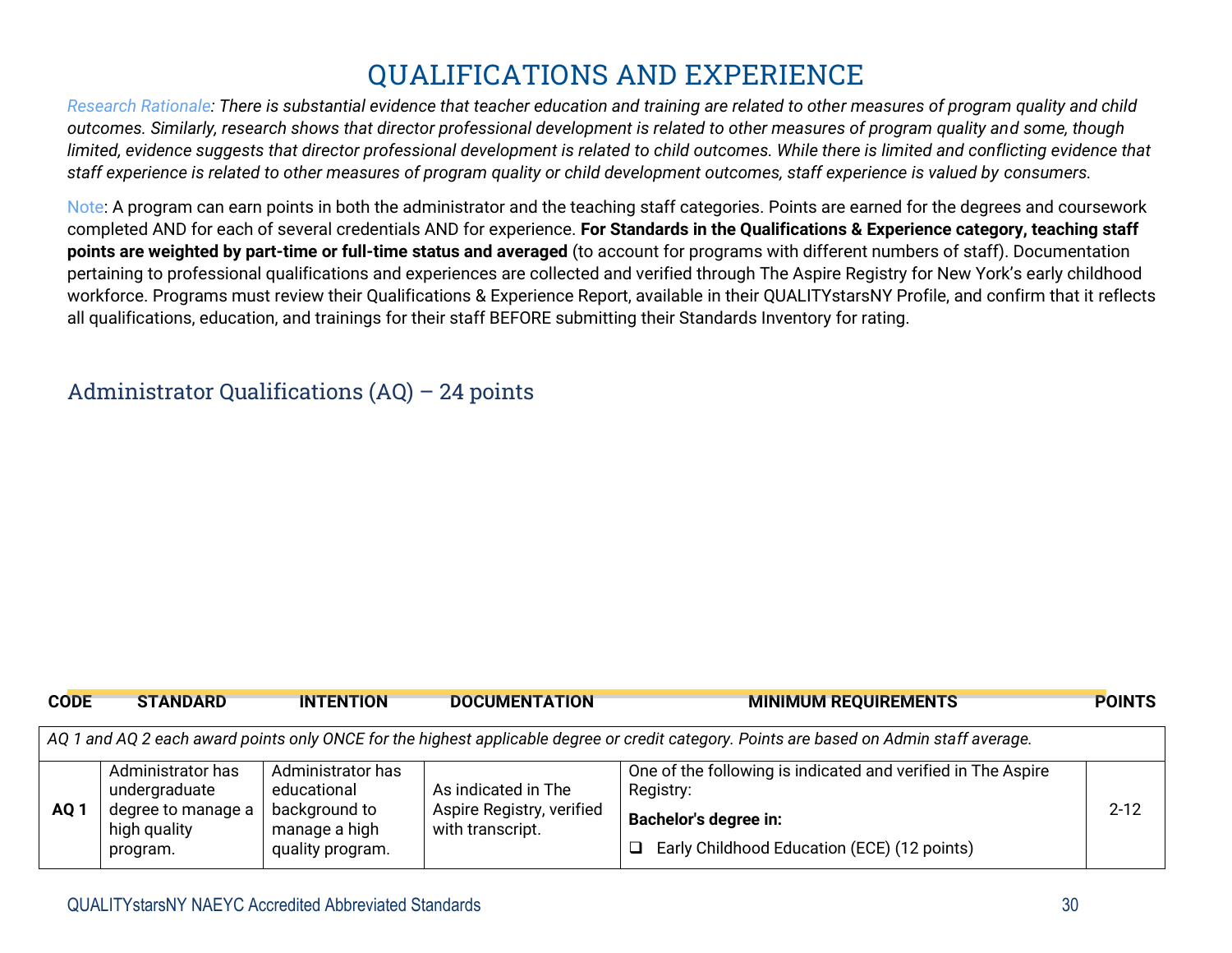# QUALIFICATIONS AND EXPERIENCE

*Research Rationale: There is substantial evidence that teacher education and training are related to other measures of program quality and child outcomes. Similarly, research shows that director professional development is related to other measures of program quality and some, though limited, evidence suggests that director professional development is related to child outcomes. While there is limited and conflicting evidence that staff experience is related to other measures of program quality or child development outcomes, staff experience is valued by consumers.*

Note: A program can earn points in both the administrator and the teaching staff categories. Points are earned for the degrees and coursework completed AND for each of several credentials AND for experience. **For Standards in the Qualifications & Experience category, teaching staff points are weighted by part-time or full-time status and averaged** (to account for programs with different numbers of staff). Documentation pertaining to professional qualifications and experiences are collected and verified through The Aspire Registry for New York's early childhood workforce. Programs must review their Qualifications & Experience Report, available in their QUALITYstarsNY Profile, and confirm that it reflects all qualifications, education, and trainings for their staff BEFORE submitting their Standards Inventory for rating.

## Administrator Qualifications (AQ) – 24 points

| CODE | STANDARD | INTENTION | DOCUMENTATION | MINIMUM REQUIREMENTS | POINTS |
|---|---|---|---|---|---|
| *AQ 1 and AQ 2 each award points only ONCE for the highest applicable degree or credit category. Points are based on Admin staff average.* | | | | | |
| **AQ 1** | Administrator has undergraduate degree to manage a high quality program. | Administrator has educational background to manage a high quality program. | As indicated in The Aspire Registry, verified with transcript. | One of the following is indicated and verified in The Aspire Registry:<br>**Bachelor's degree in:**<br>❑ Early Childhood Education (ECE) (12 points) | 2-12 |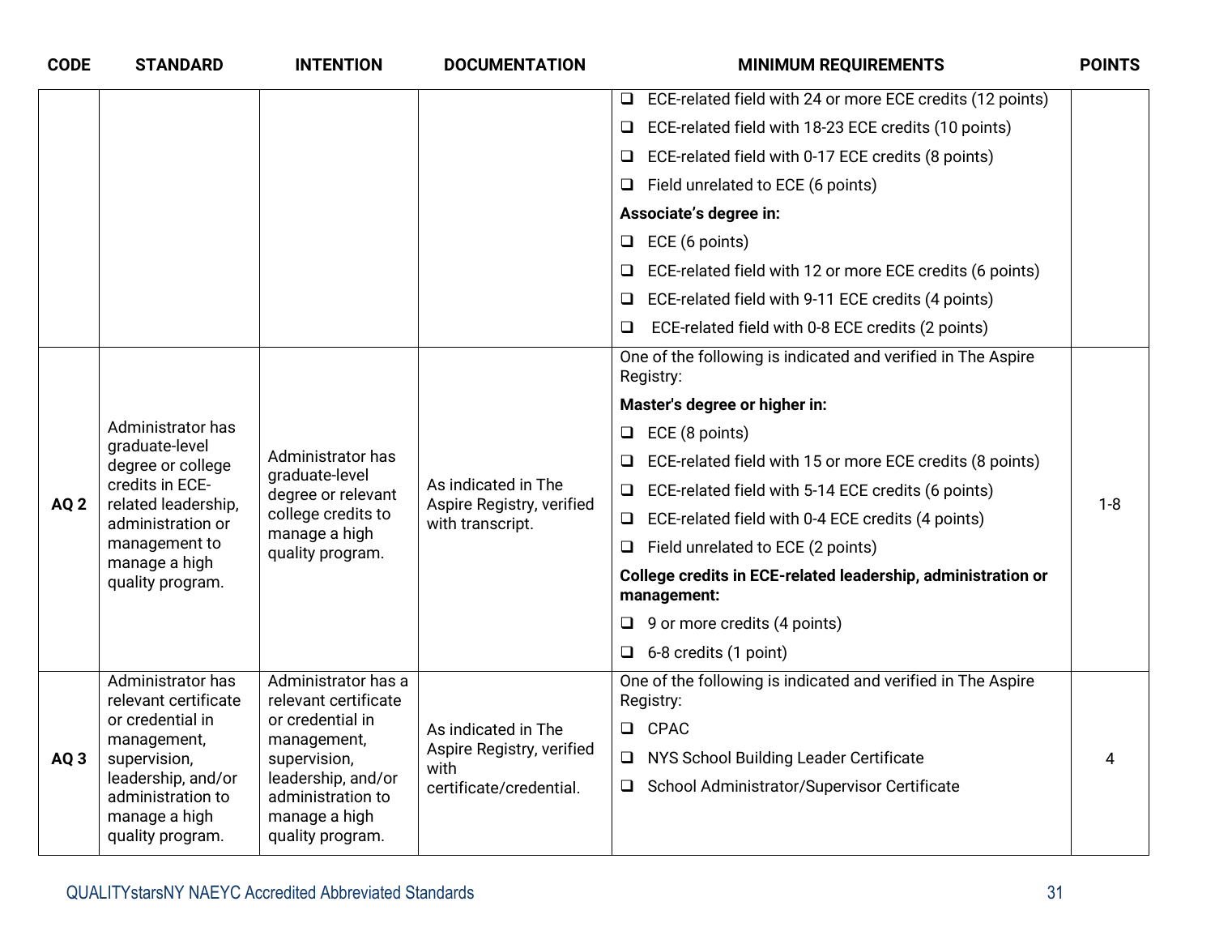| CODE | STANDARD | INTENTION | DOCUMENTATION | MINIMUM REQUIREMENTS | POINTS |
|---|---|---|---|---|---|
| | | | | ❑ ECE-related field with 24 or more ECE credits (12 points)<br>❑ ECE-related field with 18-23 ECE credits (10 points)<br>❑ ECE-related field with 0-17 ECE credits (8 points)<br>❑ Field unrelated to ECE (6 points)<br>**Associate's degree in:**<br>❑ ECE (6 points)<br>❑ ECE-related field with 12 or more ECE credits (6 points)<br>❑ ECE-related field with 9-11 ECE credits (4 points)<br>❑ ECE-related field with 0-8 ECE credits (2 points) | |
| AQ 2 | Administrator has graduate-level degree or college credits in ECE-related leadership, administration or management to manage a high quality program. | Administrator has graduate-level degree or relevant college credits to manage a high quality program. | As indicated in The Aspire Registry, verified with transcript. | One of the following is indicated and verified in The Aspire Registry:<br>**Master's degree or higher in:**<br>❑ ECE (8 points)<br>❑ ECE-related field with 15 or more ECE credits (8 points)<br>❑ ECE-related field with 5-14 ECE credits (6 points)<br>❑ ECE-related field with 0-4 ECE credits (4 points)<br>❑ Field unrelated to ECE (2 points)<br>**College credits in ECE-related leadership, administration or management:**<br>❑ 9 or more credits (4 points)<br>❑ 6-8 credits (1 point) | 1-8 |
| AQ 3 | Administrator has relevant certificate or credential in management, supervision, leadership, and/or administration to manage a high quality program. | Administrator has a relevant certificate or credential in management, supervision, leadership, and/or administration to manage a high quality program. | As indicated in The Aspire Registry, verified with certificate/credential. | One of the following is indicated and verified in The Aspire Registry:<br>❑ CPAC<br>❑ NYS School Building Leader Certificate<br>❑ School Administrator/Supervisor Certificate | 4 |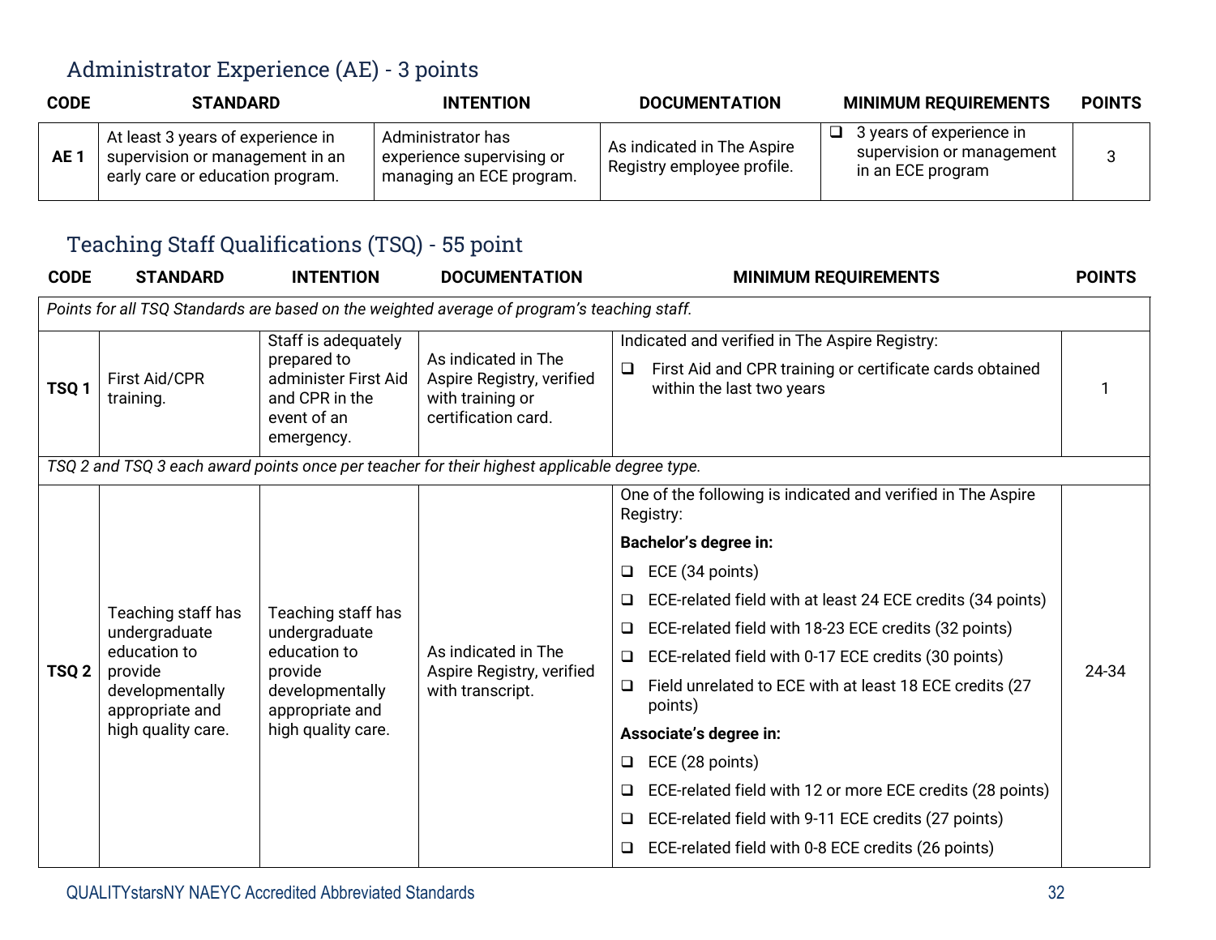## Administrator Experience (AE) - 3 points

| CODE | STANDARD | INTENTION | DOCUMENTATION | MINIMUM REQUIREMENTS | POINTS |
|---|---|---|---|---|---|
| AE 1 | At least 3 years of experience in supervision or management in an early care or education program. | Administrator has experience supervising or managing an ECE program. | As indicated in The Aspire Registry employee profile. | ❑ 3 years of experience in supervision or management in an ECE program | 3 |

## Teaching Staff Qualifications (TSQ) - 55 point

| CODE | STANDARD | INTENTION | DOCUMENTATION | MINIMUM REQUIREMENTS | POINTS |
|---|---|---|---|---|---|
| *Points for all TSQ Standards are based on the weighted average of program's teaching staff.* | | | | | |
| TSQ 1 | First Aid/CPR training. | Staff is adequately prepared to administer First Aid and CPR in the event of an emergency. | As indicated in The Aspire Registry, verified with training or certification card. | Indicated and verified in The Aspire Registry:<br>❑ First Aid and CPR training or certificate cards obtained within the last two years | 1 |
| *TSQ 2 and TSQ 3 each award points once per teacher for their highest applicable degree type.* | | | | | |
| TSQ 2 | Teaching staff has undergraduate education to provide developmentally appropriate and high quality care. | Teaching staff has undergraduate education to provide developmentally appropriate and high quality care. | As indicated in The Aspire Registry, verified with transcript. | One of the following is indicated and verified in The Aspire Registry:<br>**Bachelor's degree in:**<br>❑ ECE (34 points)<br>❑ ECE-related field with at least 24 ECE credits (34 points)<br>❑ ECE-related field with 18-23 ECE credits (32 points)<br>❑ ECE-related field with 0-17 ECE credits (30 points)<br>❑ Field unrelated to ECE with at least 18 ECE credits (27 points)<br>**Associate's degree in:**<br>❑ ECE (28 points)<br>❑ ECE-related field with 12 or more ECE credits (28 points)<br>❑ ECE-related field with 9-11 ECE credits (27 points)<br>❑ ECE-related field with 0-8 ECE credits (26 points) | 24-34 |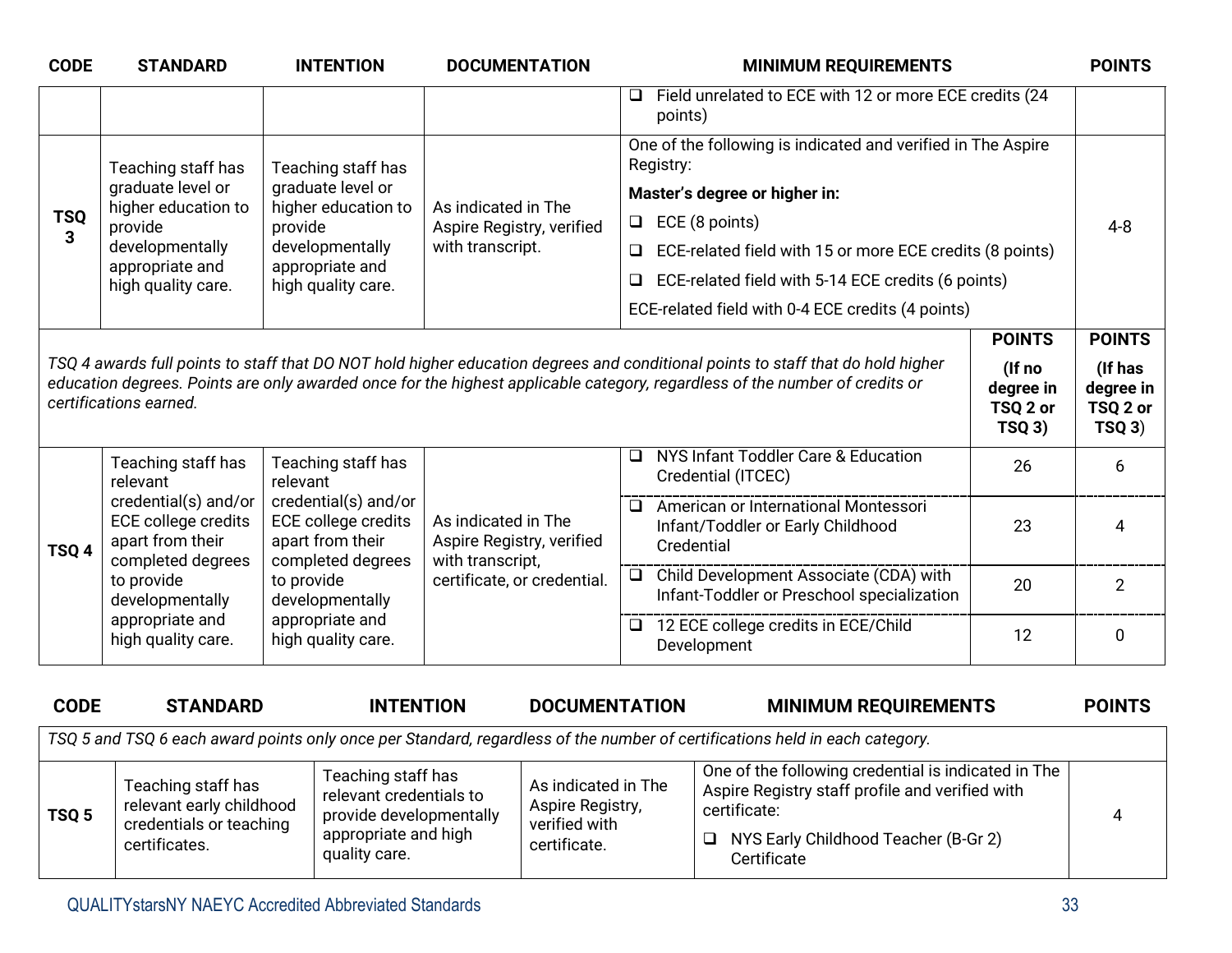| CODE | STANDARD | INTENTION | DOCUMENTATION | MINIMUM REQUIREMENTS | POINTS |
|---|---|---|---|---|---|
| | | | | ❑ Field unrelated to ECE with 12 or more ECE credits (24 points) | |
| TSQ 3 | Teaching staff has graduate level or higher education to provide developmentally appropriate and high quality care. | Teaching staff has graduate level or higher education to provide developmentally appropriate and high quality care. | As indicated in The Aspire Registry, verified with transcript. | One of the following is indicated and verified in The Aspire Registry: **Master's degree or higher in:** ❑ ECE (8 points) ❑ ECE-related field with 15 or more ECE credits (8 points) ❑ ECE-related field with 5-14 ECE credits (6 points) ECE-related field with 0-4 ECE credits (4 points) | 4-8 |

| *TSQ 4 awards full points to staff that DO NOT hold higher education degrees and conditional points to staff that do hold higher education degrees. Points are only awarded once for the highest applicable category, regardless of the number of credits or certifications earned.* | | | | | **POINTS (If no degree in TSQ 2 or TSQ 3)** | **POINTS (If has degree in TSQ 2 or TSQ 3)** |
|---|---|---|---|---|---|---|
| TSQ 4 | Teaching staff has relevant credential(s) and/or ECE college credits apart from their completed degrees to provide developmentally appropriate and high quality care. | Teaching staff has relevant credential(s) and/or ECE college credits apart from their completed degrees to provide developmentally appropriate and high quality care. | As indicated in The Aspire Registry, verified with transcript, certificate, or credential. | ❑ NYS Infant Toddler Care & Education Credential (ITCEC) | 26 | 6 |
| | | | | ❑ American or International Montessori Infant/Toddler or Early Childhood Credential | 23 | 4 |
| | | | | ❑ Child Development Associate (CDA) with Infant-Toddler or Preschool specialization | 20 | 2 |
| | | | | ❑ 12 ECE college credits in ECE/Child Development | 12 | 0 |

| CODE | STANDARD | INTENTION | DOCUMENTATION | MINIMUM REQUIREMENTS | POINTS |
|---|---|---|---|---|---|
| *TSQ 5 and TSQ 6 each award points only once per Standard, regardless of the number of certifications held in each category.* | | | | | |
| TSQ 5 | Teaching staff has relevant early childhood credentials or teaching certificates. | Teaching staff has relevant credentials to provide developmentally appropriate and high quality care. | As indicated in The Aspire Registry, verified with certificate. | One of the following credential is indicated in The Aspire Registry staff profile and verified with certificate: ❑ NYS Early Childhood Teacher (B-Gr 2) Certificate | 4 |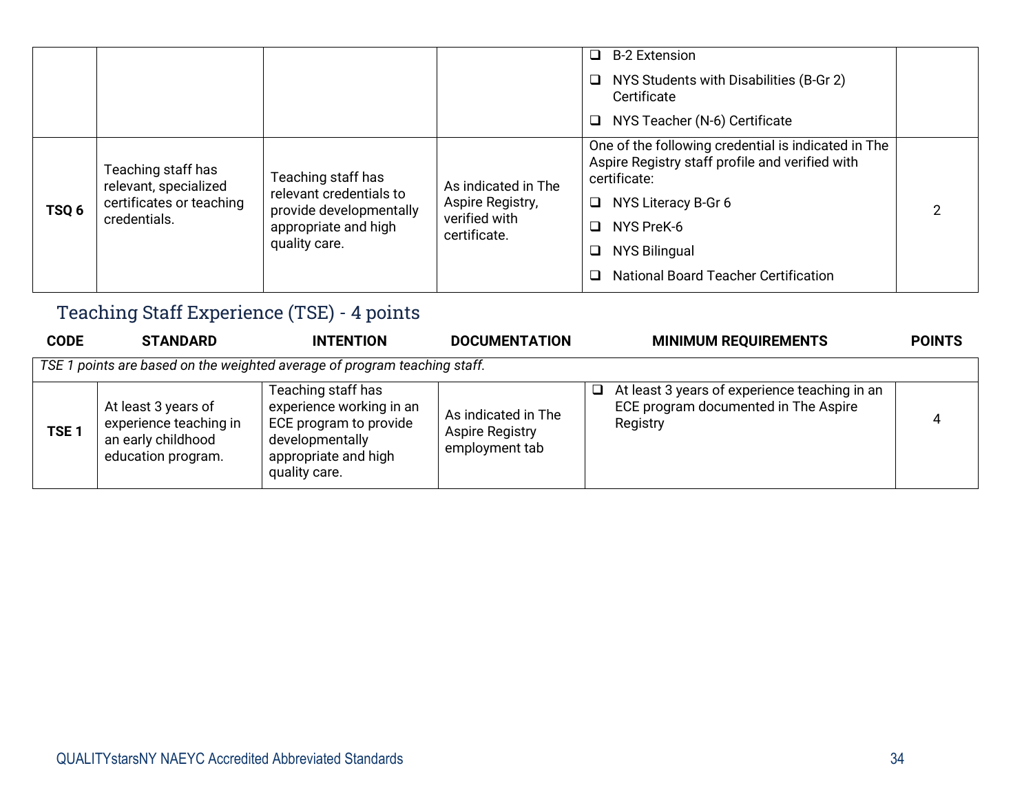| | | | | |
|---|---|---|---|---|
| | | | ❑ B-2 Extension<br>❑ NYS Students with Disabilities (B-Gr 2) Certificate<br>❑ NYS Teacher (N-6) Certificate | |
| **TSQ 6** | Teaching staff has relevant, specialized certificates or teaching credentials. | Teaching staff has relevant credentials to provide developmentally appropriate and high quality care. | As indicated in The Aspire Registry, verified with certificate. | One of the following credential is indicated in The Aspire Registry staff profile and verified with certificate:<br>❑ NYS Literacy B-Gr 6<br>❑ NYS PreK-6<br>❑ NYS Bilingual<br>❑ National Board Teacher Certification | 2 |

## Teaching Staff Experience (TSE) - 4 points

| CODE | STANDARD | INTENTION | DOCUMENTATION | MINIMUM REQUIREMENTS | POINTS |
|---|---|---|---|---|---|
| *TSE 1 points are based on the weighted average of program teaching staff.* | | | | | |
| **TSE 1** | At least 3 years of experience teaching in an early childhood education program. | Teaching staff has experience working in an ECE program to provide developmentally appropriate and high quality care. | As indicated in The Aspire Registry employment tab | ❑ At least 3 years of experience teaching in an ECE program documented in The Aspire Registry | 4 |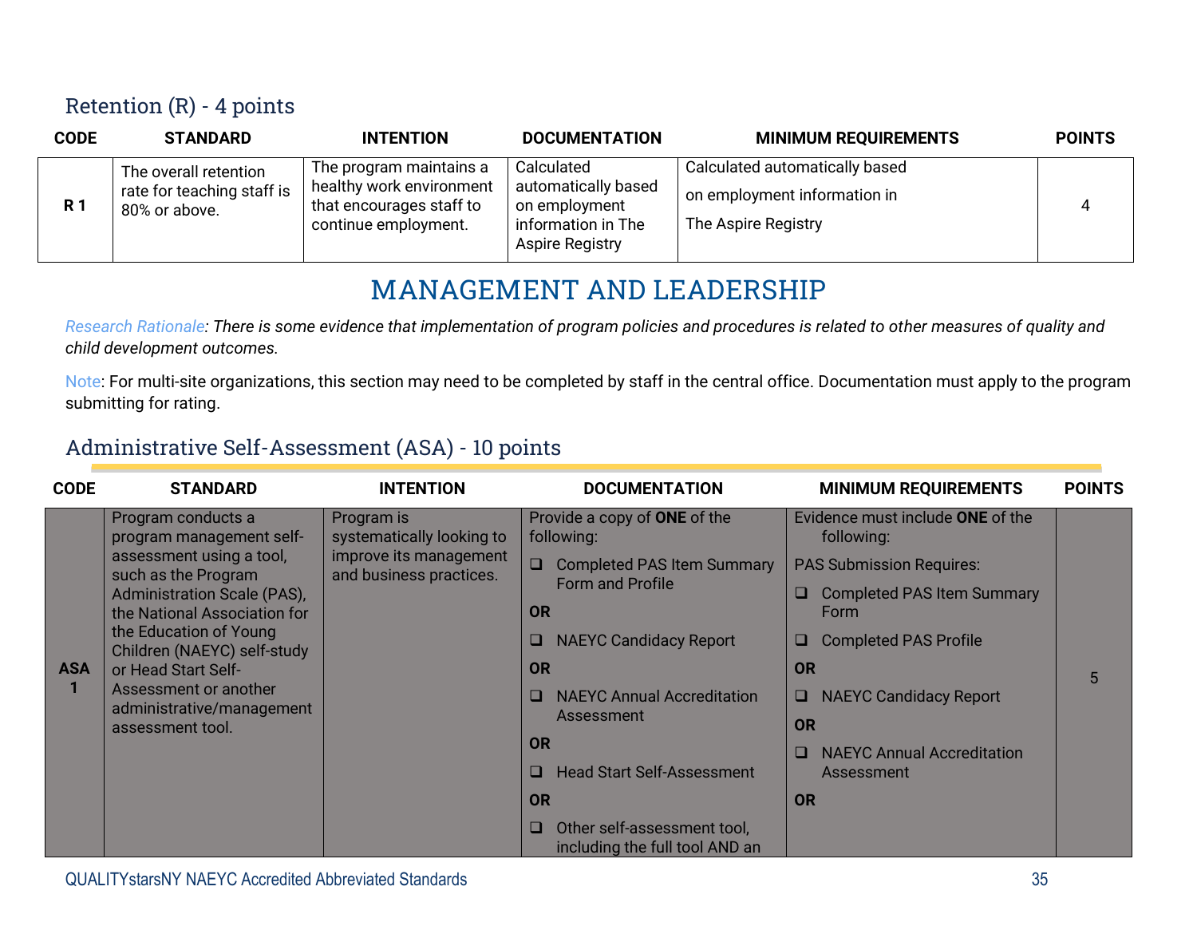## Retention (R) - 4 points

| CODE | STANDARD | INTENTION | DOCUMENTATION | MINIMUM REQUIREMENTS | POINTS |
|---|---|---|---|---|---|
| **R 1** | The overall retention rate for teaching staff is 80% or above. | The program maintains a healthy work environment that encourages staff to continue employment. | Calculated automatically based on employment information in The Aspire Registry | Calculated automatically based on employment information in The Aspire Registry | 4 |

# MANAGEMENT AND LEADERSHIP

Research Rationale: *There is some evidence that implementation of program policies and procedures is related to other measures of quality and child development outcomes.*

Note: For multi-site organizations, this section may need to be completed by staff in the central office. Documentation must apply to the program submitting for rating.

## Administrative Self-Assessment (ASA) - 10 points

| CODE | STANDARD | INTENTION | DOCUMENTATION | MINIMUM REQUIREMENTS | POINTS |
|---|---|---|---|---|---|
| **ASA 1** | Program conducts a program management self-assessment using a tool, such as the Program Administration Scale (PAS), the National Association for the Education of Young Children (NAEYC) self-study or Head Start Self-Assessment or another administrative/management assessment tool. | Program is systematically looking to improve its management and business practices. | Provide a copy of **ONE** of the following:<br>❑ Completed PAS Item Summary Form and Profile<br>**OR**<br>❑ NAEYC Candidacy Report<br>**OR**<br>❑ NAEYC Annual Accreditation Assessment<br>**OR**<br>❑ Head Start Self-Assessment<br>**OR**<br>❑ Other self-assessment tool, including the full tool AND an | Evidence must include **ONE** of the following:<br>PAS Submission Requires:<br>❑ Completed PAS Item Summary Form<br>❑ Completed PAS Profile<br>**OR**<br>❑ NAEYC Candidacy Report<br>**OR**<br>❑ NAEYC Annual Accreditation Assessment<br>**OR** | 5 |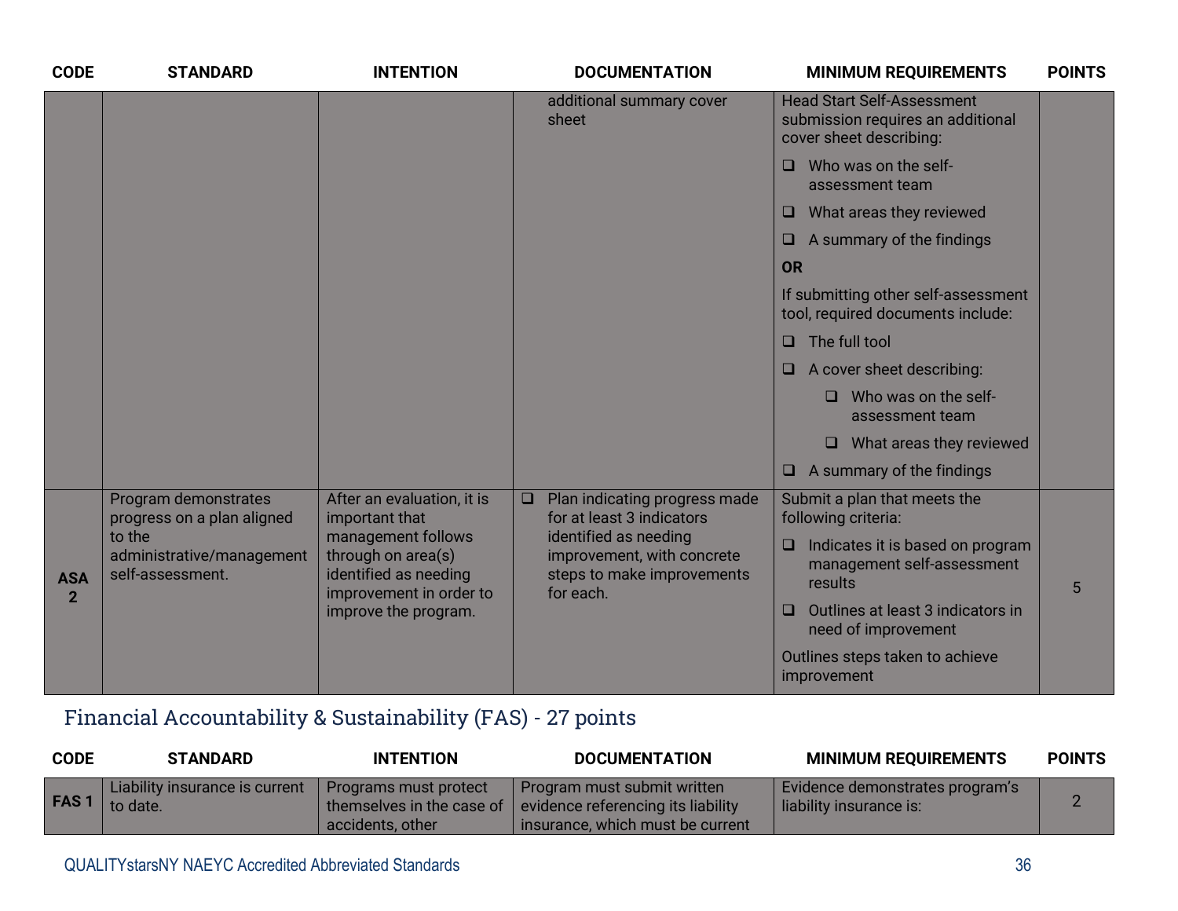| CODE | STANDARD | INTENTION | DOCUMENTATION | MINIMUM REQUIREMENTS | POINTS |
|---|---|---|---|---|---|
| | | | additional summary cover sheet | Head Start Self-Assessment submission requires an additional cover sheet describing:<br>❑ Who was on the self-assessment team<br>❑ What areas they reviewed<br>❑ A summary of the findings<br>**OR**<br>If submitting other self-assessment tool, required documents include:<br>❑ The full tool<br>❑ A cover sheet describing:<br>&nbsp;&nbsp;&nbsp;&nbsp;❑ Who was on the self-assessment team<br>&nbsp;&nbsp;&nbsp;&nbsp;❑ What areas they reviewed<br>❑ A summary of the findings | |
| **ASA 2** | Program demonstrates progress on a plan aligned to the administrative/management self-assessment. | After an evaluation, it is important that management follows through on area(s) identified as needing improvement in order to improve the program. | ❑ Plan indicating progress made for at least 3 indicators identified as needing improvement, with concrete steps to make improvements for each. | Submit a plan that meets the following criteria:<br>❑ Indicates it is based on program management self-assessment results<br>❑ Outlines at least 3 indicators in need of improvement<br>Outlines steps taken to achieve improvement | 5 |

## Financial Accountability & Sustainability (FAS) - 27 points

| CODE | STANDARD | INTENTION | DOCUMENTATION | MINIMUM REQUIREMENTS | POINTS |
|---|---|---|---|---|---|
| **FAS 1** | Liability insurance is current to date. | Programs must protect themselves in the case of accidents, other | Program must submit written evidence referencing its liability insurance, which must be current | Evidence demonstrates program's liability insurance is: | 2 |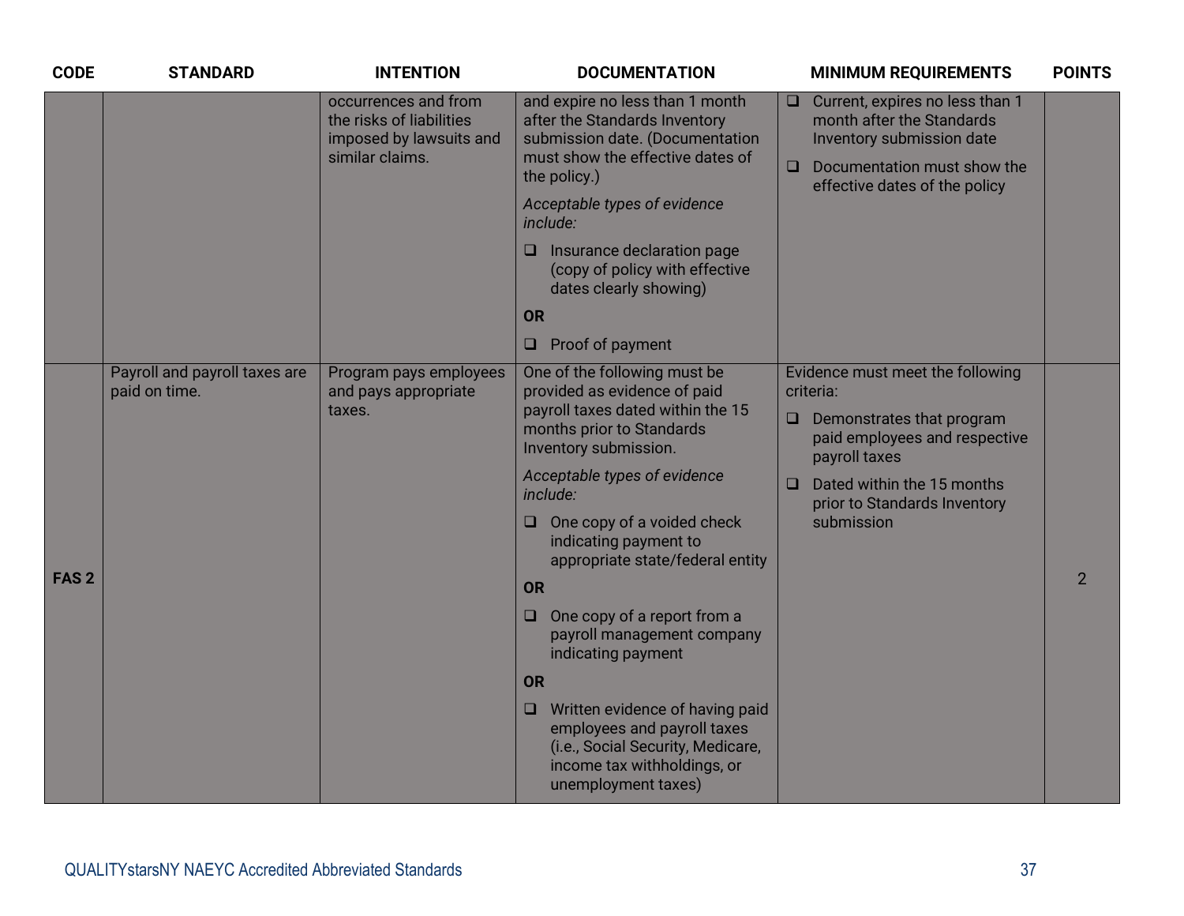| CODE | STANDARD | INTENTION | DOCUMENTATION | MINIMUM REQUIREMENTS | POINTS |
|---|---|---|---|---|---|
| | | occurrences and from the risks of liabilities imposed by lawsuits and similar claims. | and expire no less than 1 month after the Standards Inventory submission date. (Documentation must show the effective dates of the policy.)<br><br>*Acceptable types of evidence include:*<br><br>❑ Insurance declaration page (copy of policy with effective dates clearly showing)<br><br>**OR**<br><br>❑ Proof of payment | ❑ Current, expires no less than 1 month after the Standards Inventory submission date<br><br>❑ Documentation must show the effective dates of the policy | |
| **FAS 2** | Payroll and payroll taxes are paid on time. | Program pays employees and pays appropriate taxes. | One of the following must be provided as evidence of paid payroll taxes dated within the 15 months prior to Standards Inventory submission.<br><br>*Acceptable types of evidence include:*<br><br>❑ One copy of a voided check indicating payment to appropriate state/federal entity<br><br>**OR**<br><br>❑ One copy of a report from a payroll management company indicating payment<br><br>**OR**<br><br>❑ Written evidence of having paid employees and payroll taxes (i.e., Social Security, Medicare, income tax withholdings, or unemployment taxes) | Evidence must meet the following criteria:<br><br>❑ Demonstrates that program paid employees and respective payroll taxes<br><br>❑ Dated within the 15 months prior to Standards Inventory submission | 2 |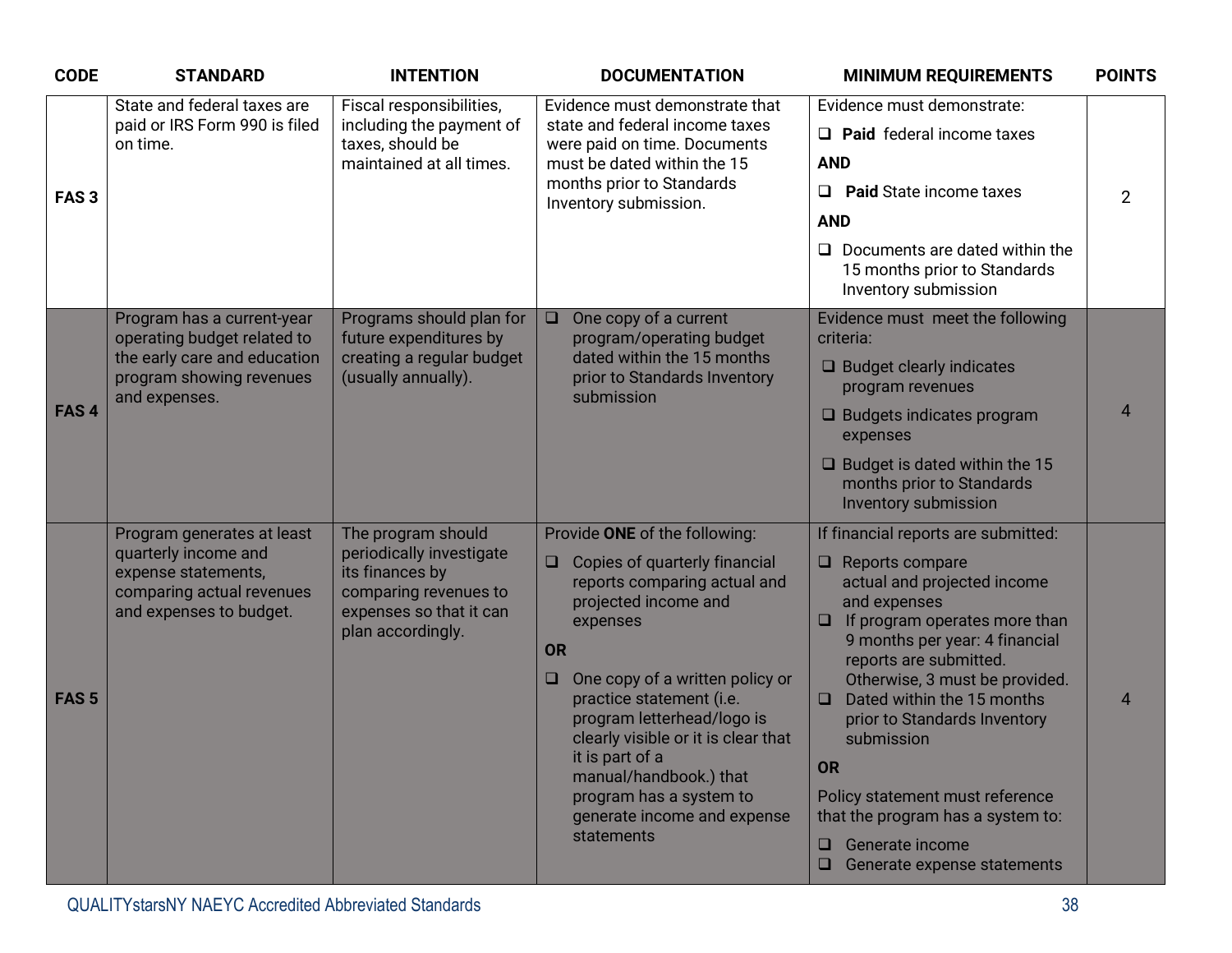| CODE | STANDARD | INTENTION | DOCUMENTATION | MINIMUM REQUIREMENTS | POINTS |
|---|---|---|---|---|---|
| FAS 3 | State and federal taxes are paid or IRS Form 990 is filed on time. | Fiscal responsibilities, including the payment of taxes, should be maintained at all times. | Evidence must demonstrate that state and federal income taxes were paid on time. Documents must be dated within the 15 months prior to Standards Inventory submission. | Evidence must demonstrate:<br>❑ **Paid** federal income taxes<br>**AND**<br>❑ **Paid** State income taxes<br>**AND**<br>❑ Documents are dated within the 15 months prior to Standards Inventory submission | 2 |
| FAS 4 | Program has a current-year operating budget related to the early care and education program showing revenues and expenses. | Programs should plan for future expenditures by creating a regular budget (usually annually). | ❑ One copy of a current program/operating budget dated within the 15 months prior to Standards Inventory submission | Evidence must meet the following criteria:<br>❑ Budget clearly indicates program revenues<br>❑ Budgets indicates program expenses<br>❑ Budget is dated within the 15 months prior to Standards Inventory submission | 4 |
| FAS 5 | Program generates at least quarterly income and expense statements, comparing actual revenues and expenses to budget. | The program should periodically investigate its finances by comparing revenues to expenses so that it can plan accordingly. | Provide **ONE** of the following:<br>❑ Copies of quarterly financial reports comparing actual and projected income and expenses<br>**OR**<br>❑ One copy of a written policy or practice statement (i.e. program letterhead/logo is clearly visible or it is clear that it is part of a manual/handbook.) that program has a system to generate income and expense statements | If financial reports are submitted:<br>❑ Reports compare actual and projected income and expenses<br>❑ If program operates more than 9 months per year: 4 financial reports are submitted. Otherwise, 3 must be provided.<br>❑ Dated within the 15 months prior to Standards Inventory submission<br>**OR**<br>Policy statement must reference that the program has a system to:<br>❑ Generate income<br>❑ Generate expense statements | 4 |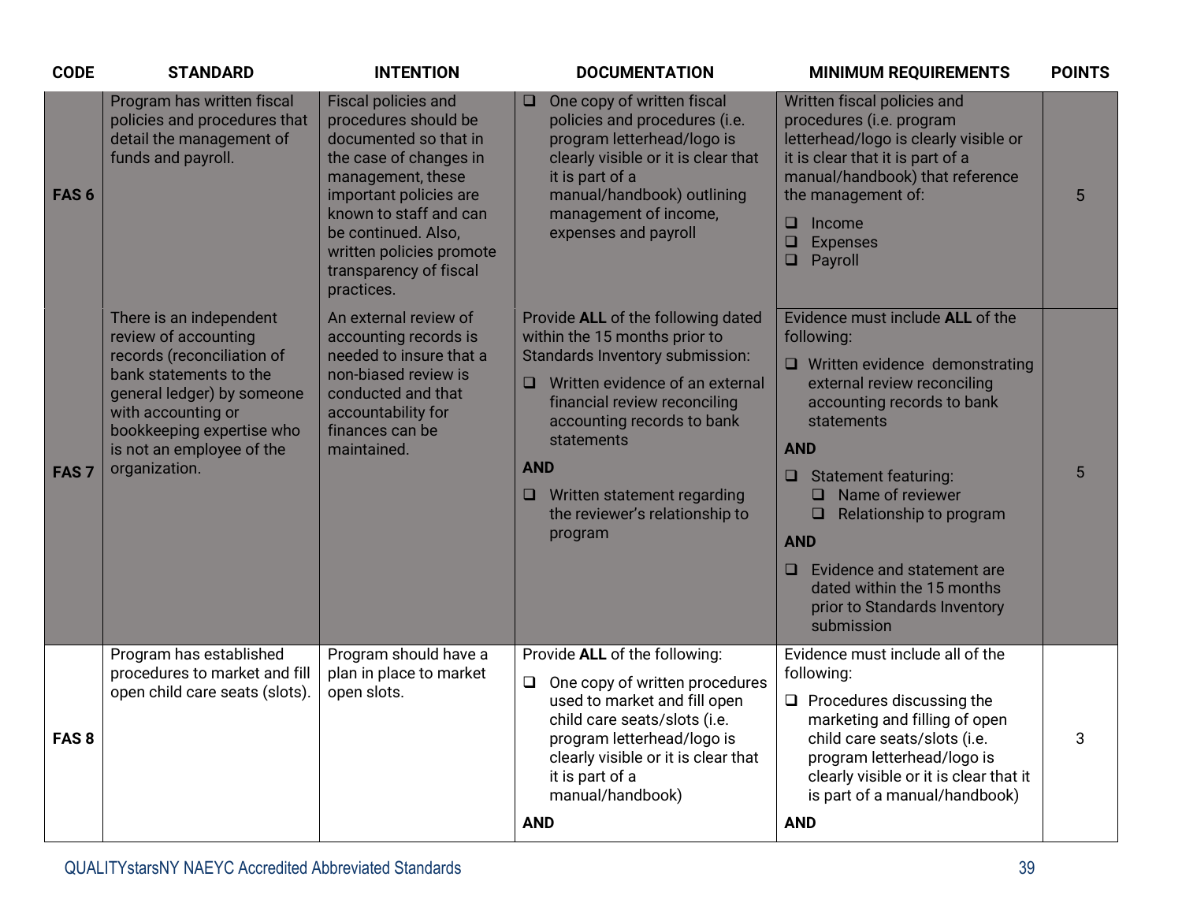| CODE | STANDARD | INTENTION | DOCUMENTATION | MINIMUM REQUIREMENTS | POINTS |
|---|---|---|---|---|---|
| **FAS 6** | Program has written fiscal policies and procedures that detail the management of funds and payroll. | Fiscal policies and procedures should be documented so that in the case of changes in management, these important policies are known to staff and can be continued. Also, written policies promote transparency of fiscal practices. | ❑ One copy of written fiscal policies and procedures (i.e. program letterhead/logo is clearly visible or it is clear that it is part of a manual/handbook) outlining management of income, expenses and payroll | Written fiscal policies and procedures (i.e. program letterhead/logo is clearly visible or it is clear that it is part of a manual/handbook) that reference the management of:<br>❑ Income<br>❑ Expenses<br>❑ Payroll | 5 |
| **FAS 7** | There is an independent review of accounting records (reconciliation of bank statements to the general ledger) by someone with accounting or bookkeeping expertise who is not an employee of the organization. | An external review of accounting records is needed to insure that a non-biased review is conducted and that accountability for finances can be maintained. | Provide **ALL** of the following dated within the 15 months prior to Standards Inventory submission:<br>❑ Written evidence of an external financial review reconciling accounting records to bank statements<br>**AND**<br>❑ Written statement regarding the reviewer's relationship to program | Evidence must include **ALL** of the following:<br>❑ Written evidence demonstrating external review reconciling accounting records to bank statements<br>**AND**<br>❑ Statement featuring:<br>❑ Name of reviewer<br>❑ Relationship to program<br>**AND**<br>❑ Evidence and statement are dated within the 15 months prior to Standards Inventory submission | 5 |
| **FAS 8** | Program has established procedures to market and fill open child care seats (slots). | Program should have a plan in place to market open slots. | Provide **ALL** of the following:<br>❑ One copy of written procedures used to market and fill open child care seats/slots (i.e. program letterhead/logo is clearly visible or it is clear that it is part of a manual/handbook)<br>**AND** | Evidence must include all of the following:<br>❑ Procedures discussing the marketing and filling of open child care seats/slots (i.e. program letterhead/logo is clearly visible or it is clear that it is part of a manual/handbook)<br>**AND** | 3 |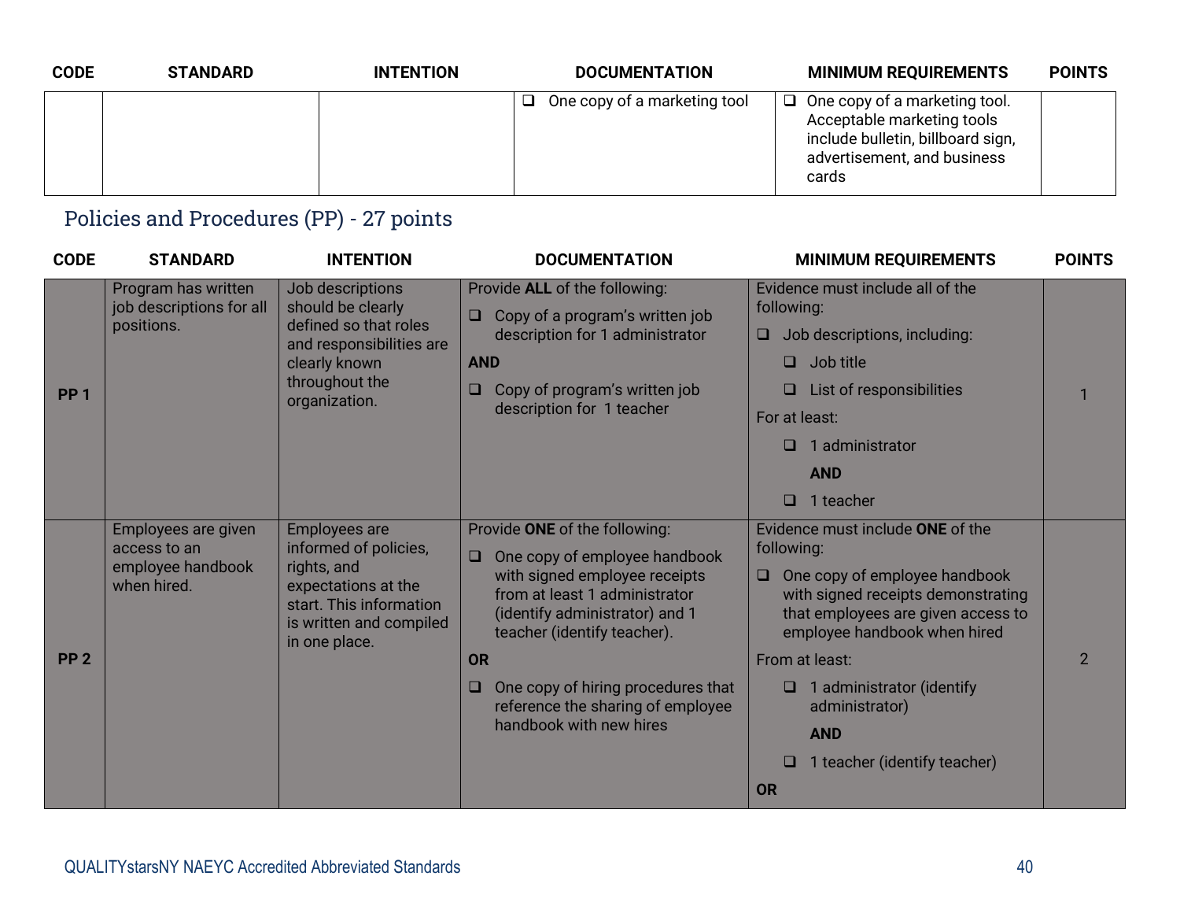| CODE | STANDARD | INTENTION | DOCUMENTATION | MINIMUM REQUIREMENTS | POINTS |
|---|---|---|---|---|---|
| | | | ❑ One copy of a marketing tool | ❑ One copy of a marketing tool. Acceptable marketing tools include bulletin, billboard sign, advertisement, and business cards | |

## Policies and Procedures (PP) - 27 points

| CODE | STANDARD | INTENTION | DOCUMENTATION | MINIMUM REQUIREMENTS | POINTS |
|---|---|---|---|---|---|
| **PP 1** | Program has written job descriptions for all positions. | Job descriptions should be clearly defined so that roles and responsibilities are clearly known throughout the organization. | Provide **ALL** of the following:<br>❑ Copy of a program's written job description for 1 administrator<br>**AND**<br>❑ Copy of program's written job description for 1 teacher | Evidence must include all of the following:<br>❑ Job descriptions, including:<br>❑ Job title<br>❑ List of responsibilities<br>For at least:<br>❑ 1 administrator<br>**AND**<br>❑ 1 teacher | 1 |
| **PP 2** | Employees are given access to an employee handbook when hired. | Employees are informed of policies, rights, and expectations at the start. This information is written and compiled in one place. | Provide **ONE** of the following:<br>❑ One copy of employee handbook with signed employee receipts from at least 1 administrator (identify administrator) and 1 teacher (identify teacher).<br>**OR**<br>❑ One copy of hiring procedures that reference the sharing of employee handbook with new hires | Evidence must include **ONE** of the following:<br>❑ One copy of employee handbook with signed receipts demonstrating that employees are given access to employee handbook when hired<br>From at least:<br>❑ 1 administrator (identify administrator)<br>**AND**<br>❑ 1 teacher (identify teacher)<br>**OR** | 2 |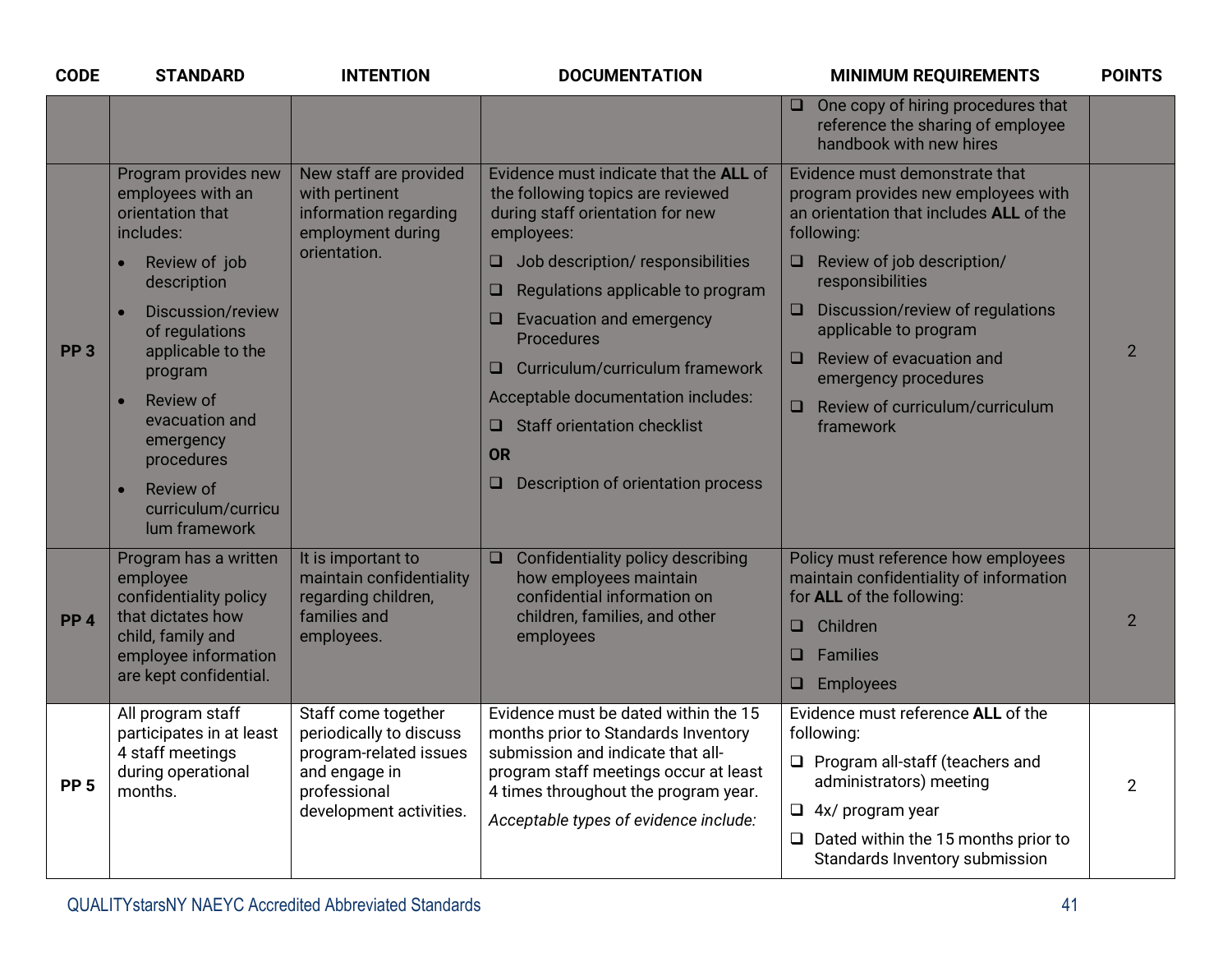| CODE | STANDARD | INTENTION | DOCUMENTATION | MINIMUM REQUIREMENTS | POINTS |
|---|---|---|---|---|---|
| | | | | ❑ One copy of hiring procedures that reference the sharing of employee handbook with new hires | |
| **PP 3** | Program provides new employees with an orientation that includes:<br>• Review of job description<br>• Discussion/review of regulations applicable to the program<br>• Review of evacuation and emergency procedures<br>• Review of curriculum/curriculum framework | New staff are provided with pertinent information regarding employment during orientation. | Evidence must indicate that the **ALL** of the following topics are reviewed during staff orientation for new employees:<br>❑ Job description/ responsibilities<br>❑ Regulations applicable to program<br>❑ Evacuation and emergency Procedures<br>❑ Curriculum/curriculum framework<br>Acceptable documentation includes:<br>❑ Staff orientation checklist<br>**OR**<br>❑ Description of orientation process | Evidence must demonstrate that program provides new employees with an orientation that includes **ALL** of the following:<br>❑ Review of job description/ responsibilities<br>❑ Discussion/review of regulations applicable to program<br>❑ Review of evacuation and emergency procedures<br>❑ Review of curriculum/curriculum framework | 2 |
| **PP 4** | Program has a written employee confidentiality policy that dictates how child, family and employee information are kept confidential. | It is important to maintain confidentiality regarding children, families and employees. | ❑ Confidentiality policy describing how employees maintain confidential information on children, families, and other employees | Policy must reference how employees maintain confidentiality of information for **ALL** of the following:<br>❑ Children<br>❑ Families<br>❑ Employees | 2 |
| **PP 5** | All program staff participates in at least 4 staff meetings during operational months. | Staff come together periodically to discuss program-related issues and engage in professional development activities. | Evidence must be dated within the 15 months prior to Standards Inventory submission and indicate that all-program staff meetings occur at least 4 times throughout the program year.<br>*Acceptable types of evidence include:* | Evidence must reference **ALL** of the following:<br>❑ Program all-staff (teachers and administrators) meeting<br>❑ 4x/ program year<br>❑ Dated within the 15 months prior to Standards Inventory submission | 2 |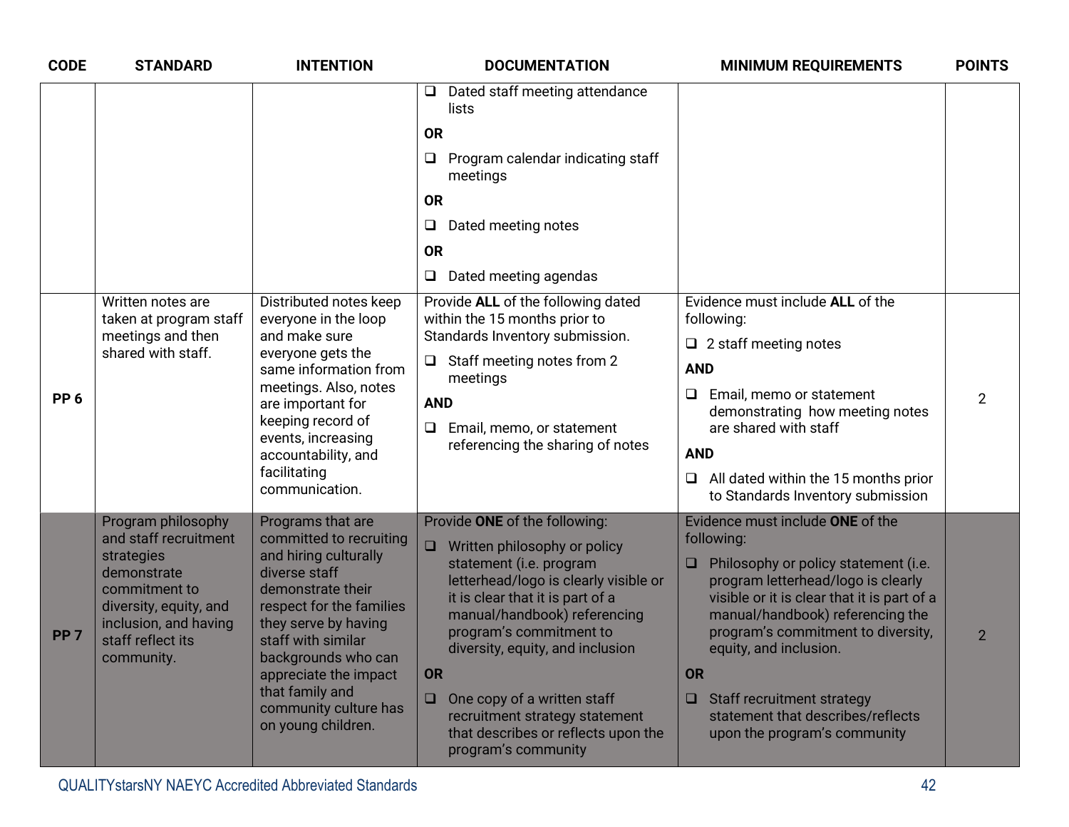| CODE | STANDARD | INTENTION | DOCUMENTATION | MINIMUM REQUIREMENTS | POINTS |
|---|---|---|---|---|---|
| | | | ❑ Dated staff meeting attendance lists<br>**OR**<br>❑ Program calendar indicating staff meetings<br>**OR**<br>❑ Dated meeting notes<br>**OR**<br>❑ Dated meeting agendas | | |
| **PP 6** | Written notes are taken at program staff meetings and then shared with staff. | Distributed notes keep everyone in the loop and make sure everyone gets the same information from meetings. Also, notes are important for keeping record of events, increasing accountability, and facilitating communication. | Provide **ALL** of the following dated within the 15 months prior to Standards Inventory submission.<br>❑ Staff meeting notes from 2 meetings<br>**AND**<br>❑ Email, memo, or statement referencing the sharing of notes | Evidence must include **ALL** of the following:<br>❑ 2 staff meeting notes<br>**AND**<br>❑ Email, memo or statement demonstrating how meeting notes are shared with staff<br>**AND**<br>❑ All dated within the 15 months prior to Standards Inventory submission | 2 |
| **PP 7** | Program philosophy and staff recruitment strategies demonstrate commitment to diversity, equity, and inclusion, and having staff reflect its community. | Programs that are committed to recruiting and hiring culturally diverse staff demonstrate their respect for the families they serve by having staff with similar backgrounds who can appreciate the impact that family and community culture has on young children. | Provide **ONE** of the following:<br>❑ Written philosophy or policy statement (i.e. program letterhead/logo is clearly visible or it is clear that it is part of a manual/handbook) referencing program's commitment to diversity, equity, and inclusion<br>**OR**<br>❑ One copy of a written staff recruitment strategy statement that describes or reflects upon the program's community | Evidence must include **ONE** of the following:<br>❑ Philosophy or policy statement (i.e. program letterhead/logo is clearly visible or it is clear that it is part of a manual/handbook) referencing the program's commitment to diversity, equity, and inclusion.<br>**OR**<br>❑ Staff recruitment strategy statement that describes/reflects upon the program's community | 2 |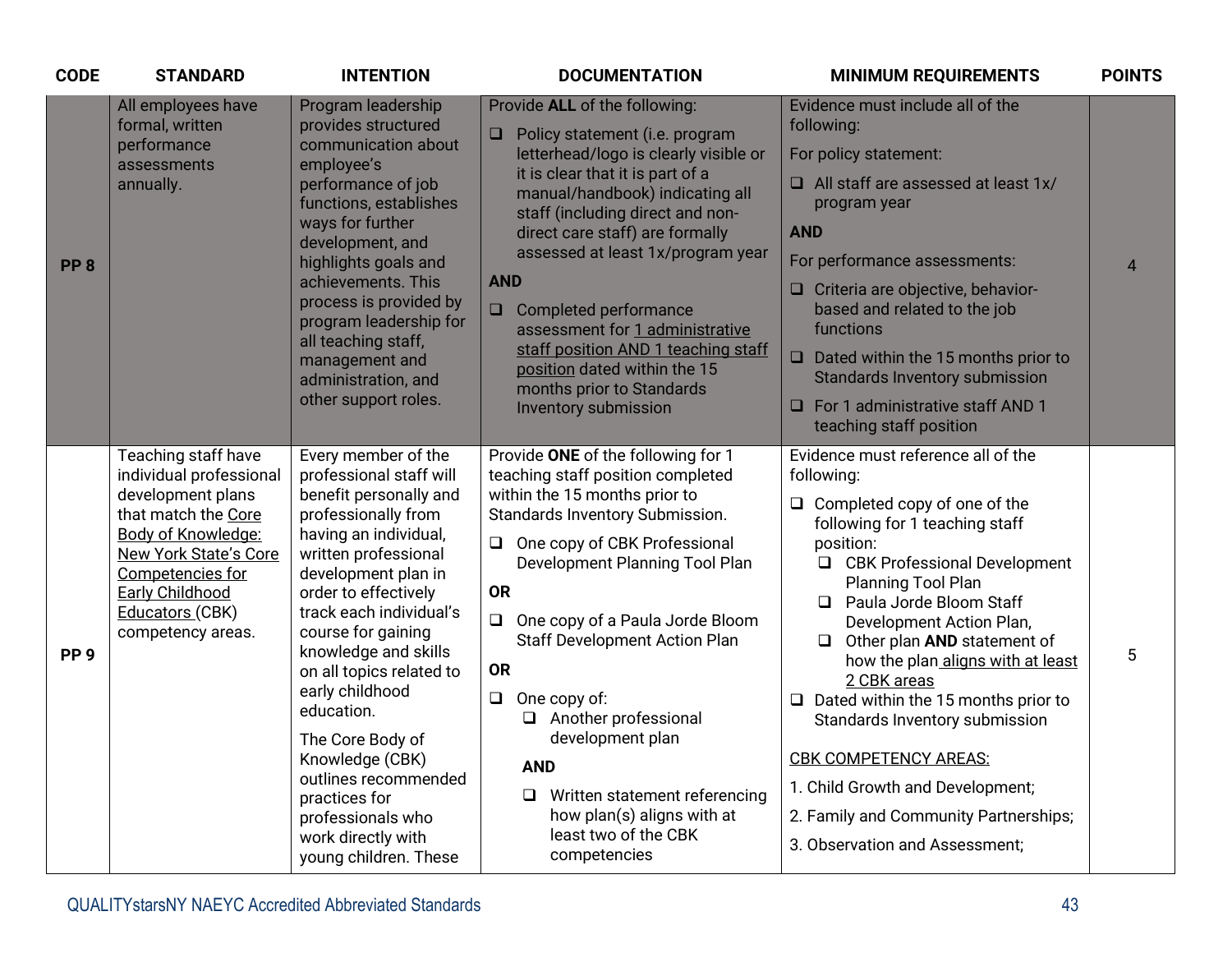| CODE | STANDARD | INTENTION | DOCUMENTATION | MINIMUM REQUIREMENTS | POINTS |
|---|---|---|---|---|---|
| **PP 8** | All employees have formal, written performance assessments annually. | Program leadership provides structured communication about employee's performance of job functions, establishes ways for further development, and highlights goals and achievements. This process is provided by program leadership for all teaching staff, management and administration, and other support roles. | Provide **ALL** of the following:<br>❑ Policy statement (i.e. program letterhead/logo is clearly visible or it is clear that it is part of a manual/handbook) indicating all staff (including direct and non-direct care staff) are formally assessed at least 1x/program year<br>**AND**<br>❑ Completed performance assessment for 1 administrative staff position AND 1 teaching staff position dated within the 15 months prior to Standards Inventory submission | Evidence must include all of the following:<br>For policy statement:<br>❑ All staff are assessed at least 1x/ program year<br>**AND**<br>For performance assessments:<br>❑ Criteria are objective, behavior-based and related to the job functions<br>❑ Dated within the 15 months prior to Standards Inventory submission<br>❑ For 1 administrative staff AND 1 teaching staff position | 4 |
| **PP 9** | Teaching staff have individual professional development plans that match the Core Body of Knowledge: New York State's Core Competencies for Early Childhood Educators (CBK) competency areas. | Every member of the professional staff will benefit personally and professionally from having an individual, written professional development plan in order to effectively track each individual's course for gaining knowledge and skills on all topics related to early childhood education.<br>The Core Body of Knowledge (CBK) outlines recommended practices for professionals who work directly with young children. These | Provide **ONE** of the following for 1 teaching staff position completed within the 15 months prior to Standards Inventory Submission.<br>❑ One copy of CBK Professional Development Planning Tool Plan<br>**OR**<br>❑ One copy of a Paula Jorde Bloom Staff Development Action Plan<br>**OR**<br>❑ One copy of:<br>❑ Another professional development plan<br>**AND**<br>❑ Written statement referencing how plan(s) aligns with at least two of the CBK competencies | Evidence must reference all of the following:<br>❑ Completed copy of one of the following for 1 teaching staff position:<br>❑ CBK Professional Development Planning Tool Plan<br>❑ Paula Jorde Bloom Staff Development Action Plan,<br>❑ Other plan **AND** statement of how the plan aligns with at least 2 CBK areas<br>❑ Dated within the 15 months prior to Standards Inventory submission<br>CBK COMPETENCY AREAS:<br>1. Child Growth and Development;<br>2. Family and Community Partnerships;<br>3. Observation and Assessment; | 5 |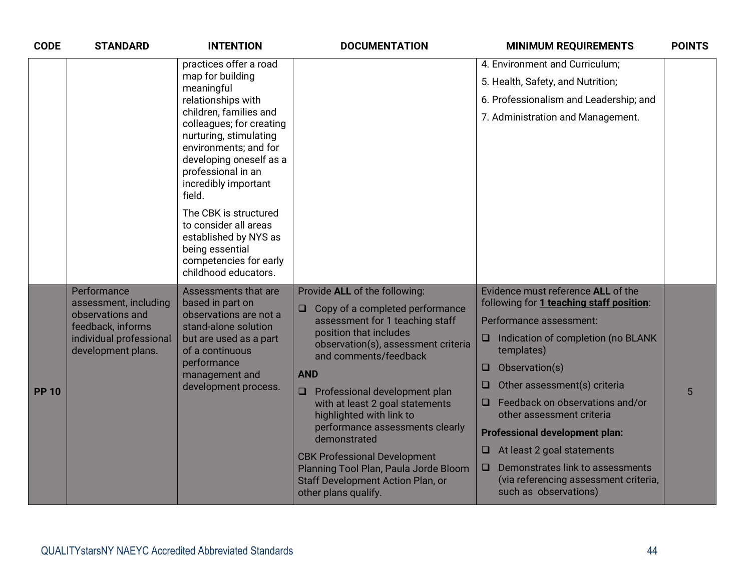| CODE | STANDARD | INTENTION | DOCUMENTATION | MINIMUM REQUIREMENTS | POINTS |
|---|---|---|---|---|---|
| | | practices offer a road map for building meaningful relationships with children, families and colleagues; for creating nurturing, stimulating environments; and for developing oneself as a professional in an incredibly important field.<br><br>The CBK is structured to consider all areas established by NYS as being essential competencies for early childhood educators. | | 4. Environment and Curriculum;<br>5. Health, Safety, and Nutrition;<br>6. Professionalism and Leadership; and<br>7. Administration and Management. | |
| **PP 10** | Performance assessment, including observations and feedback, informs individual professional development plans. | Assessments that are based in part on observations are not a stand-alone solution but are used as a part of a continuous performance management and development process. | Provide **ALL** of the following:<br>❑ Copy of a completed performance assessment for 1 teaching staff position that includes observation(s), assessment criteria and comments/feedback<br>**AND**<br>❑ Professional development plan with at least 2 goal statements highlighted with link to performance assessments clearly demonstrated<br><br>CBK Professional Development Planning Tool Plan, Paula Jorde Bloom Staff Development Action Plan, or other plans qualify. | Evidence must reference **ALL** of the following for **1 teaching staff position**:<br>Performance assessment:<br>❑ Indication of completion (no BLANK templates)<br>❑ Observation(s)<br>❑ Other assessment(s) criteria<br>❑ Feedback on observations and/or other assessment criteria<br>**Professional development plan:**<br>❑ At least 2 goal statements<br>❑ Demonstrates link to assessments (via referencing assessment criteria, such as observations) | 5 |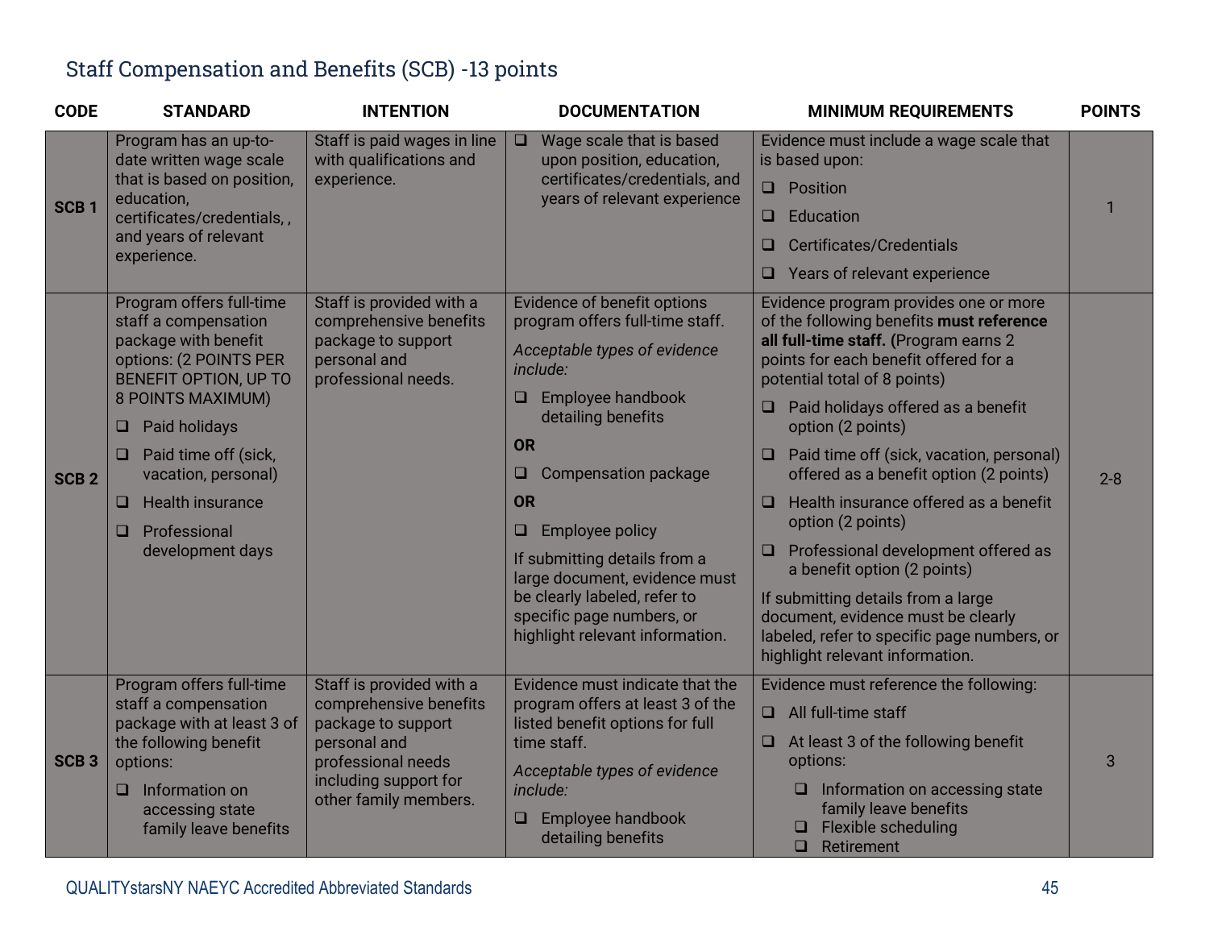## Staff Compensation and Benefits (SCB) -13 points

| CODE | STANDARD | INTENTION | DOCUMENTATION | MINIMUM REQUIREMENTS | POINTS |
|---|---|---|---|---|---|
| **SCB 1** | Program has an up-to-date written wage scale that is based on position, education, certificates/credentials, , and years of relevant experience. | Staff is paid wages in line with qualifications and experience. | ❑ Wage scale that is based upon position, education, certificates/credentials, and years of relevant experience | Evidence must include a wage scale that is based upon:<br>❑ Position<br>❑ Education<br>❑ Certificates/Credentials<br>❑ Years of relevant experience | 1 |
| **SCB 2** | Program offers full-time staff a compensation package with benefit options: (2 POINTS PER BENEFIT OPTION, UP TO 8 POINTS MAXIMUM)<br>❑ Paid holidays<br>❑ Paid time off (sick, vacation, personal)<br>❑ Health insurance<br>❑ Professional development days | Staff is provided with a comprehensive benefits package to support personal and professional needs. | Evidence of benefit options program offers full-time staff.<br>*Acceptable types of evidence include:*<br>❑ Employee handbook detailing benefits<br>**OR**<br>❑ Compensation package<br>**OR**<br>❑ Employee policy<br>If submitting details from a large document, evidence must be clearly labeled, refer to specific page numbers, or highlight relevant information. | Evidence program provides one or more of the following benefits **must reference all full-time staff. (**Program earns 2 points for each benefit offered for a potential total of 8 points)<br>❑ Paid holidays offered as a benefit option (2 points)<br>❑ Paid time off (sick, vacation, personal) offered as a benefit option (2 points)<br>❑ Health insurance offered as a benefit option (2 points)<br>❑ Professional development offered as a benefit option (2 points)<br>If submitting details from a large document, evidence must be clearly labeled, refer to specific page numbers, or highlight relevant information. | 2-8 |
| **SCB 3** | Program offers full-time staff a compensation package with at least 3 of the following benefit options:<br>❑ Information on accessing state family leave benefits | Staff is provided with a comprehensive benefits package to support personal and professional needs including support for other family members. | Evidence must indicate that the program offers at least 3 of the listed benefit options for full time staff.<br>*Acceptable types of evidence include:*<br>❑ Employee handbook detailing benefits | Evidence must reference the following:<br>❑ All full-time staff<br>❑ At least 3 of the following benefit options:<br>❑ Information on accessing state family leave benefits<br>❑ Flexible scheduling<br>❑ Retirement | 3 |

QUALITYstarsNY NAEYC Accredited Abbreviated Standards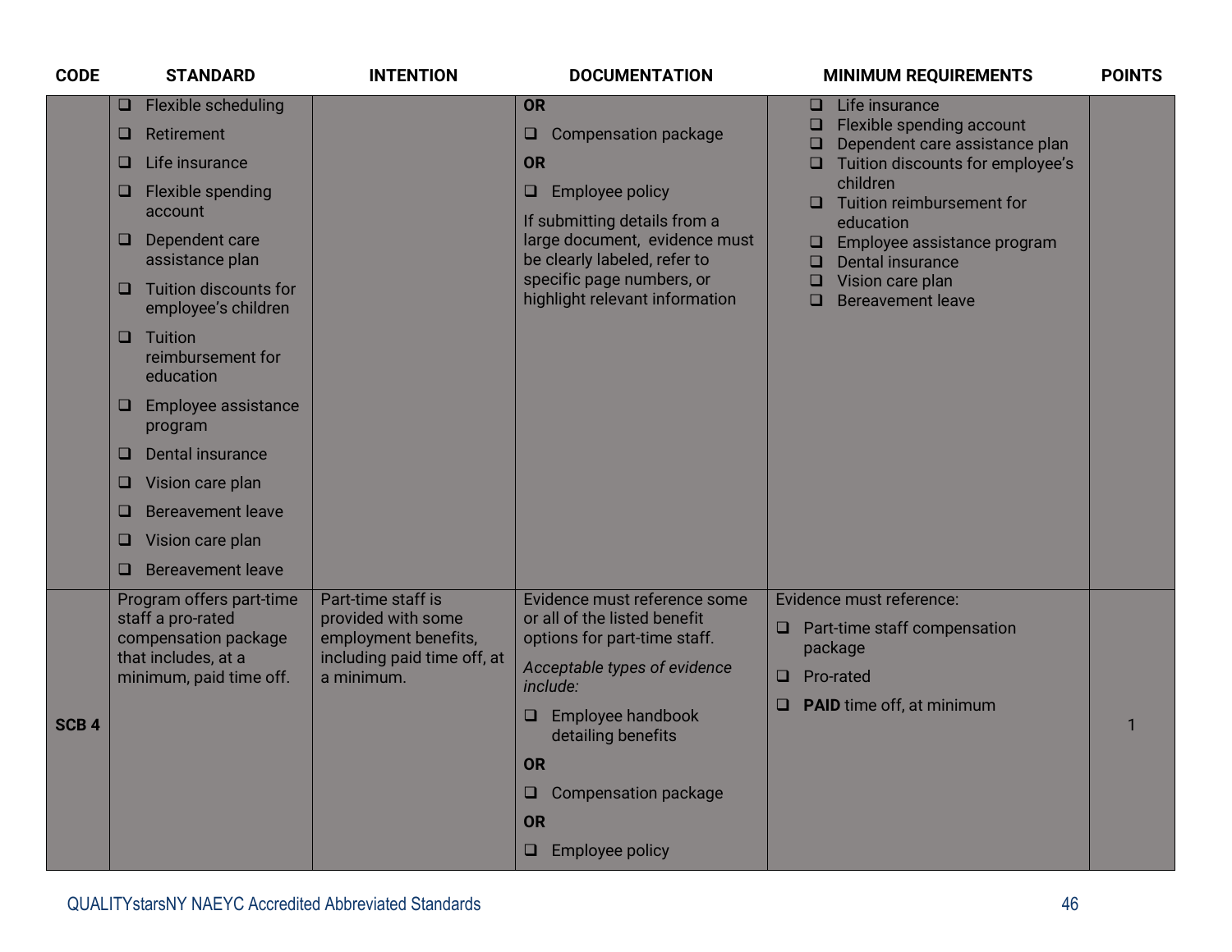| CODE | STANDARD | INTENTION | DOCUMENTATION | MINIMUM REQUIREMENTS | POINTS |
|---|---|---|---|---|---|
| | ❑ Flexible scheduling<br>❑ Retirement<br>❑ Life insurance<br>❑ Flexible spending account<br>❑ Dependent care assistance plan<br>❑ Tuition discounts for employee's children<br>❑ Tuition reimbursement for education<br>❑ Employee assistance program<br>❑ Dental insurance<br>❑ Vision care plan<br>❑ Bereavement leave<br>❑ Vision care plan<br>❑ Bereavement leave | | **OR**<br>❑ Compensation package<br>**OR**<br>❑ Employee policy<br>If submitting details from a large document, evidence must be clearly labeled, refer to specific page numbers, or highlight relevant information | ❑ Life insurance<br>❑ Flexible spending account<br>❑ Dependent care assistance plan<br>❑ Tuition discounts for employee's children<br>❑ Tuition reimbursement for education<br>❑ Employee assistance program<br>❑ Dental insurance<br>❑ Vision care plan<br>❑ Bereavement leave | |
| **SCB 4** | Program offers part-time staff a pro-rated compensation package that includes, at a minimum, paid time off. | Part-time staff is provided with some employment benefits, including paid time off, at a minimum. | Evidence must reference some or all of the listed benefit options for part-time staff.<br>*Acceptable types of evidence include:*<br>❑ Employee handbook detailing benefits<br>**OR**<br>❑ Compensation package<br>**OR**<br>❑ Employee policy | Evidence must reference:<br>❑ Part-time staff compensation package<br>❑ Pro-rated<br>❑ **PAID** time off, at minimum | 1 |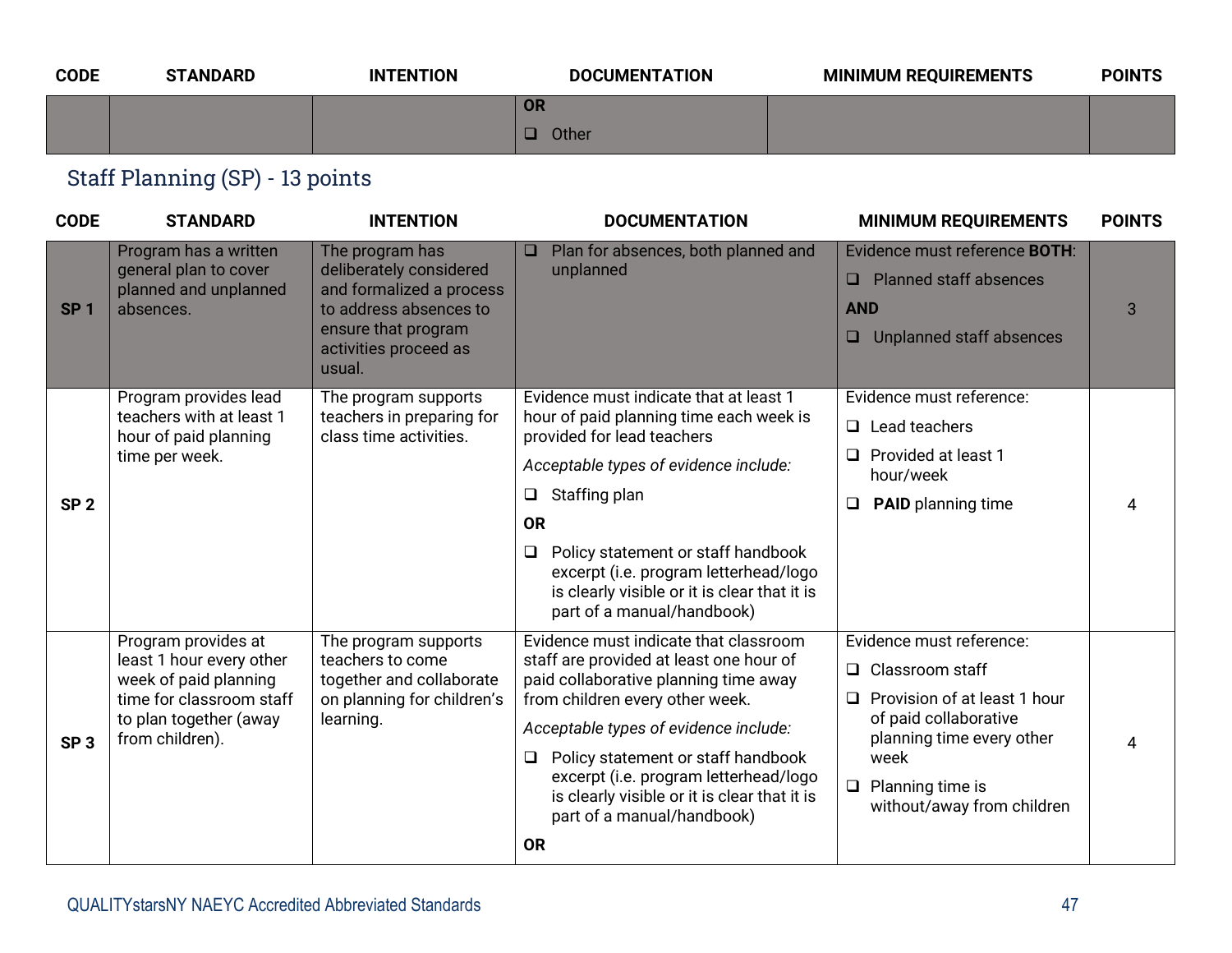| CODE | STANDARD | INTENTION | DOCUMENTATION | MINIMUM REQUIREMENTS | POINTS |
|---|---|---|---|---|---|
| | | | **OR**<br>❑ Other | | |

## Staff Planning (SP) - 13 points

| CODE | STANDARD | INTENTION | DOCUMENTATION | MINIMUM REQUIREMENTS | POINTS |
|---|---|---|---|---|---|
| **SP 1** | Program has a written general plan to cover planned and unplanned absences. | The program has deliberately considered and formalized a process to address absences to ensure that program activities proceed as usual. | ❑ Plan for absences, both planned and unplanned | Evidence must reference **BOTH**:<br>❑ Planned staff absences<br>**AND**<br>❑ Unplanned staff absences | 3 |
| **SP 2** | Program provides lead teachers with at least 1 hour of paid planning time per week. | The program supports teachers in preparing for class time activities. | Evidence must indicate that at least 1 hour of paid planning time each week is provided for lead teachers<br>*Acceptable types of evidence include:*<br>❑ Staffing plan<br>**OR**<br>❑ Policy statement or staff handbook excerpt (i.e. program letterhead/logo is clearly visible or it is clear that it is part of a manual/handbook) | Evidence must reference:<br>❑ Lead teachers<br>❑ Provided at least 1 hour/week<br>❑ **PAID** planning time | 4 |
| **SP 3** | Program provides at least 1 hour every other week of paid planning time for classroom staff to plan together (away from children). | The program supports teachers to come together and collaborate on planning for children's learning. | Evidence must indicate that classroom staff are provided at least one hour of paid collaborative planning time away from children every other week.<br>*Acceptable types of evidence include:*<br>❑ Policy statement or staff handbook excerpt (i.e. program letterhead/logo is clearly visible or it is clear that it is part of a manual/handbook)<br>**OR** | Evidence must reference:<br>❑ Classroom staff<br>❑ Provision of at least 1 hour of paid collaborative planning time every other week<br>❑ Planning time is without/away from children | 4 |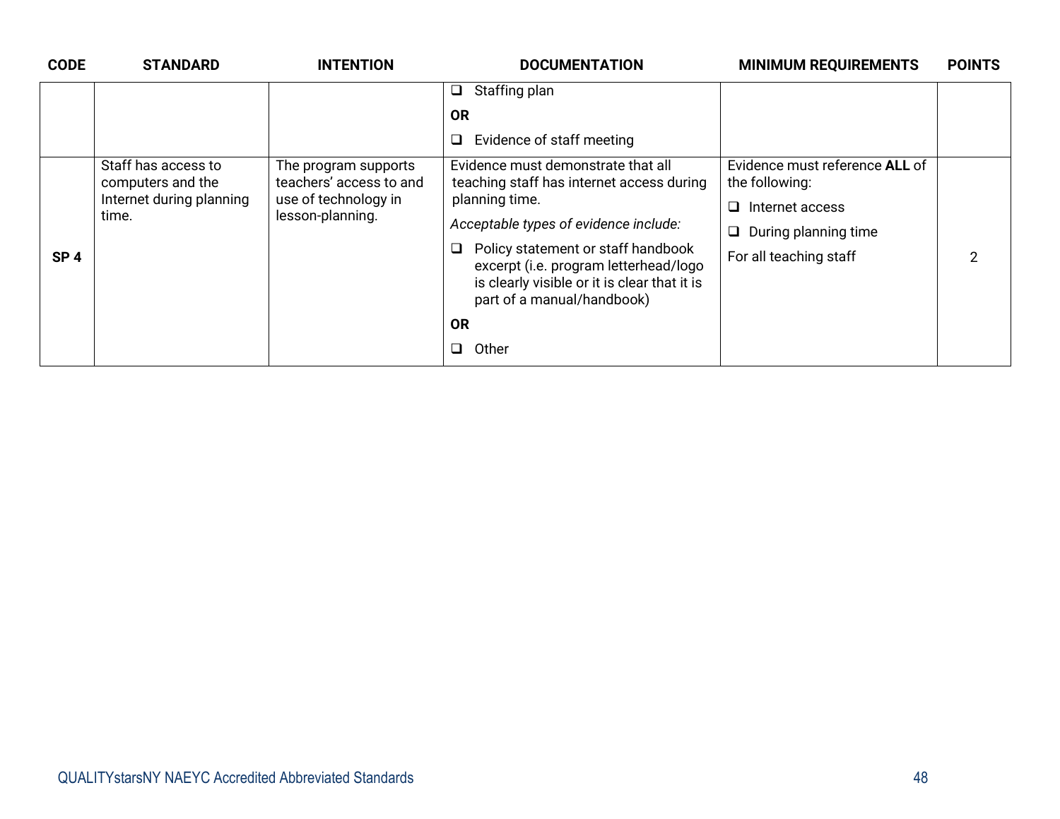| CODE | STANDARD | INTENTION | DOCUMENTATION | MINIMUM REQUIREMENTS | POINTS |
|---|---|---|---|---|---|
| | | | ❑ Staffing plan<br>**OR**<br>❑ Evidence of staff meeting | | |
| **SP 4** | Staff has access to computers and the Internet during planning time. | The program supports teachers' access to and use of technology in lesson-planning. | Evidence must demonstrate that all teaching staff has internet access during planning time.<br>*Acceptable types of evidence include:*<br>❑ Policy statement or staff handbook excerpt (i.e. program letterhead/logo is clearly visible or it is clear that it is part of a manual/handbook)<br>**OR**<br>❑ Other | Evidence must reference **ALL** of the following:<br>❑ Internet access<br>❑ During planning time<br>For all teaching staff | 2 |